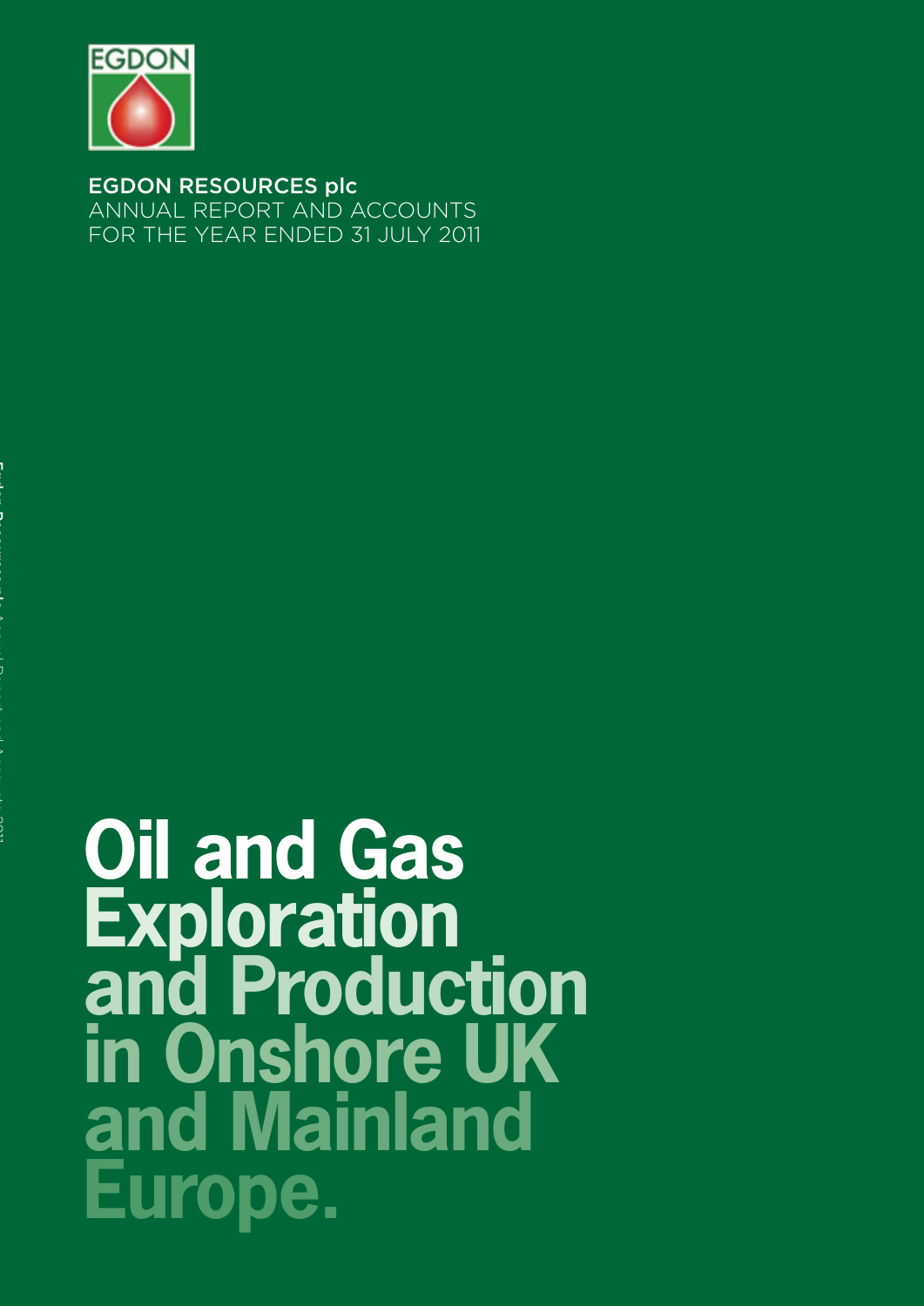EGDON

**EGDON RESOURCES plc**
ANNUAL REPORT AND ACCOUNTS
FOR THE YEAR ENDED 31 JULY 2011

# Oil and Gas Exploration and Production in Onshore UK and Mainland Europe.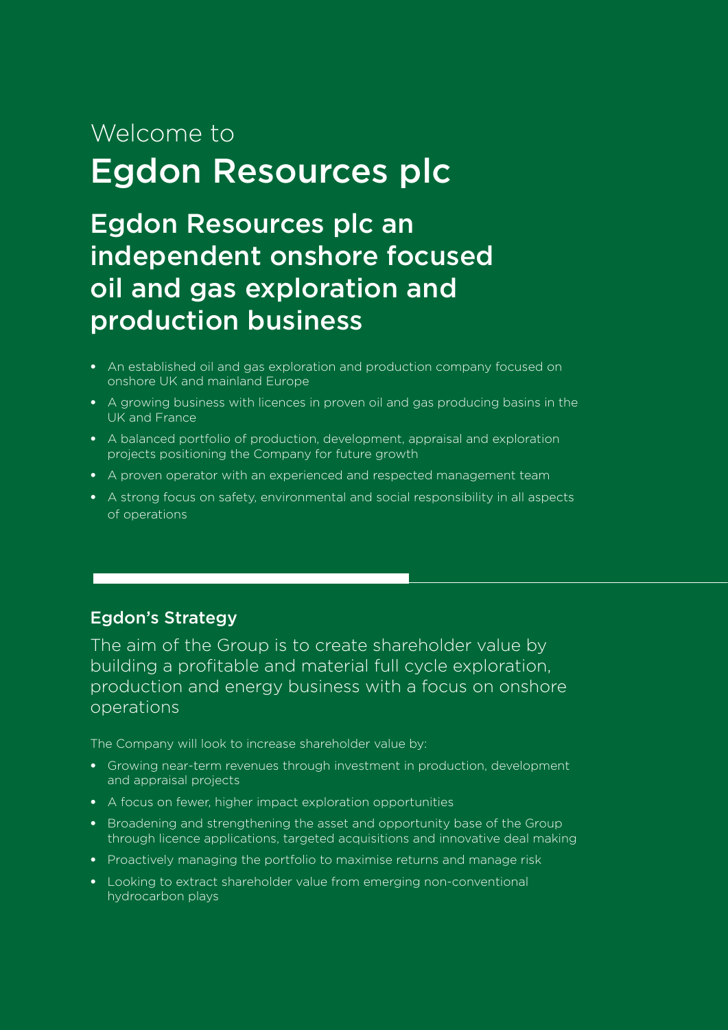Welcome to

# Egdon Resources plc

## Egdon Resources plc an independent onshore focused oil and gas exploration and production business

- An established oil and gas exploration and production company focused on onshore UK and mainland Europe
- A growing business with licences in proven oil and gas producing basins in the UK and France
- A balanced portfolio of production, development, appraisal and exploration projects positioning the Company for future growth
- A proven operator with an experienced and respected management team
- A strong focus on safety, environmental and social responsibility in all aspects of operations

### Egdon's Strategy

The aim of the Group is to create shareholder value by building a profitable and material full cycle exploration, production and energy business with a focus on onshore operations

The Company will look to increase shareholder value by:

- Growing near-term revenues through investment in production, development and appraisal projects
- A focus on fewer, higher impact exploration opportunities
- Broadening and strengthening the asset and opportunity base of the Group through licence applications, targeted acquisitions and innovative deal making
- Proactively managing the portfolio to maximise returns and manage risk
- Looking to extract shareholder value from emerging non-conventional hydrocarbon plays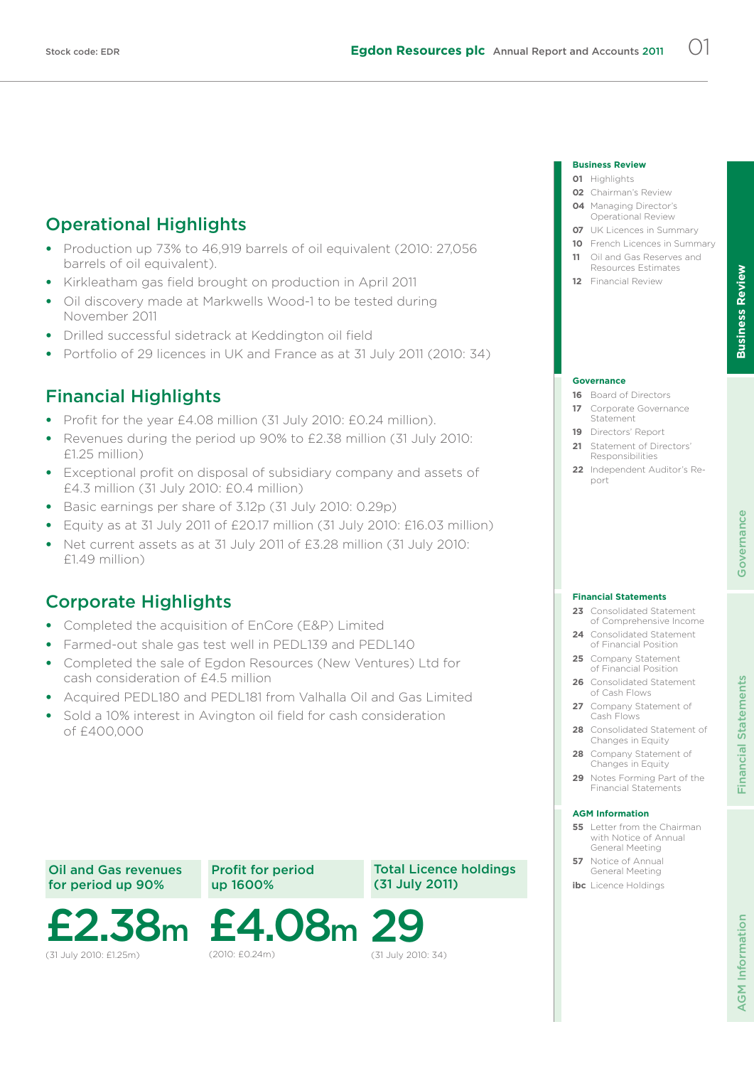## Operational Highlights

- Production up 73% to 46,919 barrels of oil equivalent (2010: 27,056 barrels of oil equivalent).
- Kirkleatham gas field brought on production in April 2011
- Oil discovery made at Markwells Wood-1 to be tested during November 2011
- Drilled successful sidetrack at Keddington oil field
- Portfolio of 29 licences in UK and France as at 31 July 2011 (2010: 34)

## Financial Highlights

- Profit for the year £4.08 million (31 July 2010: £0.24 million).
- Revenues during the period up 90% to £2.38 million (31 July 2010: £1.25 million)
- Exceptional profit on disposal of subsidiary company and assets of £4.3 million (31 July 2010: £0.4 million)
- Basic earnings per share of 3.12p (31 July 2010: 0.29p)
- Equity as at 31 July 2011 of £20.17 million (31 July 2010: £16.03 million)
- Net current assets as at 31 July 2011 of £3.28 million (31 July 2010: £1.49 million)

## Corporate Highlights

- Completed the acquisition of EnCore (E&P) Limited
- Farmed-out shale gas test well in PEDL139 and PEDL140
- Completed the sale of Egdon Resources (New Ventures) Ltd for cash consideration of £4.5 million
- Acquired PEDL180 and PEDL181 from Valhalla Oil and Gas Limited
- Sold a 10% interest in Avington oil field for cash consideration of £400,000

**Oil and Gas revenues for period up 90%**

**£2.38m**

(31 July 2010: £1.25m)

**Profit for period up 1600%**

**£4.08m**

(2010: £0.24m)

**Total Licence holdings (31 July 2011)**

**29**

(31 July 2010: 34)

**Business Review**
- 01 Highlights
- 02 Chairman's Review
- 04 Managing Director's Operational Review
- 07 UK Licences in Summary
- 10 French Licences in Summary
- 11 Oil and Gas Reserves and Resources Estimates
- 12 Financial Review

**Governance**
- 16 Board of Directors
- 17 Corporate Governance Statement
- 19 Directors' Report
- 21 Statement of Directors' Responsibilities
- 22 Independent Auditor's Report

**Financial Statements**
- 23 Consolidated Statement of Comprehensive Income
- 24 Consolidated Statement of Financial Position
- 25 Company Statement of Financial Position
- 26 Consolidated Statement of Cash Flows
- 27 Company Statement of Cash Flows
- 28 Consolidated Statement of Changes in Equity
- 28 Company Statement of Changes in Equity
- 29 Notes Forming Part of the Financial Statements

**AGM Information**
- 55 Letter from the Chairman with Notice of Annual General Meeting
- 57 Notice of Annual General Meeting
- ibc Licence Holdings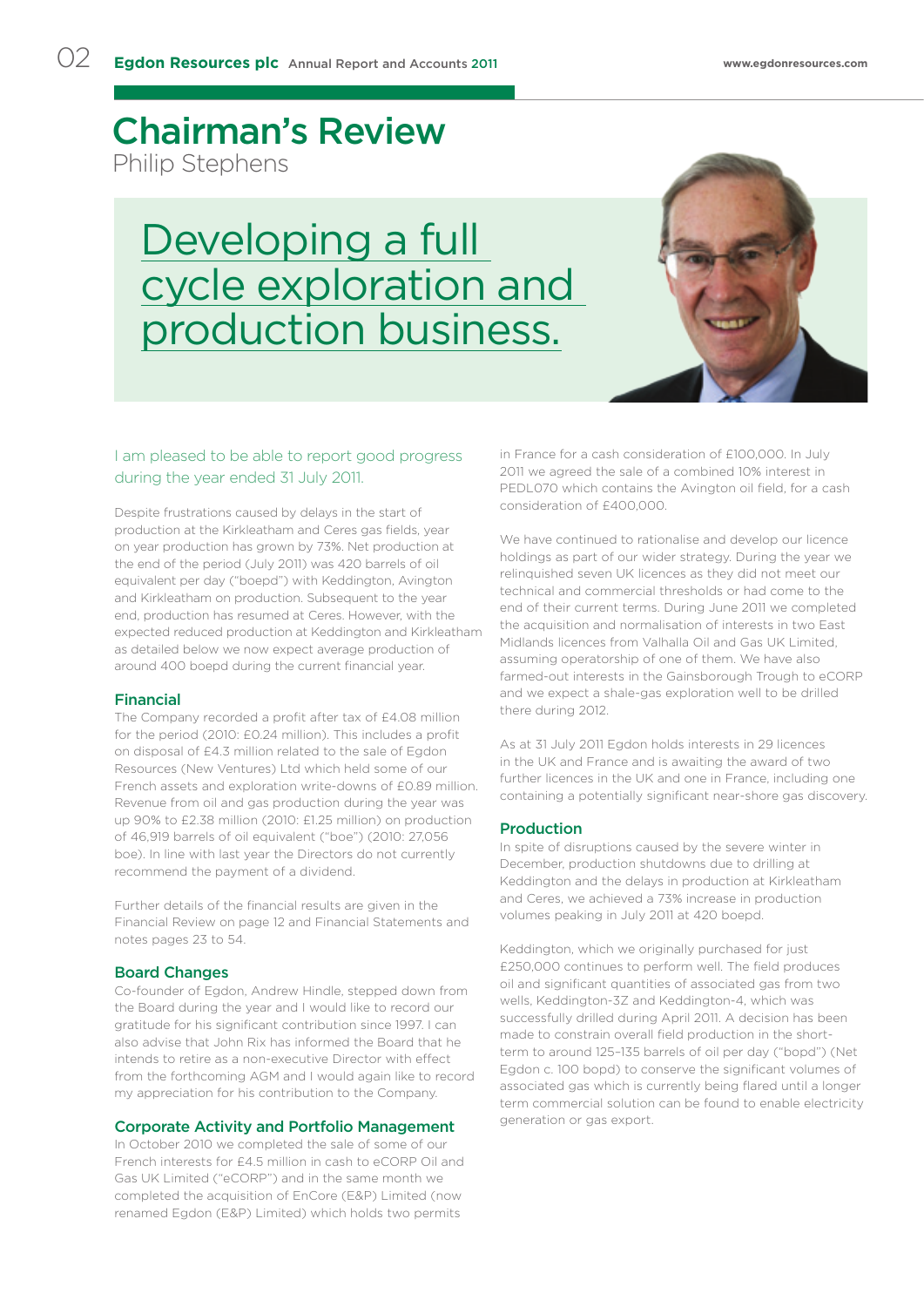# Chairman's Review

Philip Stephens

## Developing a full cycle exploration and production business.

I am pleased to be able to report good progress during the year ended 31 July 2011.

Despite frustrations caused by delays in the start of production at the Kirkleatham and Ceres gas fields, year on year production has grown by 73%. Net production at the end of the period (July 2011) was 420 barrels of oil equivalent per day ("boepd") with Keddington, Avington and Kirkleatham on production. Subsequent to the year end, production has resumed at Ceres. However, with the expected reduced production at Keddington and Kirkleatham as detailed below we now expect average production of around 400 boepd during the current financial year.

### Financial

The Company recorded a profit after tax of £4.08 million for the period (2010: £0.24 million). This includes a profit on disposal of £4.3 million related to the sale of Egdon Resources (New Ventures) Ltd which held some of our French assets and exploration write-downs of £0.89 million. Revenue from oil and gas production during the year was up 90% to £2.38 million (2010: £1.25 million) on production of 46,919 barrels of oil equivalent ("boe") (2010: 27,056 boe). In line with last year the Directors do not currently recommend the payment of a dividend.

Further details of the financial results are given in the Financial Review on page 12 and Financial Statements and notes pages 23 to 54.

### Board Changes

Co-founder of Egdon, Andrew Hindle, stepped down from the Board during the year and I would like to record our gratitude for his significant contribution since 1997. I can also advise that John Rix has informed the Board that he intends to retire as a non-executive Director with effect from the forthcoming AGM and I would again like to record my appreciation for his contribution to the Company.

### Corporate Activity and Portfolio Management

In October 2010 we completed the sale of some of our French interests for £4.5 million in cash to eCORP Oil and Gas UK Limited ("eCORP") and in the same month we completed the acquisition of EnCore (E&P) Limited (now renamed Egdon (E&P) Limited) which holds two permits in France for a cash consideration of £100,000. In July 2011 we agreed the sale of a combined 10% interest in PEDL070 which contains the Avington oil field, for a cash consideration of £400,000.

We have continued to rationalise and develop our licence holdings as part of our wider strategy. During the year we relinquished seven UK licences as they did not meet our technical and commercial thresholds or had come to the end of their current terms. During June 2011 we completed the acquisition and normalisation of interests in two East Midlands licences from Valhalla Oil and Gas UK Limited, assuming operatorship of one of them. We have also farmed-out interests in the Gainsborough Trough to eCORP and we expect a shale-gas exploration well to be drilled there during 2012.

As at 31 July 2011 Egdon holds interests in 29 licences in the UK and France and is awaiting the award of two further licences in the UK and one in France, including one containing a potentially significant near-shore gas discovery.

### Production

In spite of disruptions caused by the severe winter in December, production shutdowns due to drilling at Keddington and the delays in production at Kirkleatham and Ceres, we achieved a 73% increase in production volumes peaking in July 2011 at 420 boepd.

Keddington, which we originally purchased for just £250,000 continues to perform well. The field produces oil and significant quantities of associated gas from two wells, Keddington-3Z and Keddington-4, which was successfully drilled during April 2011. A decision has been made to constrain overall field production in the short-term to around 125-135 barrels of oil per day ("bopd") (Net Egdon c. 100 bopd) to conserve the significant volumes of associated gas which is currently being flared until a longer term commercial solution can be found to enable electricity generation or gas export.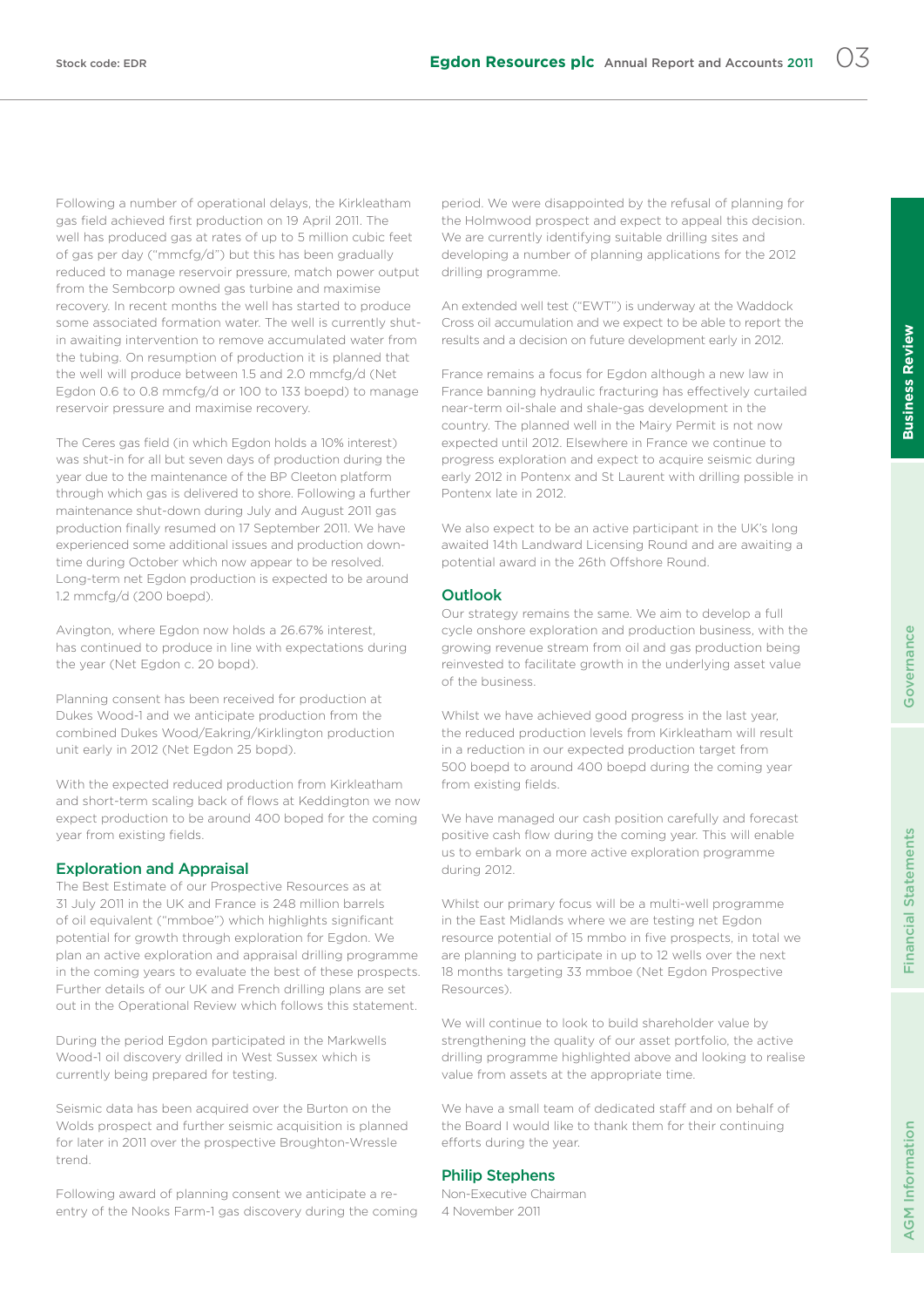Following a number of operational delays, the Kirkleatham gas field achieved first production on 19 April 2011. The well has produced gas at rates of up to 5 million cubic feet of gas per day ("mmcfg/d") but this has been gradually reduced to manage reservoir pressure, match power output from the Sembcorp owned gas turbine and maximise recovery. In recent months the well has started to produce some associated formation water. The well is currently shut-in awaiting intervention to remove accumulated water from the tubing. On resumption of production it is planned that the well will produce between 1.5 and 2.0 mmcfg/d (Net Egdon 0.6 to 0.8 mmcfg/d or 100 to 133 boepd) to manage reservoir pressure and maximise recovery.

The Ceres gas field (in which Egdon holds a 10% interest) was shut-in for all but seven days of production during the year due to the maintenance of the BP Cleeton platform through which gas is delivered to shore. Following a further maintenance shut-down during July and August 2011 gas production finally resumed on 17 September 2011. We have experienced some additional issues and production downtime during October which now appear to be resolved. Long-term net Egdon production is expected to be around 1.2 mmcfg/d (200 boepd).

Avington, where Egdon now holds a 26.67% interest, has continued to produce in line with expectations during the year (Net Egdon c. 20 bopd).

Planning consent has been received for production at Dukes Wood-1 and we anticipate production from the combined Dukes Wood/Eakring/Kirklington production unit early in 2012 (Net Egdon 25 bopd).

With the expected reduced production from Kirkleatham and short-term scaling back of flows at Keddington we now expect production to be around 400 boped for the coming year from existing fields.

## Exploration and Appraisal

The Best Estimate of our Prospective Resources as at 31 July 2011 in the UK and France is 248 million barrels of oil equivalent ("mmboe") which highlights significant potential for growth through exploration for Egdon. We plan an active exploration and appraisal drilling programme in the coming years to evaluate the best of these prospects. Further details of our UK and French drilling plans are set out in the Operational Review which follows this statement.

During the period Egdon participated in the Markwells Wood-1 oil discovery drilled in West Sussex which is currently being prepared for testing.

Seismic data has been acquired over the Burton on the Wolds prospect and further seismic acquisition is planned for later in 2011 over the prospective Broughton-Wressle trend.

Following award of planning consent we anticipate a re-entry of the Nooks Farm-1 gas discovery during the coming period. We were disappointed by the refusal of planning for the Holmwood prospect and expect to appeal this decision. We are currently identifying suitable drilling sites and developing a number of planning applications for the 2012 drilling programme.

An extended well test ("EWT") is underway at the Waddock Cross oil accumulation and we expect to be able to report the results and a decision on future development early in 2012.

France remains a focus for Egdon although a new law in France banning hydraulic fracturing has effectively curtailed near-term oil-shale and shale-gas development in the country. The planned well in the Mairy Permit is not now expected until 2012. Elsewhere in France we continue to progress exploration and expect to acquire seismic during early 2012 in Pontenx and St Laurent with drilling possible in Pontenx late in 2012.

We also expect to be an active participant in the UK's long awaited 14th Landward Licensing Round and are awaiting a potential award in the 26th Offshore Round.

## Outlook

Our strategy remains the same. We aim to develop a full cycle onshore exploration and production business, with the growing revenue stream from oil and gas production being reinvested to facilitate growth in the underlying asset value of the business.

Whilst we have achieved good progress in the last year, the reduced production levels from Kirkleatham will result in a reduction in our expected production target from 500 boepd to around 400 boepd during the coming year from existing fields.

We have managed our cash position carefully and forecast positive cash flow during the coming year. This will enable us to embark on a more active exploration programme during 2012.

Whilst our primary focus will be a multi-well programme in the East Midlands where we are testing net Egdon resource potential of 15 mmbo in five prospects, in total we are planning to participate in up to 12 wells over the next 18 months targeting 33 mmboe (Net Egdon Prospective Resources).

We will continue to look to build shareholder value by strengthening the quality of our asset portfolio, the active drilling programme highlighted above and looking to realise value from assets at the appropriate time.

We have a small team of dedicated staff and on behalf of the Board I would like to thank them for their continuing efforts during the year.

**Philip Stephens**
Non-Executive Chairman
4 November 2011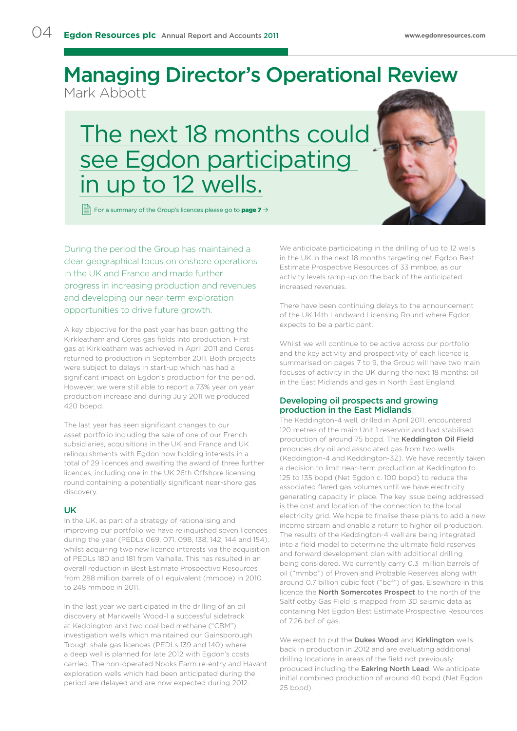# Managing Director's Operational Review

Mark Abbott

## The next 18 months could see Egdon participating in up to 12 wells.

For a summary of the Group's licences please go to **page 7** →

During the period the Group has maintained a clear geographical focus on onshore operations in the UK and France and made further progress in increasing production and revenues and developing our near-term exploration opportunities to drive future growth.

A key objective for the past year has been getting the Kirkleatham and Ceres gas fields into production. First gas at Kirkleatham was achieved in April 2011 and Ceres returned to production in September 2011. Both projects were subject to delays in start-up which has had a significant impact on Egdon's production for the period. However, we were still able to report a 73% year on year production increase and during July 2011 we produced 420 boepd.

The last year has seen significant changes to our asset portfolio including the sale of one of our French subsidiaries, acquisitions in the UK and France and UK relinquishments with Egdon now holding interests in a total of 29 licences and awaiting the award of three further licences, including one in the UK 26th Offshore licensing round containing a potentially significant near-shore gas discovery.

### UK

In the UK, as part of a strategy of rationalising and improving our portfolio we have relinquished seven licences during the year (PEDLs 069, 071, 098, 138, 142, 144 and 154), whilst acquiring two new licence interests via the acquisition of PEDLs 180 and 181 from Valhalla. This has resulted in an overall reduction in Best Estimate Prospective Resources from 288 million barrels of oil equivalent (mmboe) in 2010 to 248 mmboe in 2011.

In the last year we participated in the drilling of an oil discovery at Markwells Wood-1 a successful sidetrack at Keddington and two coal bed methane ("CBM") investigation wells which maintained our Gainsborough Trough shale gas licences (PEDLs 139 and 140) where a deep well is planned for late 2012 with Egdon's costs carried. The non-operated Nooks Farm re-entry and Havant exploration wells which had been anticipated during the period are delayed and are now expected during 2012.

We anticipate participating in the drilling of up to 12 wells in the UK in the next 18 months targeting net Egdon Best Estimate Prospective Resources of 33 mmboe, as our activity levels ramp-up on the back of the anticipated increased revenues.

There have been continuing delays to the announcement of the UK 14th Landward Licensing Round where Egdon expects to be a participant.

Whilst we will continue to be active across our portfolio and the key activity and prospectivity of each licence is summarised on pages 7 to 9, the Group will have two main focuses of activity in the UK during the next 18 months; oil in the East Midlands and gas in North East England.

### Developing oil prospects and growing production in the East Midlands

The Keddington-4 well, drilled in April 2011, encountered 120 metres of the main Unit 1 reservoir and had stabilised production of around 75 bopd. The **Keddington Oil Field** produces dry oil and associated gas from two wells (Keddington-4 and Keddington-3Z). We have recently taken a decision to limit near-term production at Keddington to 125 to 135 bopd (Net Egdon c. 100 bopd) to reduce the associated flared gas volumes until we have electricity generating capacity in place. The key issue being addressed is the cost and location of the connection to the local electricity grid. We hope to finalise these plans to add a new income stream and enable a return to higher oil production. The results of the Keddington-4 well are being integrated into a field model to determine the ultimate field reserves and forward development plan with additional drilling being considered. We currently carry 0.3 million barrels of oil ("mmbo") of Proven and Probable Reserves along with around 0.7 billion cubic feet ("bcf") of gas. Elsewhere in this licence the **North Somercotes Prospect** to the north of the Saltfleetby Gas Field is mapped from 3D seismic data as containing Net Egdon Best Estimate Prospective Resources of 7.26 bcf of gas.

We expect to put the **Dukes Wood** and **Kirklington** wells back in production in 2012 and are evaluating additional drilling locations in areas of the field not previously produced including the **Eakring North Lead**. We anticipate initial combined production of around 40 bopd (Net Egdon 25 bopd).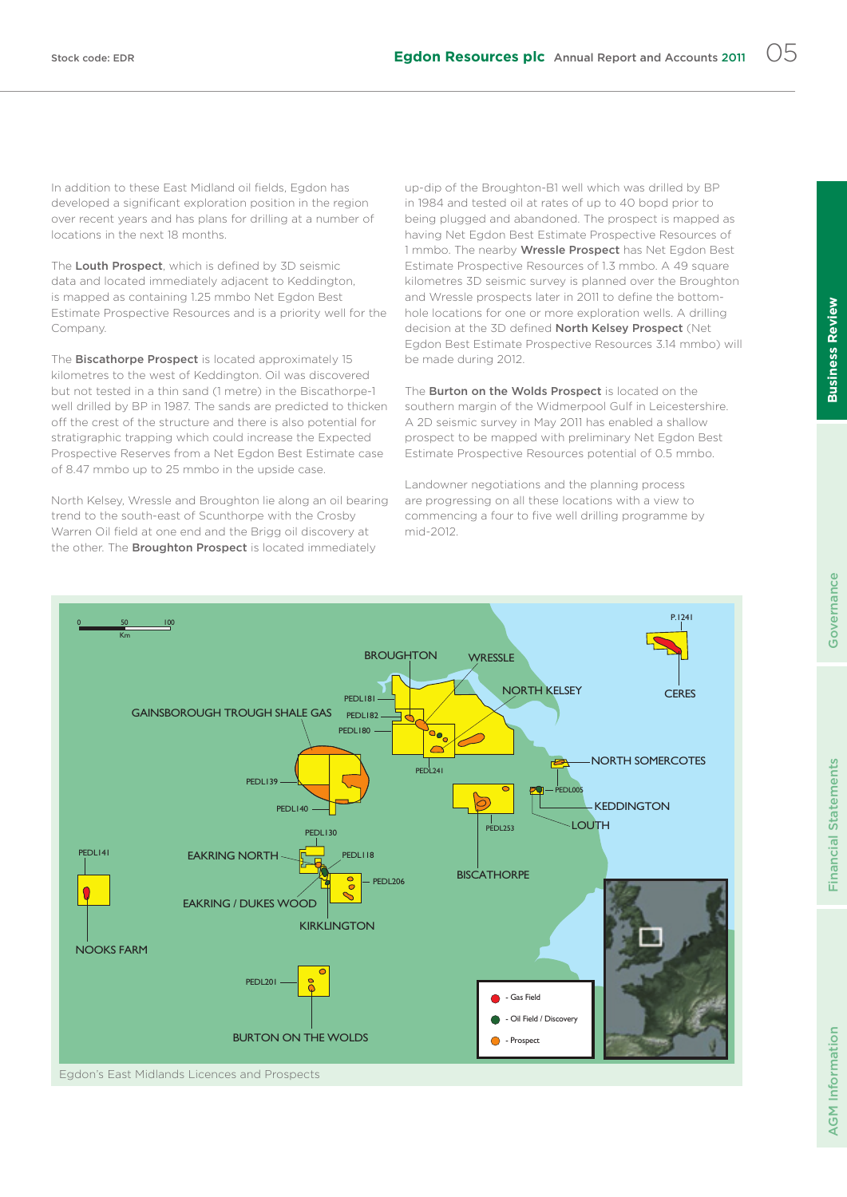In addition to these East Midland oil fields, Egdon has developed a significant exploration position in the region over recent years and has plans for drilling at a number of locations in the next 18 months.

The **Louth Prospect**, which is defined by 3D seismic data and located immediately adjacent to Keddington, is mapped as containing 1.25 mmbo Net Egdon Best Estimate Prospective Resources and is a priority well for the Company.

The **Biscathorpe Prospect** is located approximately 15 kilometres to the west of Keddington. Oil was discovered but not tested in a thin sand (1 metre) in the Biscathorpe-1 well drilled by BP in 1987. The sands are predicted to thicken off the crest of the structure and there is also potential for stratigraphic trapping which could increase the Expected Prospective Reserves from a Net Egdon Best Estimate case of 8.47 mmbo up to 25 mmbo in the upside case.

North Kelsey, Wressle and Broughton lie along an oil bearing trend to the south-east of Scunthorpe with the Crosby Warren Oil field at one end and the Brigg oil discovery at the other. The **Broughton Prospect** is located immediately up-dip of the Broughton-B1 well which was drilled by BP in 1984 and tested oil at rates of up to 40 bopd prior to being plugged and abandoned. The prospect is mapped as having Net Egdon Best Estimate Prospective Resources of 1 mmbo. The nearby **Wressle Prospect** has Net Egdon Best Estimate Prospective Resources of 1.3 mmbo. A 49 square kilometres 3D seismic survey is planned over the Broughton and Wressle prospects later in 2011 to define the bottom-hole locations for one or more exploration wells. A drilling decision at the 3D defined **North Kelsey Prospect** (Net Egdon Best Estimate Prospective Resources 3.14 mmbo) will be made during 2012.

The **Burton on the Wolds Prospect** is located on the southern margin of the Widmerpool Gulf in Leicestershire. A 2D seismic survey in May 2011 has enabled a shallow prospect to be mapped with preliminary Net Egdon Best Estimate Prospective Resources potential of 0.5 mmbo.

Landowner negotiations and the planning process are progressing on all these locations with a view to commencing a four to five well drilling programme by mid-2012.

Egdon's East Midlands Licences and Prospects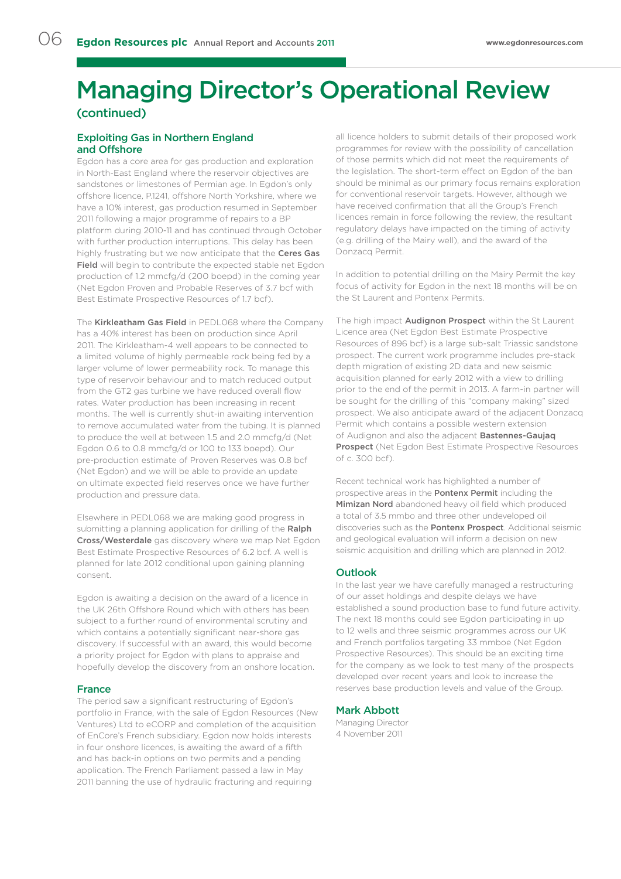# Managing Director's Operational Review (continued)

## Exploiting Gas in Northern England and Offshore

Egdon has a core area for gas production and exploration in North-East England where the reservoir objectives are sandstones or limestones of Permian age. In Egdon's only offshore licence, P.1241, offshore North Yorkshire, where we have a 10% interest, gas production resumed in September 2011 following a major programme of repairs to a BP platform during 2010-11 and has continued through October with further production interruptions. This delay has been highly frustrating but we now anticipate that the **Ceres Gas Field** will begin to contribute the expected stable net Egdon production of 1.2 mmcfg/d (200 boepd) in the coming year (Net Egdon Proven and Probable Reserves of 3.7 bcf with Best Estimate Prospective Resources of 1.7 bcf).

The **Kirkleatham Gas Field** in PEDL068 where the Company has a 40% interest has been on production since April 2011. The Kirkleatham-4 well appears to be connected to a limited volume of highly permeable rock being fed by a larger volume of lower permeability rock. To manage this type of reservoir behaviour and to match reduced output from the GT2 gas turbine we have reduced overall flow rates. Water production has been increasing in recent months. The well is currently shut-in awaiting intervention to remove accumulated water from the tubing. It is planned to produce the well at between 1.5 and 2.0 mmcfg/d (Net Egdon 0.6 to 0.8 mmcfg/d or 100 to 133 boepd). Our pre-production estimate of Proven Reserves was 0.8 bcf (Net Egdon) and we will be able to provide an update on ultimate expected field reserves once we have further production and pressure data.

Elsewhere in PEDL068 we are making good progress in submitting a planning application for drilling of the **Ralph Cross/Westerdale** gas discovery where we map Net Egdon Best Estimate Prospective Resources of 6.2 bcf. A well is planned for late 2012 conditional upon gaining planning consent.

Egdon is awaiting a decision on the award of a licence in the UK 26th Offshore Round which with others has been subject to a further round of environmental scrutiny and which contains a potentially significant near-shore gas discovery. If successful with an award, this would become a priority project for Egdon with plans to appraise and hopefully develop the discovery from an onshore location.

## France

The period saw a significant restructuring of Egdon's portfolio in France, with the sale of Egdon Resources (New Ventures) Ltd to eCORP and completion of the acquisition of EnCore's French subsidiary. Egdon now holds interests in four onshore licences, is awaiting the award of a fifth and has back-in options on two permits and a pending application. The French Parliament passed a law in May 2011 banning the use of hydraulic fracturing and requiring all licence holders to submit details of their proposed work programmes for review with the possibility of cancellation of those permits which did not meet the requirements of the legislation. The short-term effect on Egdon of the ban should be minimal as our primary focus remains exploration for conventional reservoir targets. However, although we have received confirmation that all the Group's French licences remain in force following the review, the resultant regulatory delays have impacted on the timing of activity (e.g. drilling of the Mairy well), and the award of the Donzacq Permit.

In addition to potential drilling on the Mairy Permit the key focus of activity for Egdon in the next 18 months will be on the St Laurent and Pontenx Permits.

The high impact **Audignon Prospect** within the St Laurent Licence area (Net Egdon Best Estimate Prospective Resources of 896 bcf) is a large sub-salt Triassic sandstone prospect. The current work programme includes pre-stack depth migration of existing 2D data and new seismic acquisition planned for early 2012 with a view to drilling prior to the end of the permit in 2013. A farm-in partner will be sought for the drilling of this "company making" sized prospect. We also anticipate award of the adjacent Donzacq Permit which contains a possible western extension of Audignon and also the adjacent **Bastennes-Gaujaq Prospect** (Net Egdon Best Estimate Prospective Resources of c. 300 bcf).

Recent technical work has highlighted a number of prospective areas in the **Pontenx Permit** including the **Mimizan Nord** abandoned heavy oil field which produced a total of 3.5 mmbo and three other undeveloped oil discoveries such as the **Pontenx Prospect**. Additional seismic and geological evaluation will inform a decision on new seismic acquisition and drilling which are planned in 2012.

## Outlook

In the last year we have carefully managed a restructuring of our asset holdings and despite delays we have established a sound production base to fund future activity. The next 18 months could see Egdon participating in up to 12 wells and three seismic programmes across our UK and French portfolios targeting 33 mmboe (Net Egdon Prospective Resources). This should be an exciting time for the company as we look to test many of the prospects developed over recent years and look to increase the reserves base production levels and value of the Group.

**Mark Abbott**
Managing Director
4 November 2011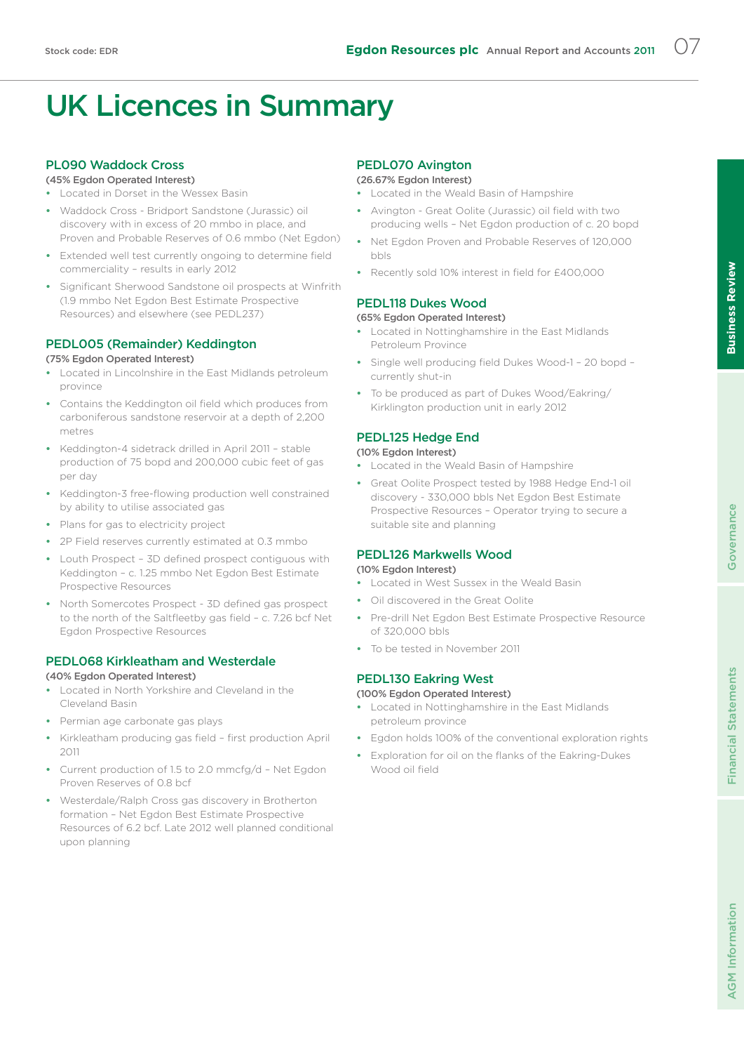# UK Licences in Summary

## PL090 Waddock Cross

**(45% Egdon Operated Interest)**

- Located in Dorset in the Wessex Basin
- Waddock Cross - Bridport Sandstone (Jurassic) oil discovery with in excess of 20 mmbo in place, and Proven and Probable Reserves of 0.6 mmbo (Net Egdon)
- Extended well test currently ongoing to determine field commerciality – results in early 2012
- Significant Sherwood Sandstone oil prospects at Winfrith (1.9 mmbo Net Egdon Best Estimate Prospective Resources) and elsewhere (see PEDL237)

## PEDL005 (Remainder) Keddington

**(75% Egdon Operated Interest)**

- Located in Lincolnshire in the East Midlands petroleum province
- Contains the Keddington oil field which produces from carboniferous sandstone reservoir at a depth of 2,200 metres
- Keddington-4 sidetrack drilled in April 2011 – stable production of 75 bopd and 200,000 cubic feet of gas per day
- Keddington-3 free-flowing production well constrained by ability to utilise associated gas
- Plans for gas to electricity project
- 2P Field reserves currently estimated at 0.3 mmbo
- Louth Prospect – 3D defined prospect contiguous with Keddington – c. 1.25 mmbo Net Egdon Best Estimate Prospective Resources
- North Somercotes Prospect - 3D defined gas prospect to the north of the Saltfleetby gas field – c. 7.26 bcf Net Egdon Prospective Resources

## PEDL068 Kirkleatham and Westerdale

**(40% Egdon Operated Interest)**

- Located in North Yorkshire and Cleveland in the Cleveland Basin
- Permian age carbonate gas plays
- Kirkleatham producing gas field – first production April 2011
- Current production of 1.5 to 2.0 mmcfg/d – Net Egdon Proven Reserves of 0.8 bcf
- Westerdale/Ralph Cross gas discovery in Brotherton formation – Net Egdon Best Estimate Prospective Resources of 6.2 bcf. Late 2012 well planned conditional upon planning

## PEDL070 Avington

**(26.67% Egdon Interest)**

- Located in the Weald Basin of Hampshire
- Avington - Great Oolite (Jurassic) oil field with two producing wells – Net Egdon production of c. 20 bopd
- Net Egdon Proven and Probable Reserves of 120,000 bbls
- Recently sold 10% interest in field for £400,000

## PEDL118 Dukes Wood

**(65% Egdon Operated Interest)**

- Located in Nottinghamshire in the East Midlands Petroleum Province
- Single well producing field Dukes Wood-1 – 20 bopd – currently shut-in
- To be produced as part of Dukes Wood/Eakring/Kirklington production unit in early 2012

## PEDL125 Hedge End

**(10% Egdon Interest)**

- Located in the Weald Basin of Hampshire
- Great Oolite Prospect tested by 1988 Hedge End-1 oil discovery - 330,000 bbls Net Egdon Best Estimate Prospective Resources – Operator trying to secure a suitable site and planning

## PEDL126 Markwells Wood

**(10% Egdon Interest)**

- Located in West Sussex in the Weald Basin
- Oil discovered in the Great Oolite
- Pre-drill Net Egdon Best Estimate Prospective Resource of 320,000 bbls
- To be tested in November 2011

## PEDL130 Eakring West

**(100% Egdon Operated Interest)**

- Located in Nottinghamshire in the East Midlands petroleum province
- Egdon holds 100% of the conventional exploration rights
- Exploration for oil on the flanks of the Eakring-Dukes Wood oil field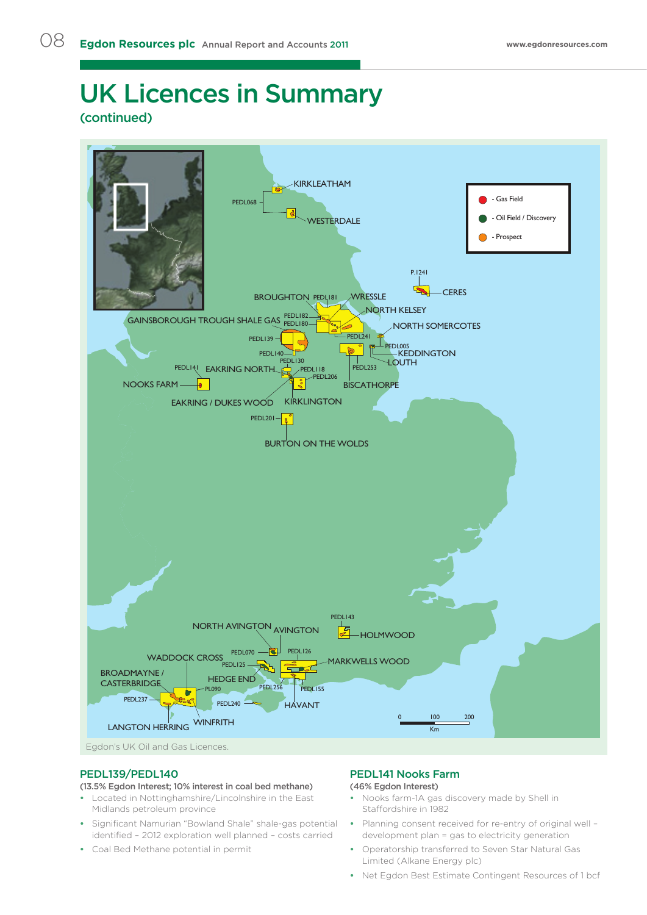# UK Licences in Summary

## (continued)

Egdon's UK Oil and Gas Licences.

### PEDL139/PEDL140

**(13.5% Egdon Interest; 10% interest in coal bed methane)**

- Located in Nottinghamshire/Lincolnshire in the East Midlands petroleum province
- Significant Namurian "Bowland Shale" shale-gas potential identified – 2012 exploration well planned – costs carried
- Coal Bed Methane potential in permit

### PEDL141 Nooks Farm

**(46% Egdon Interest)**

- Nooks farm-1A gas discovery made by Shell in Staffordshire in 1982
- Planning consent received for re-entry of original well – development plan = gas to electricity generation
- Operatorship transferred to Seven Star Natural Gas Limited (Alkane Energy plc)
- Net Egdon Best Estimate Contingent Resources of 1 bcf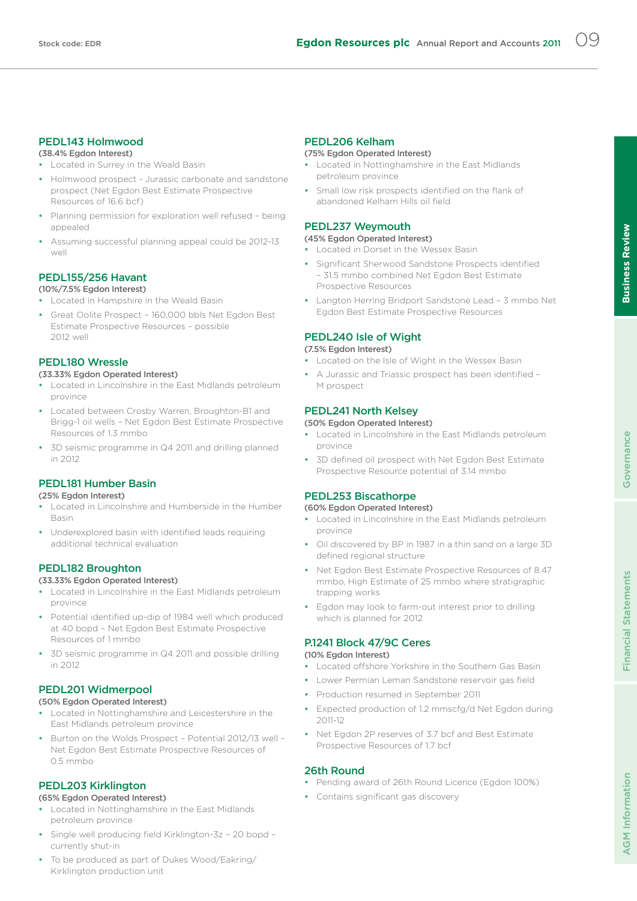### PEDL143 Holmwood

**(38.4% Egdon Interest)**

- Located in Surrey in the Weald Basin
- Holmwood prospect - Jurassic carbonate and sandstone prospect (Net Egdon Best Estimate Prospective Resources of 16.6 bcf)
- Planning permission for exploration well refused – being appealed
- Assuming successful planning appeal could be 2012-13 well

### PEDL155/256 Havant

**(10%/7.5% Egdon Interest)**

- Located in Hampshire in the Weald Basin
- Great Oolite Prospect – 160,000 bbls Net Egdon Best Estimate Prospective Resources – possible 2012 well

### PEDL180 Wressle

**(33.33% Egdon Operated Interest)**

- Located in Lincolnshire in the East Midlands petroleum province
- Located between Crosby Warren, Broughton-B1 and Brigg-1 oil wells – Net Egdon Best Estimate Prospective Resources of 1.3 mmbo
- 3D seismic programme in Q4 2011 and drilling planned in 2012

### PEDL181 Humber Basin

**(25% Egdon Interest)**

- Located in Lincolnshire and Humberside in the Humber Basin
- Underexplored basin with identified leads requiring additional technical evaluation

### PEDL182 Broughton

**(33.33% Egdon Operated Interest)**

- Located in Lincolnshire in the East Midlands petroleum province
- Potential identified up-dip of 1984 well which produced at 40 bopd – Net Egdon Best Estimate Prospective Resources of 1 mmbo
- 3D seismic programme in Q4 2011 and possible drilling in 2012

### PEDL201 Widmerpool

**(50% Egdon Operated Interest)**

- Located in Nottinghamshire and Leicestershire in the East Midlands petroleum province
- Burton on the Wolds Prospect – Potential 2012/13 well – Net Egdon Best Estimate Prospective Resources of 0.5 mmbo

### PEDL203 Kirklington

**(65% Egdon Operated Interest)**

- Located in Nottinghamshire in the East Midlands petroleum province
- Single well producing field Kirklington-3z – 20 bopd – currently shut-in
- To be produced as part of Dukes Wood/Eakring/ Kirklington production unit

### PEDL206 Kelham

**(75% Egdon Operated Interest)**

- Located in Nottinghamshire in the East Midlands petroleum province
- Small low risk prospects identified on the flank of abandoned Kelham Hills oil field

### PEDL237 Weymouth

**(45% Egdon Operated Interest)**

- Located in Dorset in the Wessex Basin
- Significant Sherwood Sandstone Prospects identified – 31.5 mmbo combined Net Egdon Best Estimate Prospective Resources
- Langton Herring Bridport Sandstone Lead – 3 mmbo Net Egdon Best Estimate Prospective Resources

### PEDL240 Isle of Wight

**(7.5% Egdon Interest)**

- Located on the Isle of Wight in the Wessex Basin
- A Jurassic and Triassic prospect has been identified – M prospect

### PEDL241 North Kelsey

**(50% Egdon Operated Interest)**

- Located in Lincolnshire in the East Midlands petroleum province
- 3D defined oil prospect with Net Egdon Best Estimate Prospective Resource potential of 3.14 mmbo

### PEDL253 Biscathorpe

**(60% Egdon Operated Interest)**

- Located in Lincolnshire in the East Midlands petroleum province
- Oil discovered by BP in 1987 in a thin sand on a large 3D defined regional structure
- Net Egdon Best Estimate Prospective Resources of 8.47 mmbo, High Estimate of 25 mmbo where stratigraphic trapping works
- Egdon may look to farm-out interest prior to drilling which is planned for 2012

### P.1241 Block 47/9C Ceres

**(10% Egdon Interest)**

- Located offshore Yorkshire in the Southern Gas Basin
- Lower Permian Leman Sandstone reservoir gas field
- Production resumed in September 2011
- Expected production of 1.2 mmscfg/d Net Egdon during 2011-12
- Net Egdon 2P reserves of 3.7 bcf and Best Estimate Prospective Resources of 1.7 bcf

### 26th Round

- Pending award of 26th Round Licence (Egdon 100%)
- Contains significant gas discovery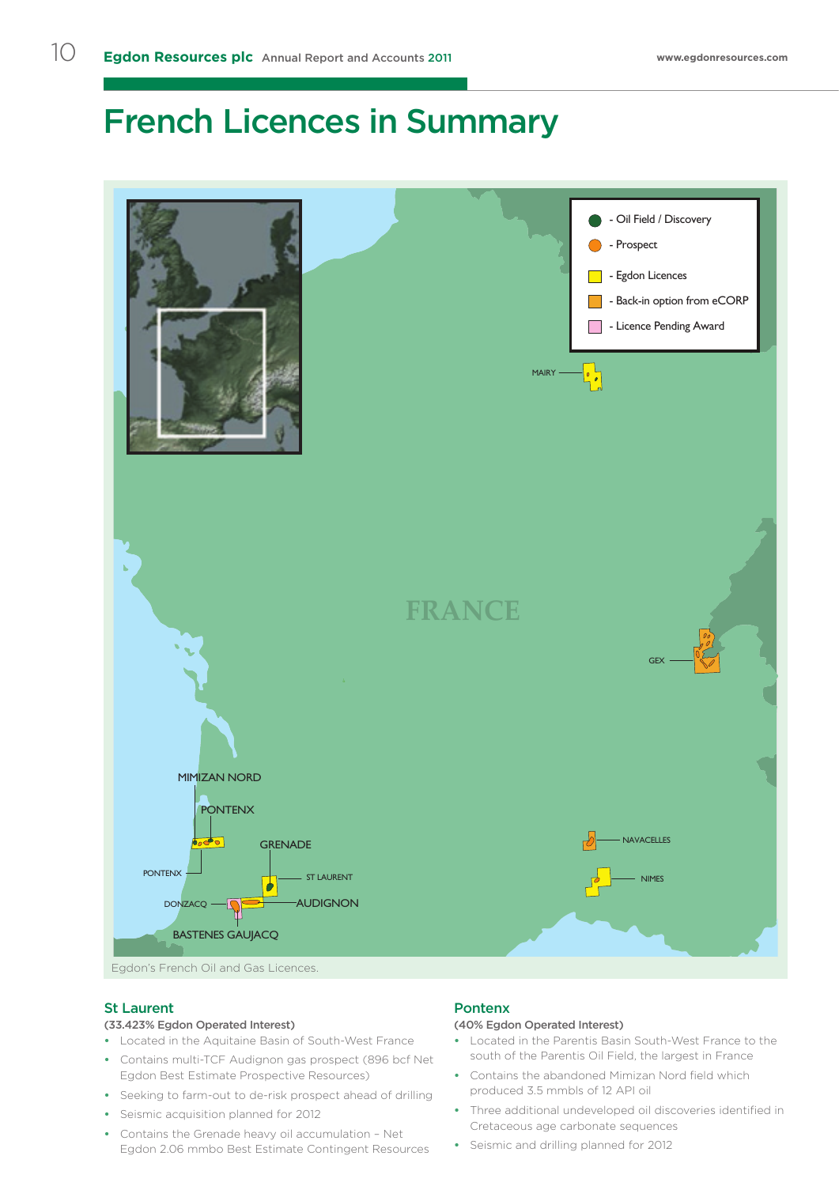# French Licences in Summary

Egdon's French Oil and Gas Licences.

## St Laurent

**(33.423% Egdon Operated Interest)**

- Located in the Aquitaine Basin of South-West France
- Contains multi-TCF Audignon gas prospect (896 bcf Net Egdon Best Estimate Prospective Resources)
- Seeking to farm-out to de-risk prospect ahead of drilling
- Seismic acquisition planned for 2012
- Contains the Grenade heavy oil accumulation – Net Egdon 2.06 mmbo Best Estimate Contingent Resources

## Pontenx

**(40% Egdon Operated Interest)**

- Located in the Parentis Basin South-West France to the south of the Parentis Oil Field, the largest in France
- Contains the abandoned Mimizan Nord field which produced 3.5 mmbls of 12 API oil
- Three additional undeveloped oil discoveries identified in Cretaceous age carbonate sequences
- Seismic and drilling planned for 2012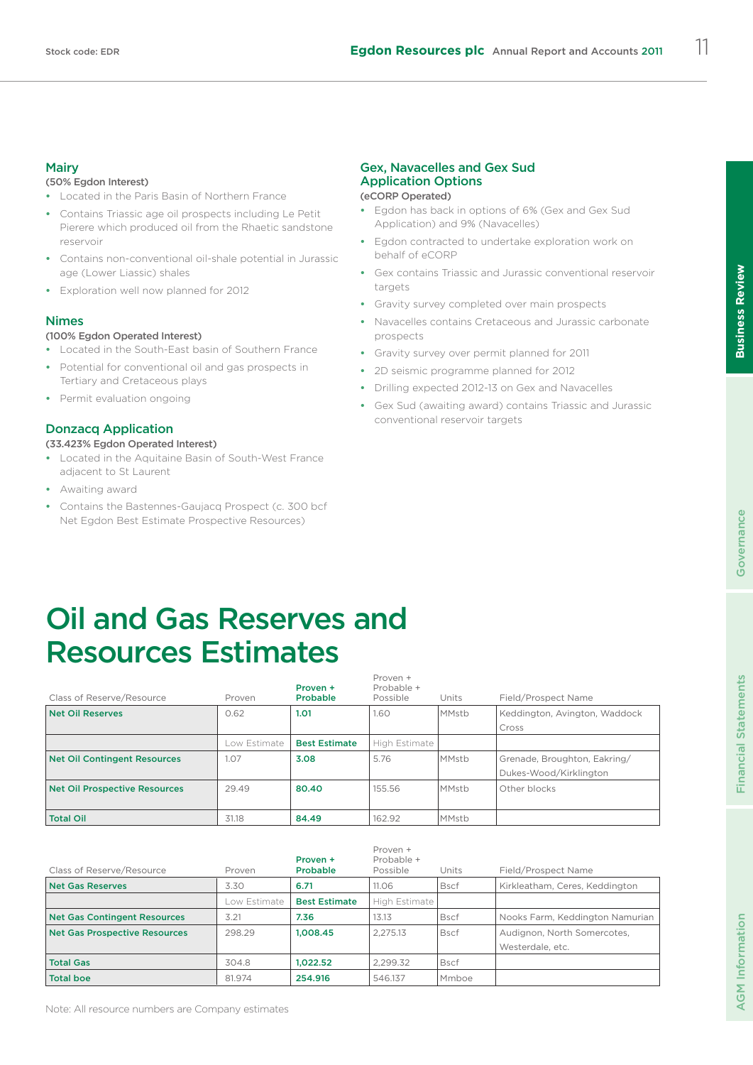## Mairy

**(50% Egdon Interest)**

- Located in the Paris Basin of Northern France
- Contains Triassic age oil prospects including Le Petit Pierere which produced oil from the Rhaetic sandstone reservoir
- Contains non-conventional oil-shale potential in Jurassic age (Lower Liassic) shales
- Exploration well now planned for 2012

## Nimes

**(100% Egdon Operated Interest)**

- Located in the South-East basin of Southern France
- Potential for conventional oil and gas prospects in Tertiary and Cretaceous plays
- Permit evaluation ongoing

## Donzacq Application

**(33.423% Egdon Operated Interest)**

- Located in the Aquitaine Basin of South-West France adjacent to St Laurent
- Awaiting award
- Contains the Bastennes-Gaujacq Prospect (c. 300 bcf Net Egdon Best Estimate Prospective Resources)

## Gex, Navacelles and Gex Sud Application Options

**(eCORP Operated)**

- Egdon has back in options of 6% (Gex and Gex Sud Application) and 9% (Navacelles)
- Egdon contracted to undertake exploration work on behalf of eCORP
- Gex contains Triassic and Jurassic conventional reservoir targets
- Gravity survey completed over main prospects
- Navacelles contains Cretaceous and Jurassic carbonate prospects
- Gravity survey over permit planned for 2011
- 2D seismic programme planned for 2012
- Drilling expected 2012-13 on Gex and Navacelles
- Gex Sud (awaiting award) contains Triassic and Jurassic conventional reservoir targets

# Oil and Gas Reserves and Resources Estimates

| Class of Reserve/Resource | Proven | **Proven + Probable** | Proven + Probable + Possible | Units | Field/Prospect Name |
|---|---|---|---|---|---|
| **Net Oil Reserves** | 0.62 | **1.01** | 1.60 | MMstb | Keddington, Avington, Waddock Cross |
| | Low Estimate | **Best Estimate** | High Estimate | | |
| **Net Oil Contingent Resources** | 1.07 | **3.08** | 5.76 | MMstb | Grenade, Broughton, Eakring/Dukes-Wood/Kirklington |
| **Net Oil Prospective Resources** | 29.49 | **80.40** | 155.56 | MMstb | Other blocks |
| **Total Oil** | 31.18 | **84.49** | 162.92 | MMstb | |

| Class of Reserve/Resource | Proven | **Proven + Probable** | Proven + Probable + Possible | Units | Field/Prospect Name |
|---|---|---|---|---|---|
| **Net Gas Reserves** | 3.30 | **6.71** | 11.06 | Bscf | Kirkleatham, Ceres, Keddington |
| | Low Estimate | **Best Estimate** | High Estimate | | |
| **Net Gas Contingent Resources** | 3.21 | **7.36** | 13.13 | Bscf | Nooks Farm, Keddington Namurian |
| **Net Gas Prospective Resources** | 298.29 | **1,008.45** | 2,275.13 | Bscf | Audignon, North Somercotes, Westerdale, etc. |
| **Total Gas** | 304.8 | **1,022.52** | 2,299.32 | Bscf | |
| **Total boe** | 81.974 | **254.916** | 546.137 | Mmboe | |

Note: All resource numbers are Company estimates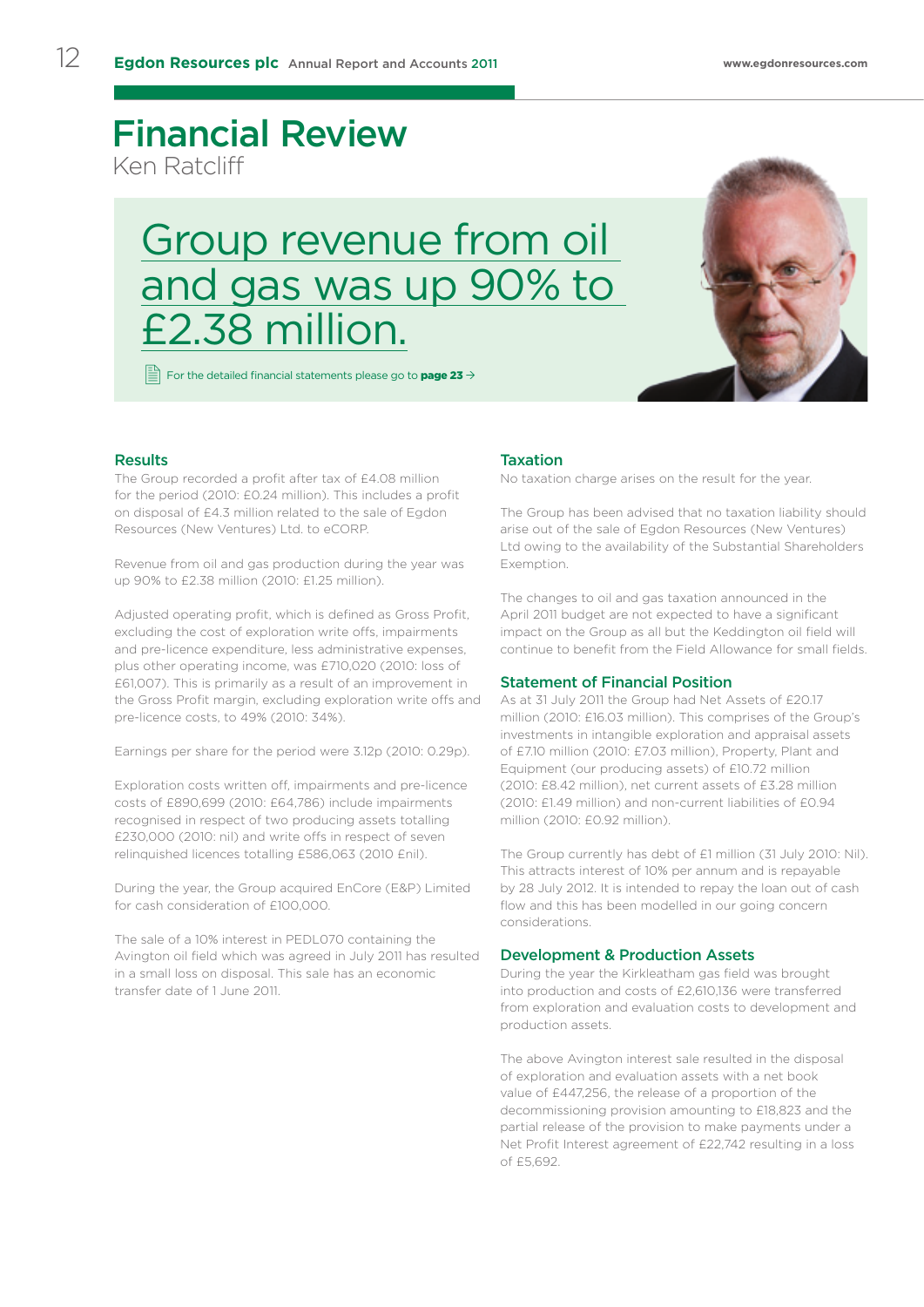# Financial Review

Ken Ratcliff

## Group revenue from oil and gas was up 90% to £2.38 million.

For the detailed financial statements please go to **page 23** →

### Results

The Group recorded a profit after tax of £4.08 million for the period (2010: £0.24 million). This includes a profit on disposal of £4.3 million related to the sale of Egdon Resources (New Ventures) Ltd. to eCORP.

Revenue from oil and gas production during the year was up 90% to £2.38 million (2010: £1.25 million).

Adjusted operating profit, which is defined as Gross Profit, excluding the cost of exploration write offs, impairments and pre-licence expenditure, less administrative expenses, plus other operating income, was £710,020 (2010: loss of £61,007). This is primarily as a result of an improvement in the Gross Profit margin, excluding exploration write offs and pre-licence costs, to 49% (2010: 34%).

Earnings per share for the period were 3.12p (2010: 0.29p).

Exploration costs written off, impairments and pre-licence costs of £890,699 (2010: £64,786) include impairments recognised in respect of two producing assets totalling £230,000 (2010: nil) and write offs in respect of seven relinquished licences totalling £586,063 (2010 £nil).

During the year, the Group acquired EnCore (E&P) Limited for cash consideration of £100,000.

The sale of a 10% interest in PEDL070 containing the Avington oil field which was agreed in July 2011 has resulted in a small loss on disposal. This sale has an economic transfer date of 1 June 2011.

### Taxation

No taxation charge arises on the result for the year.

The Group has been advised that no taxation liability should arise out of the sale of Egdon Resources (New Ventures) Ltd owing to the availability of the Substantial Shareholders Exemption.

The changes to oil and gas taxation announced in the April 2011 budget are not expected to have a significant impact on the Group as all but the Keddington oil field will continue to benefit from the Field Allowance for small fields.

### Statement of Financial Position

As at 31 July 2011 the Group had Net Assets of £20.17 million (2010: £16.03 million). This comprises of the Group's investments in intangible exploration and appraisal assets of £7.10 million (2010: £7.03 million), Property, Plant and Equipment (our producing assets) of £10.72 million (2010: £8.42 million), net current assets of £3.28 million (2010: £1.49 million) and non-current liabilities of £0.94 million (2010: £0.92 million).

The Group currently has debt of £1 million (31 July 2010: Nil). This attracts interest of 10% per annum and is repayable by 28 July 2012. It is intended to repay the loan out of cash flow and this has been modelled in our going concern considerations.

### Development & Production Assets

During the year the Kirkleatham gas field was brought into production and costs of £2,610,136 were transferred from exploration and evaluation costs to development and production assets.

The above Avington interest sale resulted in the disposal of exploration and evaluation assets with a net book value of £447,256, the release of a proportion of the decommissioning provision amounting to £18,823 and the partial release of the provision to make payments under a Net Profit Interest agreement of £22,742 resulting in a loss of £5,692.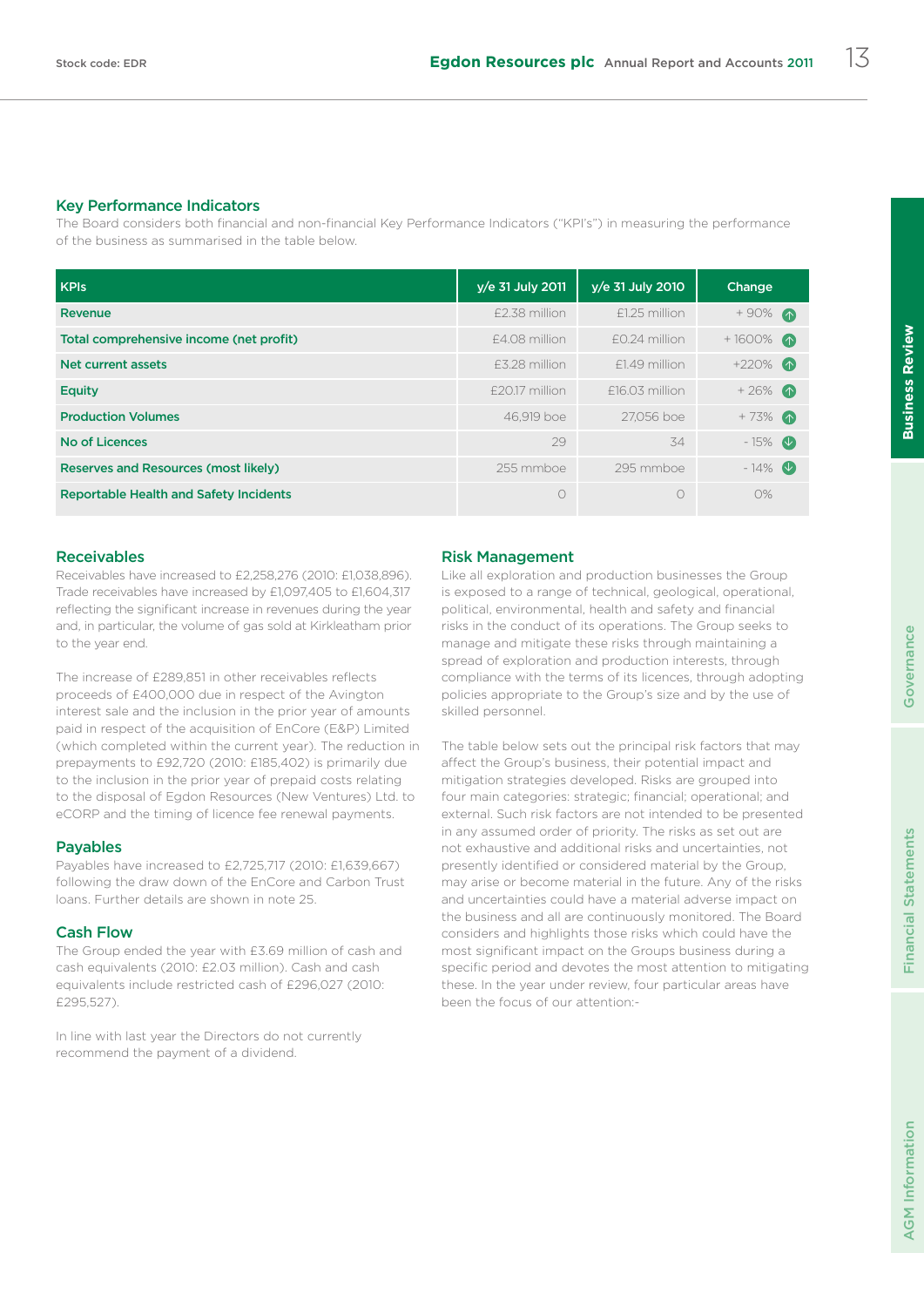## Key Performance Indicators

The Board considers both financial and non-financial Key Performance Indicators ("KPI's") in measuring the performance of the business as summarised in the table below.

| KPIs | y/e 31 July 2011 | y/e 31 July 2010 | Change |
|---|---|---|---|
| Revenue | £2.38 million | £1.25 million | + 90% ↑ |
| Total comprehensive income (net profit) | £4.08 million | £0.24 million | + 1600% ↑ |
| Net current assets | £3.28 million | £1.49 million | +220% ↑ |
| Equity | £20.17 million | £16.03 million | + 26% ↑ |
| Production Volumes | 46,919 boe | 27,056 boe | + 73% ↑ |
| No of Licences | 29 | 34 | - 15% ↓ |
| Reserves and Resources (most likely) | 255 mmboe | 295 mmboe | - 14% ↓ |
| Reportable Health and Safety Incidents | 0 | 0 | 0% |

### Receivables

Receivables have increased to £2,258,276 (2010: £1,038,896). Trade receivables have increased by £1,097,405 to £1,604,317 reflecting the significant increase in revenues during the year and, in particular, the volume of gas sold at Kirkleatham prior to the year end.

The increase of £289,851 in other receivables reflects proceeds of £400,000 due in respect of the Avington interest sale and the inclusion in the prior year of amounts paid in respect of the acquisition of EnCore (E&P) Limited (which completed within the current year). The reduction in prepayments to £92,720 (2010: £185,402) is primarily due to the inclusion in the prior year of prepaid costs relating to the disposal of Egdon Resources (New Ventures) Ltd. to eCORP and the timing of licence fee renewal payments.

### Payables

Payables have increased to £2,725,717 (2010: £1,639,667) following the draw down of the EnCore and Carbon Trust loans. Further details are shown in note 25.

### Cash Flow

The Group ended the year with £3.69 million of cash and cash equivalents (2010: £2.03 million). Cash and cash equivalents include restricted cash of £296,027 (2010: £295,527).

In line with last year the Directors do not currently recommend the payment of a dividend.

### Risk Management

Like all exploration and production businesses the Group is exposed to a range of technical, geological, operational, political, environmental, health and safety and financial risks in the conduct of its operations. The Group seeks to manage and mitigate these risks through maintaining a spread of exploration and production interests, through compliance with the terms of its licences, through adopting policies appropriate to the Group's size and by the use of skilled personnel.

The table below sets out the principal risk factors that may affect the Group's business, their potential impact and mitigation strategies developed. Risks are grouped into four main categories: strategic; financial; operational; and external. Such risk factors are not intended to be presented in any assumed order of priority. The risks as set out are not exhaustive and additional risks and uncertainties, not presently identified or considered material by the Group, may arise or become material in the future. Any of the risks and uncertainties could have a material adverse impact on the business and all are continuously monitored. The Board considers and highlights those risks which could have the most significant impact on the Groups business during a specific period and devotes the most attention to mitigating these. In the year under review, four particular areas have been the focus of our attention:-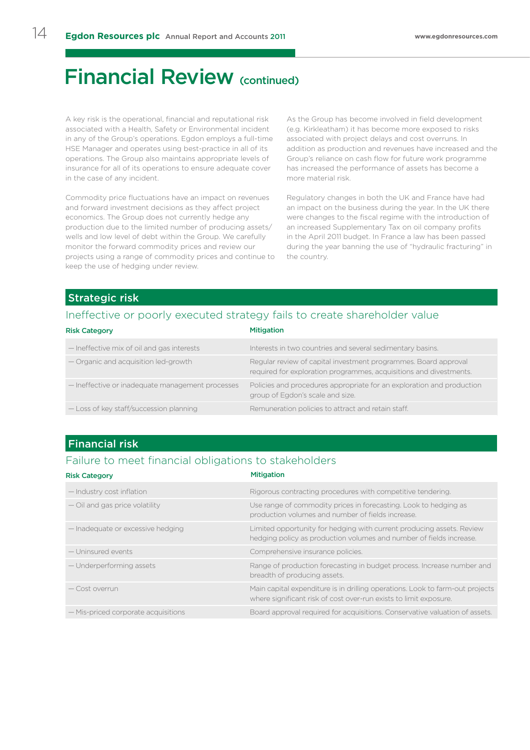# Financial Review (continued)

A key risk is the operational, financial and reputational risk associated with a Health, Safety or Environmental incident in any of the Group's operations. Egdon employs a full-time HSE Manager and operates using best-practice in all of its operations. The Group also maintains appropriate levels of insurance for all of its operations to ensure adequate cover in the case of any incident.

Commodity price fluctuations have an impact on revenues and forward investment decisions as they affect project economics. The Group does not currently hedge any production due to the limited number of producing assets/wells and low level of debt within the Group. We carefully monitor the forward commodity prices and review our projects using a range of commodity prices and continue to keep the use of hedging under review.

As the Group has become involved in field development (e.g. Kirkleatham) it has become more exposed to risks associated with project delays and cost overruns. In addition as production and revenues have increased and the Group's reliance on cash flow for future work programme has increased the performance of assets has become a more material risk.

Regulatory changes in both the UK and France have had an impact on the business during the year. In the UK there were changes to the fiscal regime with the introduction of an increased Supplementary Tax on oil company profits in the April 2011 budget. In France a law has been passed during the year banning the use of "hydraulic fracturing" in the country.

## Strategic risk

### Ineffective or poorly executed strategy fails to create shareholder value

| Risk Category | Mitigation |
|---|---|
| — Ineffective mix of oil and gas interests | Interests in two countries and several sedimentary basins. |
| — Organic and acquisition led-growth | Regular review of capital investment programmes. Board approval required for exploration programmes, acquisitions and divestments. |
| — Ineffective or inadequate management processes | Policies and procedures appropriate for an exploration and production group of Egdon's scale and size. |
| — Loss of key staff/succession planning | Remuneration policies to attract and retain staff. |

## Financial risk

### Failure to meet financial obligations to stakeholders

| Risk Category | Mitigation |
|---|---|
| — Industry cost inflation | Rigorous contracting procedures with competitive tendering. |
| — Oil and gas price volatility | Use range of commodity prices in forecasting. Look to hedging as production volumes and number of fields increase. |
| — Inadequate or excessive hedging | Limited opportunity for hedging with current producing assets. Review hedging policy as production volumes and number of fields increase. |
| — Uninsured events | Comprehensive insurance policies. |
| — Underperforming assets | Range of production forecasting in budget process. Increase number and breadth of producing assets. |
| — Cost overrun | Main capital expenditure is in drilling operations. Look to farm-out projects where significant risk of cost over-run exists to limit exposure. |
| — Mis-priced corporate acquisitions | Board approval required for acquisitions. Conservative valuation of assets. |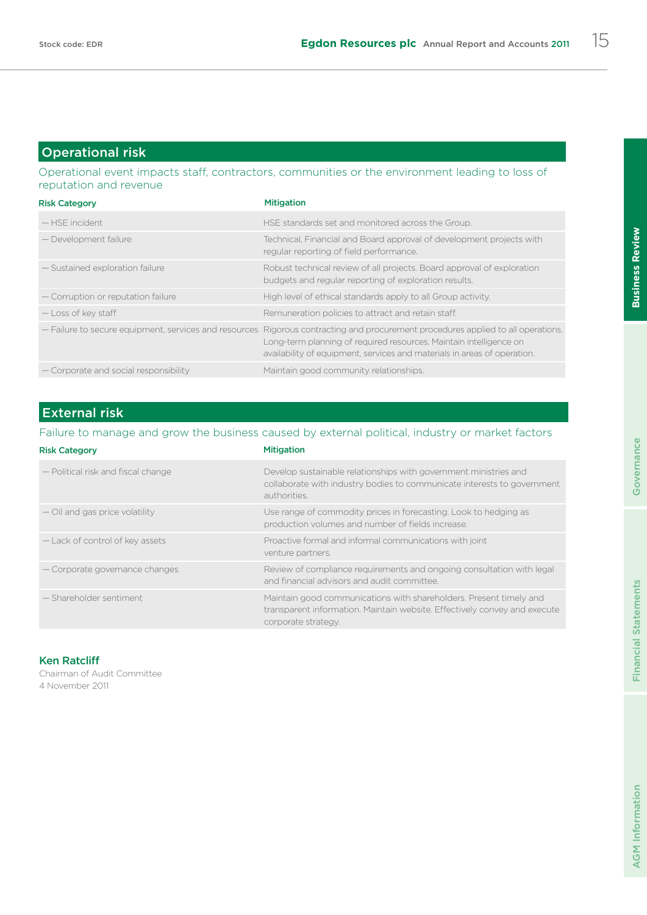## Operational risk

Operational event impacts staff, contractors, communities or the environment leading to loss of reputation and revenue

| Risk Category | Mitigation |
|---|---|
| — HSE incident | HSE standards set and monitored across the Group. |
| — Development failure | Technical, Financial and Board approval of development projects with regular reporting of field performance. |
| — Sustained exploration failure | Robust technical review of all projects. Board approval of exploration budgets and regular reporting of exploration results. |
| — Corruption or reputation failure | High level of ethical standards apply to all Group activity. |
| — Loss of key staff | Remuneration policies to attract and retain staff. |
| — Failure to secure equipment, services and resources | Rigorous contracting and procurement procedures applied to all operations. Long-term planning of required resources. Maintain intelligence on availability of equipment, services and materials in areas of operation. |
| — Corporate and social responsibility | Maintain good community relationships. |

## External risk

Failure to manage and grow the business caused by external political, industry or market factors

| Risk Category | Mitigation |
|---|---|
| — Political risk and fiscal change | Develop sustainable relationships with government ministries and collaborate with industry bodies to communicate interests to government authorities. |
| — Oil and gas price volatility | Use range of commodity prices in forecasting. Look to hedging as production volumes and number of fields increase. |
| — Lack of control of key assets | Proactive formal and informal communications with joint venture partners. |
| — Corporate governance changes | Review of compliance requirements and ongoing consultation with legal and financial advisors and audit committee. |
| — Shareholder sentiment | Maintain good communications with shareholders. Present timely and transparent information. Maintain website. Effectively convey and execute corporate strategy. |

**Ken Ratcliff**
Chairman of Audit Committee
4 November 2011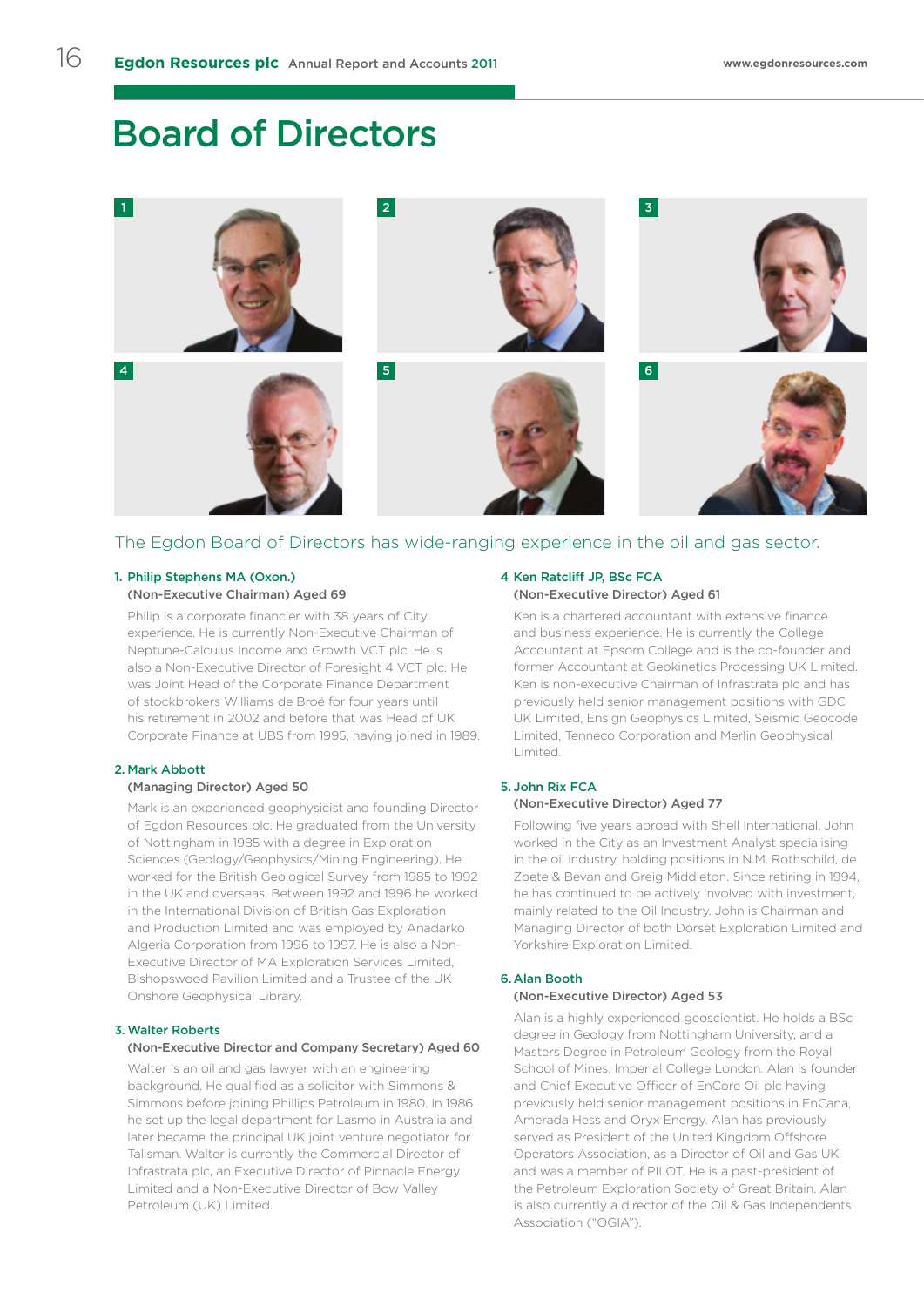# Board of Directors

The Egdon Board of Directors has wide-ranging experience in the oil and gas sector.

**1. Philip Stephens MA (Oxon.)**
**(Non-Executive Chairman) Aged 69**

Philip is a corporate financier with 38 years of City experience. He is currently Non-Executive Chairman of Neptune-Calculus Income and Growth VCT plc. He is also a Non-Executive Director of Foresight 4 VCT plc. He was Joint Head of the Corporate Finance Department of stockbrokers Williams de Broë for four years until his retirement in 2002 and before that was Head of UK Corporate Finance at UBS from 1995, having joined in 1989.

**2. Mark Abbott**
**(Managing Director) Aged 50**

Mark is an experienced geophysicist and founding Director of Egdon Resources plc. He graduated from the University of Nottingham in 1985 with a degree in Exploration Sciences (Geology/Geophysics/Mining Engineering). He worked for the British Geological Survey from 1985 to 1992 in the UK and overseas. Between 1992 and 1996 he worked in the International Division of British Gas Exploration and Production Limited and was employed by Anadarko Algeria Corporation from 1996 to 1997. He is also a Non-Executive Director of MA Exploration Services Limited, Bishopswood Pavilion Limited and a Trustee of the UK Onshore Geophysical Library.

**3. Walter Roberts**
**(Non-Executive Director and Company Secretary) Aged 60**

Walter is an oil and gas lawyer with an engineering background. He qualified as a solicitor with Simmons & Simmons before joining Phillips Petroleum in 1980. In 1986 he set up the legal department for Lasmo in Australia and later became the principal UK joint venture negotiator for Talisman. Walter is currently the Commercial Director of Infrastrata plc, an Executive Director of Pinnacle Energy Limited and a Non-Executive Director of Bow Valley Petroleum (UK) Limited.

**4 Ken Ratcliff JP, BSc FCA**
**(Non-Executive Director) Aged 61**

Ken is a chartered accountant with extensive finance and business experience. He is currently the College Accountant at Epsom College and is the co-founder and former Accountant at Geokinetics Processing UK Limited. Ken is non-executive Chairman of Infrastrata plc and has previously held senior management positions with GDC UK Limited, Ensign Geophysics Limited, Seismic Geocode Limited, Tenneco Corporation and Merlin Geophysical Limited.

**5. John Rix FCA**
**(Non-Executive Director) Aged 77**

Following five years abroad with Shell International, John worked in the City as an Investment Analyst specialising in the oil industry, holding positions in N.M. Rothschild, de Zoete & Bevan and Greig Middleton. Since retiring in 1994, he has continued to be actively involved with investment, mainly related to the Oil Industry. John is Chairman and Managing Director of both Dorset Exploration Limited and Yorkshire Exploration Limited.

**6. Alan Booth**
**(Non-Executive Director) Aged 53**

Alan is a highly experienced geoscientist. He holds a BSc degree in Geology from Nottingham University, and a Masters Degree in Petroleum Geology from the Royal School of Mines, Imperial College London. Alan is founder and Chief Executive Officer of EnCore Oil plc having previously held senior management positions in EnCana, Amerada Hess and Oryx Energy. Alan has previously served as President of the United Kingdom Offshore Operators Association, as a Director of Oil and Gas UK and was a member of PILOT. He is a past-president of the Petroleum Exploration Society of Great Britain. Alan is also currently a director of the Oil & Gas Independents Association ("OGIA").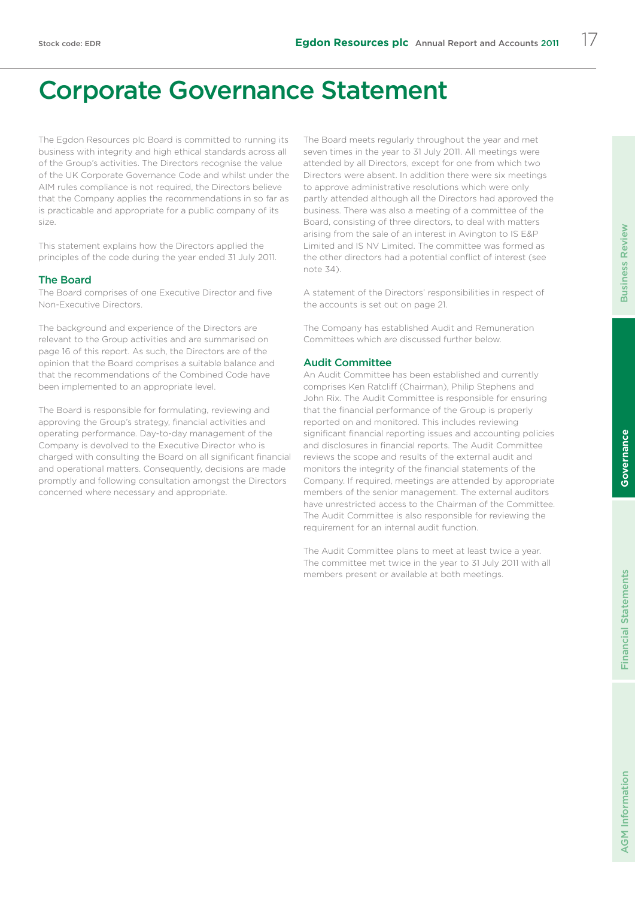# Corporate Governance Statement

The Egdon Resources plc Board is committed to running its business with integrity and high ethical standards across all of the Group's activities. The Directors recognise the value of the UK Corporate Governance Code and whilst under the AIM rules compliance is not required, the Directors believe that the Company applies the recommendations in so far as is practicable and appropriate for a public company of its size.

This statement explains how the Directors applied the principles of the code during the year ended 31 July 2011.

## The Board

The Board comprises of one Executive Director and five Non-Executive Directors.

The background and experience of the Directors are relevant to the Group activities and are summarised on page 16 of this report. As such, the Directors are of the opinion that the Board comprises a suitable balance and that the recommendations of the Combined Code have been implemented to an appropriate level.

The Board is responsible for formulating, reviewing and approving the Group's strategy, financial activities and operating performance. Day-to-day management of the Company is devolved to the Executive Director who is charged with consulting the Board on all significant financial and operational matters. Consequently, decisions are made promptly and following consultation amongst the Directors concerned where necessary and appropriate.

The Board meets regularly throughout the year and met seven times in the year to 31 July 2011. All meetings were attended by all Directors, except for one from which two Directors were absent. In addition there were six meetings to approve administrative resolutions which were only partly attended although all the Directors had approved the business. There was also a meeting of a committee of the Board, consisting of three directors, to deal with matters arising from the sale of an interest in Avington to IS E&P Limited and IS NV Limited. The committee was formed as the other directors had a potential conflict of interest (see note 34).

A statement of the Directors' responsibilities in respect of the accounts is set out on page 21.

The Company has established Audit and Remuneration Committees which are discussed further below.

## Audit Committee

An Audit Committee has been established and currently comprises Ken Ratcliff (Chairman), Philip Stephens and John Rix. The Audit Committee is responsible for ensuring that the financial performance of the Group is properly reported on and monitored. This includes reviewing significant financial reporting issues and accounting policies and disclosures in financial reports. The Audit Committee reviews the scope and results of the external audit and monitors the integrity of the financial statements of the Company. If required, meetings are attended by appropriate members of the senior management. The external auditors have unrestricted access to the Chairman of the Committee. The Audit Committee is also responsible for reviewing the requirement for an internal audit function.

The Audit Committee plans to meet at least twice a year. The committee met twice in the year to 31 July 2011 with all members present or available at both meetings.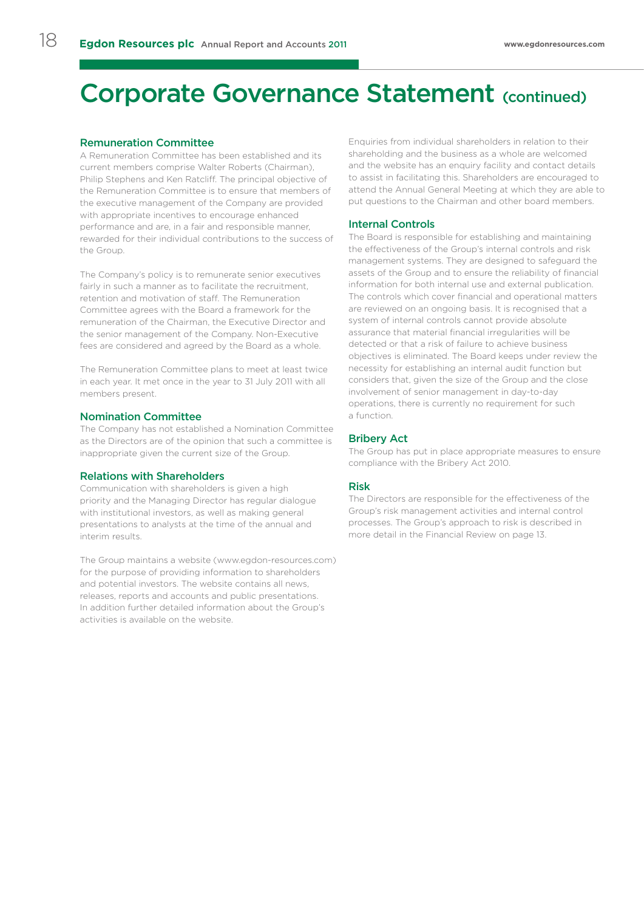# Corporate Governance Statement (continued)

## Remuneration Committee

A Remuneration Committee has been established and its current members comprise Walter Roberts (Chairman), Philip Stephens and Ken Ratcliff. The principal objective of the Remuneration Committee is to ensure that members of the executive management of the Company are provided with appropriate incentives to encourage enhanced performance and are, in a fair and responsible manner, rewarded for their individual contributions to the success of the Group.

The Company's policy is to remunerate senior executives fairly in such a manner as to facilitate the recruitment, retention and motivation of staff. The Remuneration Committee agrees with the Board a framework for the remuneration of the Chairman, the Executive Director and the senior management of the Company. Non-Executive fees are considered and agreed by the Board as a whole.

The Remuneration Committee plans to meet at least twice in each year. It met once in the year to 31 July 2011 with all members present.

## Nomination Committee

The Company has not established a Nomination Committee as the Directors are of the opinion that such a committee is inappropriate given the current size of the Group.

## Relations with Shareholders

Communication with shareholders is given a high priority and the Managing Director has regular dialogue with institutional investors, as well as making general presentations to analysts at the time of the annual and interim results.

The Group maintains a website (www.egdon-resources.com) for the purpose of providing information to shareholders and potential investors. The website contains all news, releases, reports and accounts and public presentations. In addition further detailed information about the Group's activities is available on the website.

Enquiries from individual shareholders in relation to their shareholding and the business as a whole are welcomed and the website has an enquiry facility and contact details to assist in facilitating this. Shareholders are encouraged to attend the Annual General Meeting at which they are able to put questions to the Chairman and other board members.

## Internal Controls

The Board is responsible for establishing and maintaining the effectiveness of the Group's internal controls and risk management systems. They are designed to safeguard the assets of the Group and to ensure the reliability of financial information for both internal use and external publication. The controls which cover financial and operational matters are reviewed on an ongoing basis. It is recognised that a system of internal controls cannot provide absolute assurance that material financial irregularities will be detected or that a risk of failure to achieve business objectives is eliminated. The Board keeps under review the necessity for establishing an internal audit function but considers that, given the size of the Group and the close involvement of senior management in day-to-day operations, there is currently no requirement for such a function.

## Bribery Act

The Group has put in place appropriate measures to ensure compliance with the Bribery Act 2010.

## Risk

The Directors are responsible for the effectiveness of the Group's risk management activities and internal control processes. The Group's approach to risk is described in more detail in the Financial Review on page 13.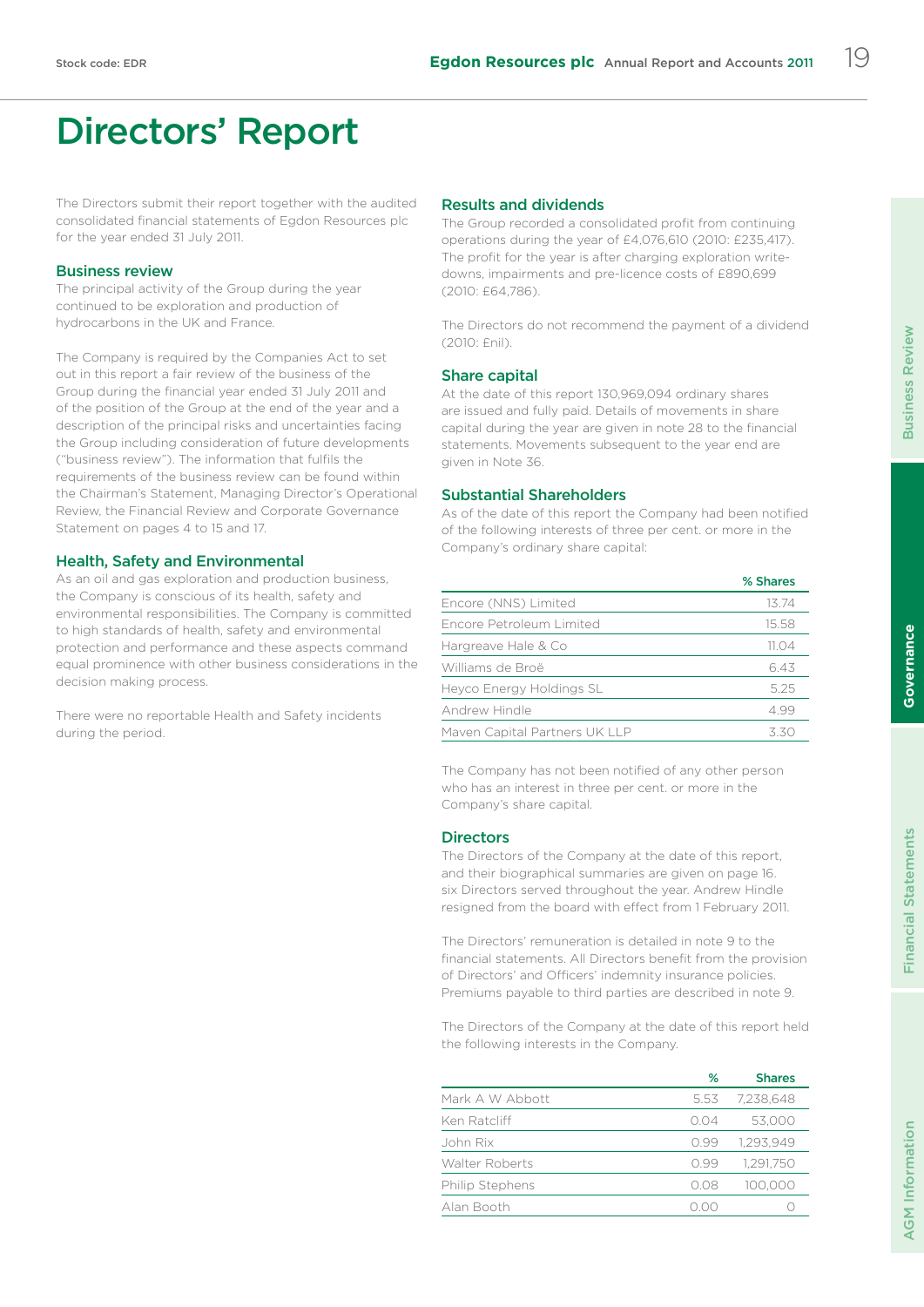# Directors' Report

The Directors submit their report together with the audited consolidated financial statements of Egdon Resources plc for the year ended 31 July 2011.

## Business review

The principal activity of the Group during the year continued to be exploration and production of hydrocarbons in the UK and France.

The Company is required by the Companies Act to set out in this report a fair review of the business of the Group during the financial year ended 31 July 2011 and of the position of the Group at the end of the year and a description of the principal risks and uncertainties facing the Group including consideration of future developments ("business review"). The information that fulfils the requirements of the business review can be found within the Chairman's Statement, Managing Director's Operational Review, the Financial Review and Corporate Governance Statement on pages 4 to 15 and 17.

## Health, Safety and Environmental

As an oil and gas exploration and production business, the Company is conscious of its health, safety and environmental responsibilities. The Company is committed to high standards of health, safety and environmental protection and performance and these aspects command equal prominence with other business considerations in the decision making process.

There were no reportable Health and Safety incidents during the period.

## Results and dividends

The Group recorded a consolidated profit from continuing operations during the year of £4,076,610 (2010: £235,417). The profit for the year is after charging exploration write-downs, impairments and pre-licence costs of £890,699 (2010: £64,786).

The Directors do not recommend the payment of a dividend (2010: £nil).

## Share capital

At the date of this report 130,969,094 ordinary shares are issued and fully paid. Details of movements in share capital during the year are given in note 28 to the financial statements. Movements subsequent to the year end are given in Note 36.

## Substantial Shareholders

As of the date of this report the Company had been notified of the following interests of three per cent. or more in the Company's ordinary share capital:

| | % Shares |
|---|---|
| Encore (NNS) Limited | 13.74 |
| Encore Petroleum Limited | 15.58 |
| Hargreave Hale & Co | 11.04 |
| Williams de Broë | 6.43 |
| Heyco Energy Holdings SL | 5.25 |
| Andrew Hindle | 4.99 |
| Maven Capital Partners UK LLP | 3.30 |

The Company has not been notified of any other person who has an interest in three per cent. or more in the Company's share capital.

## Directors

The Directors of the Company at the date of this report, and their biographical summaries are given on page 16. six Directors served throughout the year. Andrew Hindle resigned from the board with effect from 1 February 2011.

The Directors' remuneration is detailed in note 9 to the financial statements. All Directors benefit from the provision of Directors' and Officers' indemnity insurance policies. Premiums payable to third parties are described in note 9.

The Directors of the Company at the date of this report held the following interests in the Company.

| | % | Shares |
|---|---|---|
| Mark A W Abbott | 5.53 | 7,238,648 |
| Ken Ratcliff | 0.04 | 53,000 |
| John Rix | 0.99 | 1,293,949 |
| Walter Roberts | 0.99 | 1,291,750 |
| Philip Stephens | 0.08 | 100,000 |
| Alan Booth | 0.00 | 0 |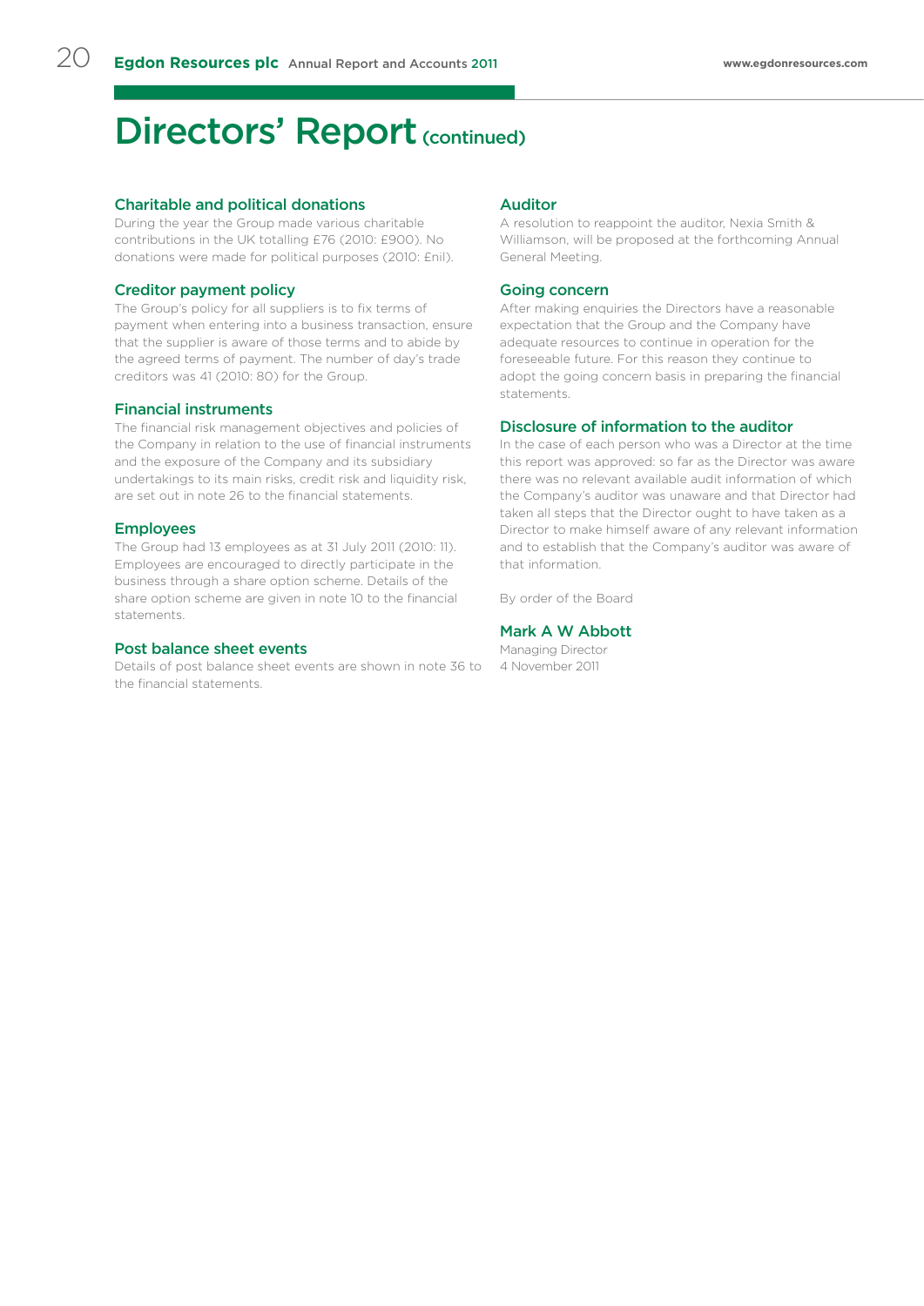# Directors' Report (continued)

## Charitable and political donations

During the year the Group made various charitable contributions in the UK totalling £76 (2010: £900). No donations were made for political purposes (2010: £nil).

## Creditor payment policy

The Group's policy for all suppliers is to fix terms of payment when entering into a business transaction, ensure that the supplier is aware of those terms and to abide by the agreed terms of payment. The number of day's trade creditors was 41 (2010: 80) for the Group.

## Financial instruments

The financial risk management objectives and policies of the Company in relation to the use of financial instruments and the exposure of the Company and its subsidiary undertakings to its main risks, credit risk and liquidity risk, are set out in note 26 to the financial statements.

## Employees

The Group had 13 employees as at 31 July 2011 (2010: 11). Employees are encouraged to directly participate in the business through a share option scheme. Details of the share option scheme are given in note 10 to the financial statements.

## Post balance sheet events

Details of post balance sheet events are shown in note 36 to the financial statements.

## Auditor

A resolution to reappoint the auditor, Nexia Smith & Williamson, will be proposed at the forthcoming Annual General Meeting.

## Going concern

After making enquiries the Directors have a reasonable expectation that the Group and the Company have adequate resources to continue in operation for the foreseeable future. For this reason they continue to adopt the going concern basis in preparing the financial statements.

## Disclosure of information to the auditor

In the case of each person who was a Director at the time this report was approved: so far as the Director was aware there was no relevant available audit information of which the Company's auditor was unaware and that Director had taken all steps that the Director ought to have taken as a Director to make himself aware of any relevant information and to establish that the Company's auditor was aware of that information.

By order of the Board

**Mark A W Abbott**
Managing Director
4 November 2011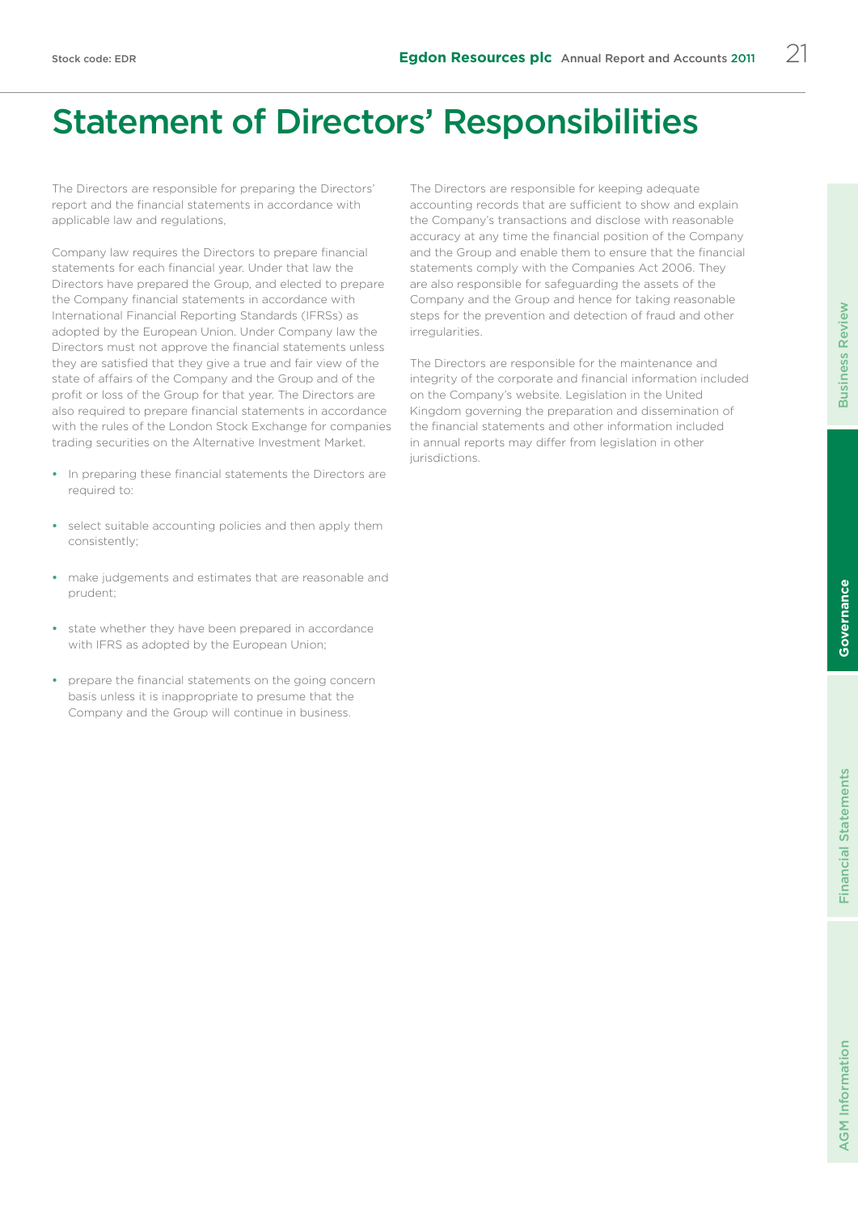# Statement of Directors' Responsibilities

The Directors are responsible for preparing the Directors' report and the financial statements in accordance with applicable law and regulations,

Company law requires the Directors to prepare financial statements for each financial year. Under that law the Directors have prepared the Group, and elected to prepare the Company financial statements in accordance with International Financial Reporting Standards (IFRSs) as adopted by the European Union. Under Company law the Directors must not approve the financial statements unless they are satisfied that they give a true and fair view of the state of affairs of the Company and the Group and of the profit or loss of the Group for that year. The Directors are also required to prepare financial statements in accordance with the rules of the London Stock Exchange for companies trading securities on the Alternative Investment Market.

- In preparing these financial statements the Directors are required to:
- select suitable accounting policies and then apply them consistently;
- make judgements and estimates that are reasonable and prudent;
- state whether they have been prepared in accordance with IFRS as adopted by the European Union;
- prepare the financial statements on the going concern basis unless it is inappropriate to presume that the Company and the Group will continue in business.

The Directors are responsible for keeping adequate accounting records that are sufficient to show and explain the Company's transactions and disclose with reasonable accuracy at any time the financial position of the Company and the Group and enable them to ensure that the financial statements comply with the Companies Act 2006. They are also responsible for safeguarding the assets of the Company and the Group and hence for taking reasonable steps for the prevention and detection of fraud and other irregularities.

The Directors are responsible for the maintenance and integrity of the corporate and financial information included on the Company's website. Legislation in the United Kingdom governing the preparation and dissemination of the financial statements and other information included in annual reports may differ from legislation in other jurisdictions.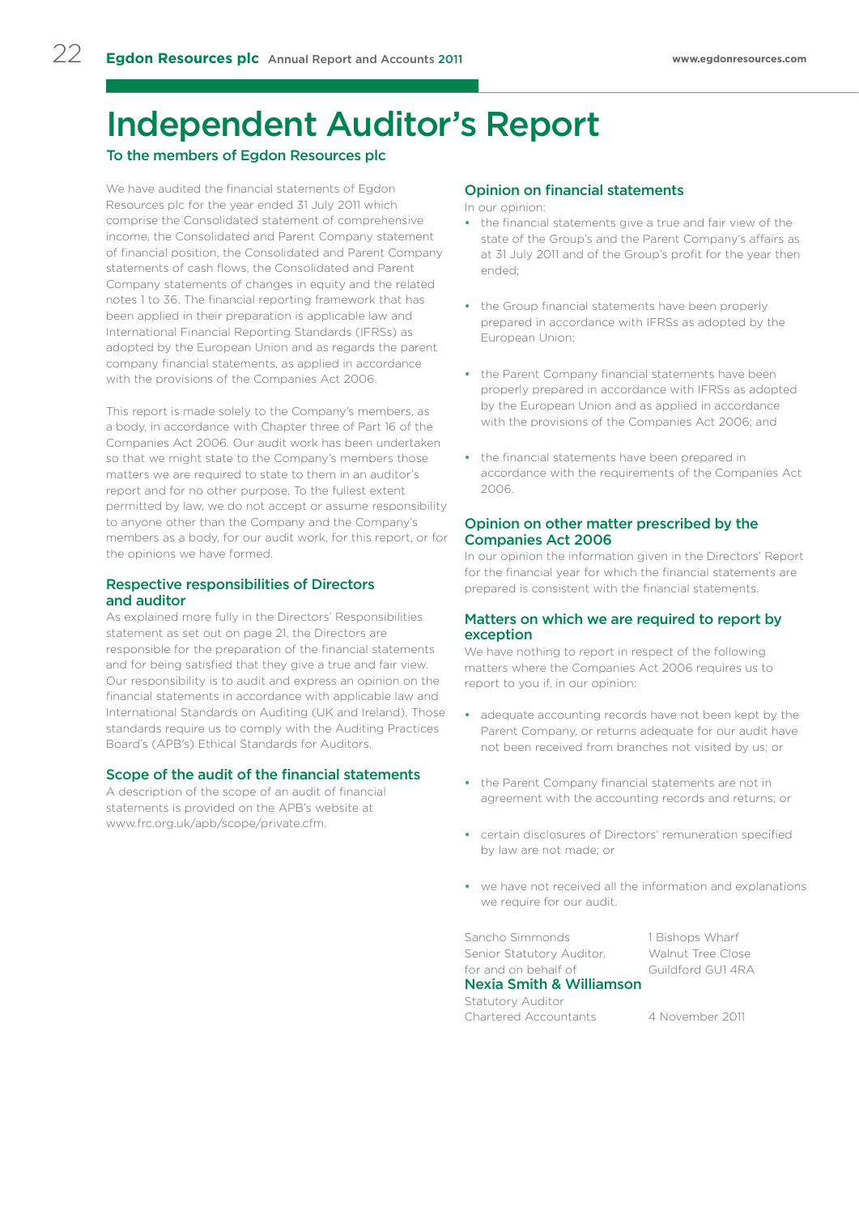# Independent Auditor's Report

## To the members of Egdon Resources plc

We have audited the financial statements of Egdon Resources plc for the year ended 31 July 2011 which comprise the Consolidated statement of comprehensive income, the Consolidated and Parent Company statement of financial position, the Consolidated and Parent Company statements of cash flows, the Consolidated and Parent Company statements of changes in equity and the related notes 1 to 36. The financial reporting framework that has been applied in their preparation is applicable law and International Financial Reporting Standards (IFRSs) as adopted by the European Union and as regards the parent company financial statements, as applied in accordance with the provisions of the Companies Act 2006.

This report is made solely to the Company's members, as a body, in accordance with Chapter three of Part 16 of the Companies Act 2006. Our audit work has been undertaken so that we might state to the Company's members those matters we are required to state to them in an auditor's report and for no other purpose. To the fullest extent permitted by law, we do not accept or assume responsibility to anyone other than the Company and the Company's members as a body, for our audit work, for this report, or for the opinions we have formed.

### Respective responsibilities of Directors and auditor

As explained more fully in the Directors' Responsibilities statement as set out on page 21, the Directors are responsible for the preparation of the financial statements and for being satisfied that they give a true and fair view. Our responsibility is to audit and express an opinion on the financial statements in accordance with applicable law and International Standards on Auditing (UK and Ireland). Those standards require us to comply with the Auditing Practices Board's (APB's) Ethical Standards for Auditors.

### Scope of the audit of the financial statements

A description of the scope of an audit of financial statements is provided on the APB's website at www.frc.org.uk/apb/scope/private.cfm.

### Opinion on financial statements

In our opinion:

- the financial statements give a true and fair view of the state of the Group's and the Parent Company's affairs as at 31 July 2011 and of the Group's profit for the year then ended;
- the Group financial statements have been properly prepared in accordance with IFRSs as adopted by the European Union;
- the Parent Company financial statements have been properly prepared in accordance with IFRSs as adopted by the European Union and as applied in accordance with the provisions of the Companies Act 2006; and
- the financial statements have been prepared in accordance with the requirements of the Companies Act 2006.

### Opinion on other matter prescribed by the Companies Act 2006

In our opinion the information given in the Directors' Report for the financial year for which the financial statements are prepared is consistent with the financial statements.

### Matters on which we are required to report by exception

We have nothing to report in respect of the following matters where the Companies Act 2006 requires us to report to you if, in our opinion:

- adequate accounting records have not been kept by the Parent Company, or returns adequate for our audit have not been received from branches not visited by us; or
- the Parent Company financial statements are not in agreement with the accounting records and returns; or
- certain disclosures of Directors' remuneration specified by law are not made; or
- we have not received all the information and explanations we require for our audit.

Sancho Simmonds
Senior Statutory Auditor,
for and on behalf of
**Nexia Smith & Williamson**
Statutory Auditor
Chartered Accountants

1 Bishops Wharf
Walnut Tree Close
Guildford GU1 4RA

4 November 2011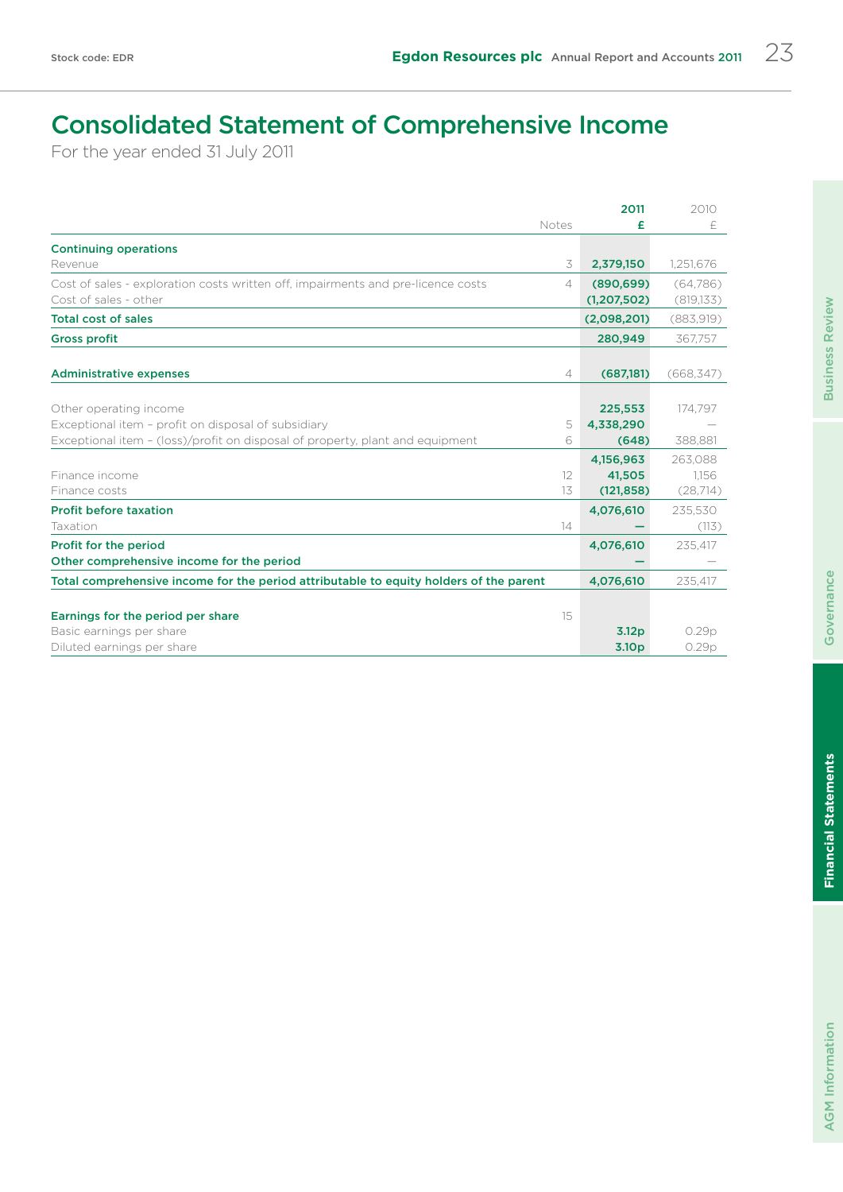# Consolidated Statement of Comprehensive Income

For the year ended 31 July 2011

| | Notes | 2011 £ | 2010 £ |
|---|---|---|---|
| **Continuing operations** | | | |
| Revenue | 3 | **2,379,150** | 1,251,676 |
| Cost of sales - exploration costs written off, impairments and pre-licence costs | 4 | **(890,699)** | (64,786) |
| Cost of sales - other | | **(1,207,502)** | (819,133) |
| **Total cost of sales** | | **(2,098,201)** | (883,919) |
| **Gross profit** | | **280,949** | 367,757 |
| **Administrative expenses** | 4 | **(687,181)** | (668,347) |
| Other operating income | | **225,553** | 174,797 |
| Exceptional item – profit on disposal of subsidiary | 5 | **4,338,290** | — |
| Exceptional item – (loss)/profit on disposal of property, plant and equipment | 6 | **(648)** | 388,881 |
| | | **4,156,963** | 263,088 |
| Finance income | 12 | **41,505** | 1,156 |
| Finance costs | 13 | **(121,858)** | (28,714) |
| **Profit before taxation** | | **4,076,610** | 235,530 |
| Taxation | 14 | **—** | (113) |
| **Profit for the period** | | **4,076,610** | 235,417 |
| **Other comprehensive income for the period** | | **—** | — |
| **Total comprehensive income for the period attributable to equity holders of the parent** | | **4,076,610** | 235,417 |
| **Earnings for the period per share** | 15 | | |
| Basic earnings per share | | **3.12p** | 0.29p |
| Diluted earnings per share | | **3.10p** | 0.29p |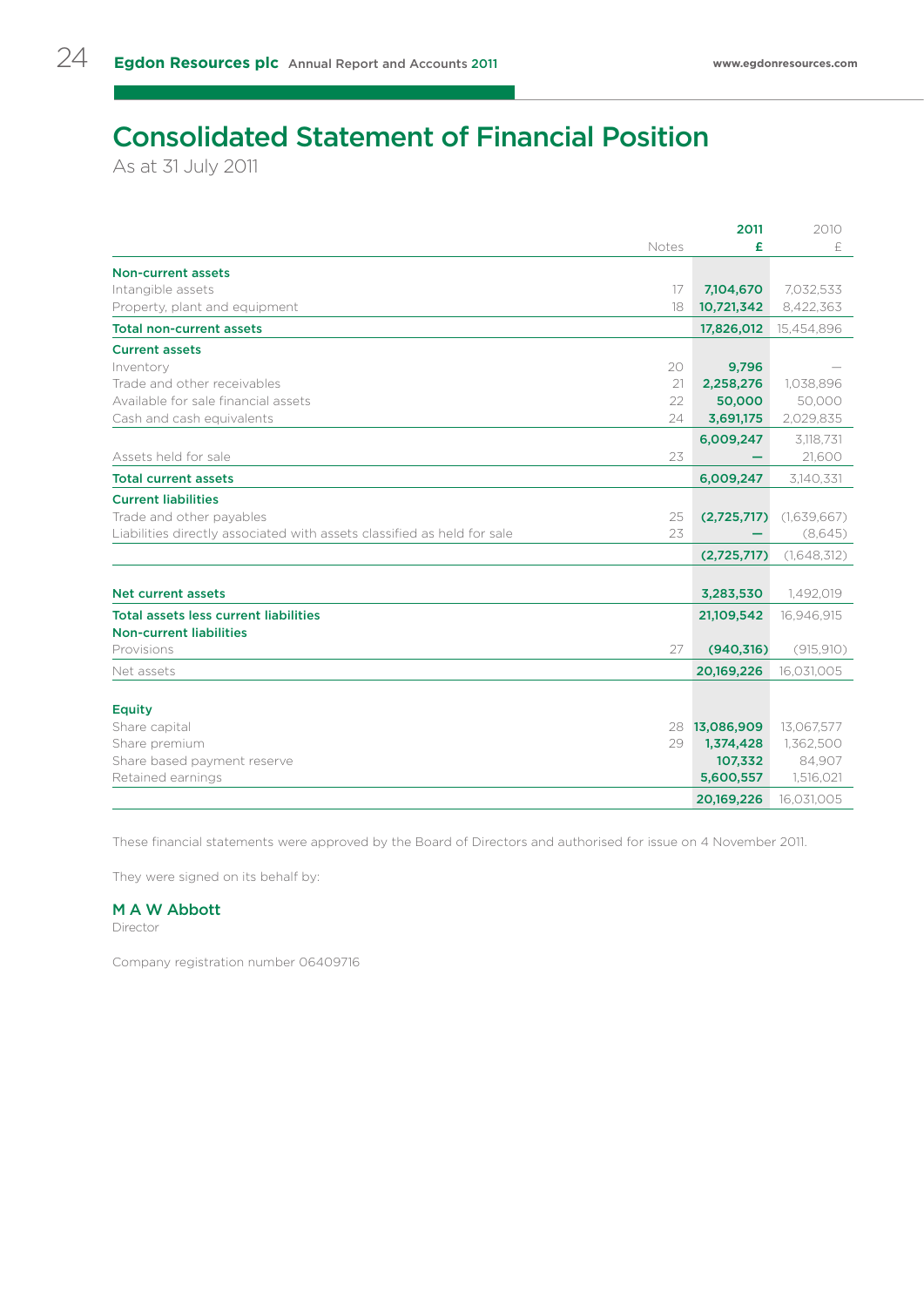# Consolidated Statement of Financial Position

As at 31 July 2011

| | Notes | 2011 £ | 2010 £ |
|---|---|---|---|
| **Non-current assets** | | | |
| Intangible assets | 17 | **7,104,670** | 7,032,533 |
| Property, plant and equipment | 18 | **10,721,342** | 8,422,363 |
| **Total non-current assets** | | **17,826,012** | 15,454,896 |
| **Current assets** | | | |
| Inventory | 20 | **9,796** | — |
| Trade and other receivables | 21 | **2,258,276** | 1,038,896 |
| Available for sale financial assets | 22 | **50,000** | 50,000 |
| Cash and cash equivalents | 24 | **3,691,175** | 2,029,835 |
| | | **6,009,247** | 3,118,731 |
| Assets held for sale | 23 | **—** | 21,600 |
| **Total current assets** | | **6,009,247** | 3,140,331 |
| **Current liabilities** | | | |
| Trade and other payables | 25 | **(2,725,717)** | (1,639,667) |
| Liabilities directly associated with assets classified as held for sale | 23 | **—** | (8,645) |
| | | **(2,725,717)** | (1,648,312) |
| **Net current assets** | | **3,283,530** | 1,492,019 |
| **Total assets less current liabilities** | | **21,109,542** | 16,946,915 |
| **Non-current liabilities** | | | |
| Provisions | 27 | **(940,316)** | (915,910) |
| Net assets | | **20,169,226** | 16,031,005 |
| **Equity** | | | |
| Share capital | 28 | **13,086,909** | 13,067,577 |
| Share premium | 29 | **1,374,428** | 1,362,500 |
| Share based payment reserve | | **107,332** | 84,907 |
| Retained earnings | | **5,600,557** | 1,516,021 |
| | | **20,169,226** | 16,031,005 |

These financial statements were approved by the Board of Directors and authorised for issue on 4 November 2011.

They were signed on its behalf by:

**M A W Abbott**
Director

Company registration number 06409716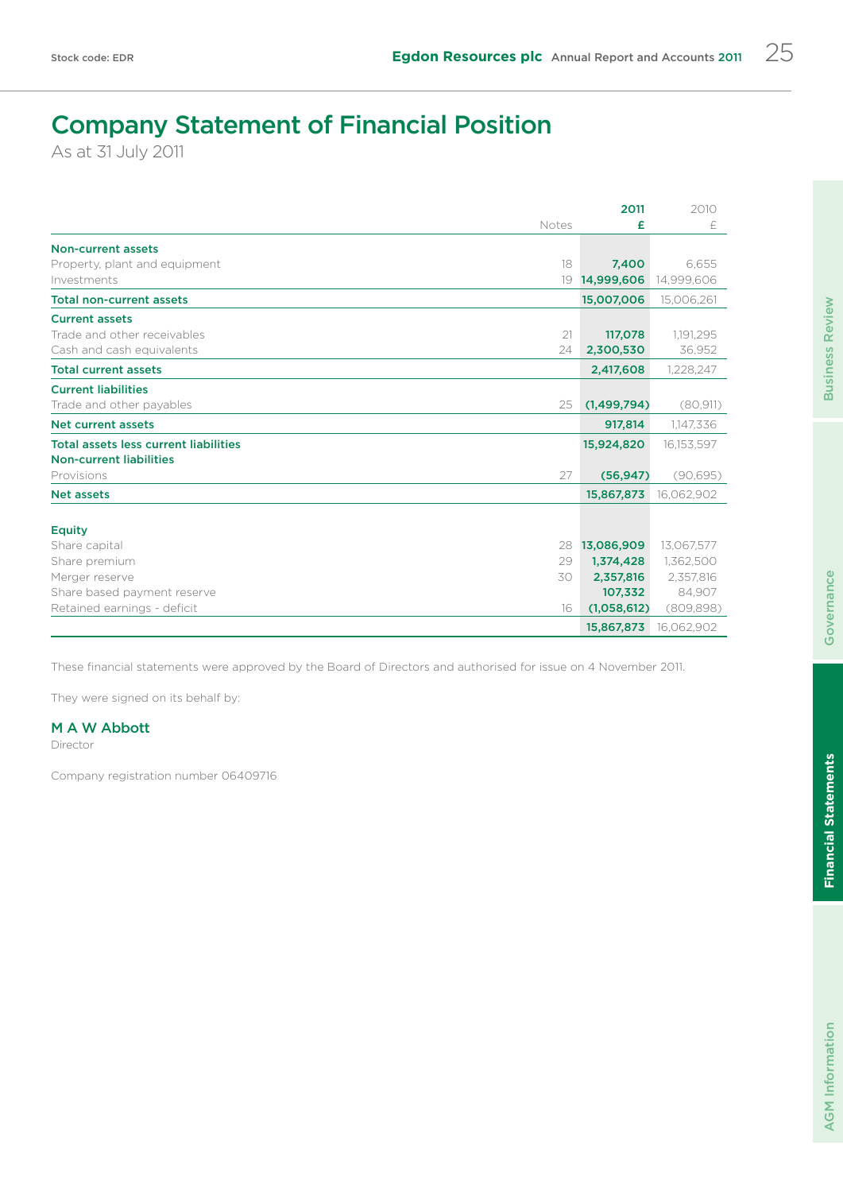# Company Statement of Financial Position

As at 31 July 2011

| | Notes | 2011 £ | 2010 £ |
|---|---|---|---|
| **Non-current assets** | | | |
| Property, plant and equipment | 18 | **7,400** | 6,655 |
| Investments | 19 | **14,999,606** | 14,999,606 |
| **Total non-current assets** | | **15,007,006** | 15,006,261 |
| **Current assets** | | | |
| Trade and other receivables | 21 | **117,078** | 1,191,295 |
| Cash and cash equivalents | 24 | **2,300,530** | 36,952 |
| **Total current assets** | | **2,417,608** | 1,228,247 |
| **Current liabilities** | | | |
| Trade and other payables | 25 | **(1,499,794)** | (80,911) |
| **Net current assets** | | **917,814** | 1,147,336 |
| **Total assets less current liabilities** | | **15,924,820** | 16,153,597 |
| **Non-current liabilities** | | | |
| Provisions | 27 | **(56,947)** | (90,695) |
| **Net assets** | | **15,867,873** | 16,062,902 |
| **Equity** | | | |
| Share capital | 28 | **13,086,909** | 13,067,577 |
| Share premium | 29 | **1,374,428** | 1,362,500 |
| Merger reserve | 30 | **2,357,816** | 2,357,816 |
| Share based payment reserve | | **107,332** | 84,907 |
| Retained earnings - deficit | 16 | **(1,058,612)** | (809,898) |
| | | **15,867,873** | 16,062,902 |

These financial statements were approved by the Board of Directors and authorised for issue on 4 November 2011.

They were signed on its behalf by:

**M A W Abbott**
Director

Company registration number 06409716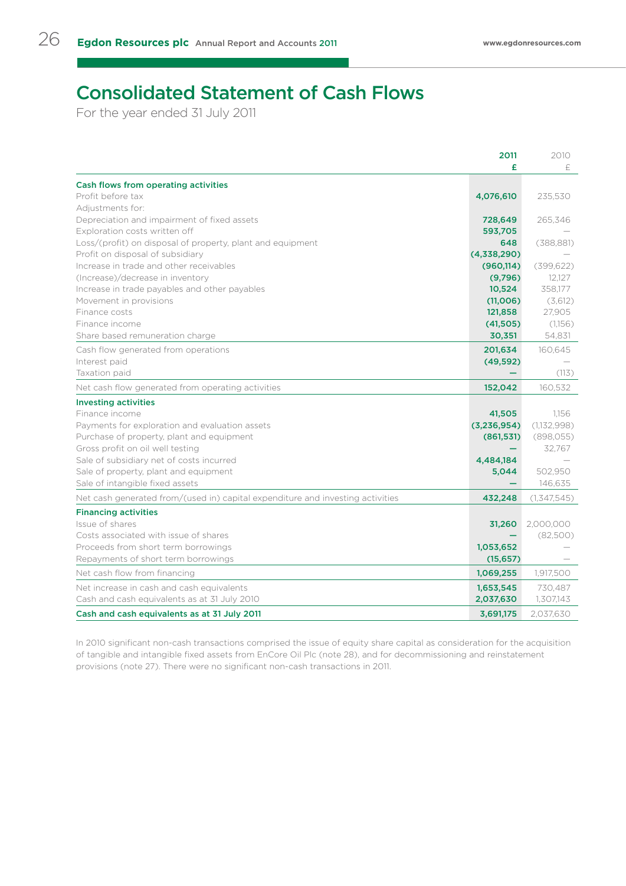# Consolidated Statement of Cash Flows

For the year ended 31 July 2011

| | 2011<br>£ | 2010<br>£ |
|---|---|---|
| **Cash flows from operating activities** | | |
| Profit before tax | 4,076,610 | 235,530 |
| Adjustments for: | | |
| Depreciation and impairment of fixed assets | 728,649 | 265,346 |
| Exploration costs written off | 593,705 | — |
| Loss/(profit) on disposal of property, plant and equipment | 648 | (388,881) |
| Profit on disposal of subsidiary | (4,338,290) | — |
| Increase in trade and other receivables | (960,114) | (399,622) |
| (Increase)/decrease in inventory | (9,796) | 12,127 |
| Increase in trade payables and other payables | 10,524 | 358,177 |
| Movement in provisions | (11,006) | (3,612) |
| Finance costs | 121,858 | 27,905 |
| Finance income | (41,505) | (1,156) |
| Share based remuneration charge | 30,351 | 54,831 |
| Cash flow generated from operations | 201,634 | 160,645 |
| Interest paid | (49,592) | — |
| Taxation paid | — | (113) |
| Net cash flow generated from operating activities | 152,042 | 160,532 |
| **Investing activities** | | |
| Finance income | 41,505 | 1,156 |
| Payments for exploration and evaluation assets | (3,236,954) | (1,132,998) |
| Purchase of property, plant and equipment | (861,531) | (898,055) |
| Gross profit on oil well testing | — | 32,767 |
| Sale of subsidiary net of costs incurred | 4,484,184 | — |
| Sale of property, plant and equipment | 5,044 | 502,950 |
| Sale of intangible fixed assets | — | 146,635 |
| Net cash generated from/(used in) capital expenditure and investing activities | 432,248 | (1,347,545) |
| **Financing activities** | | |
| Issue of shares | 31,260 | 2,000,000 |
| Costs associated with issue of shares | — | (82,500) |
| Proceeds from short term borrowings | 1,053,652 | — |
| Repayments of short term borrowings | (15,657) | — |
| Net cash flow from financing | 1,069,255 | 1,917,500 |
| Net increase in cash and cash equivalents | 1,653,545 | 730,487 |
| Cash and cash equivalents as at 31 July 2010 | 2,037,630 | 1,307,143 |
| **Cash and cash equivalents as at 31 July 2011** | 3,691,175 | 2,037,630 |

In 2010 significant non-cash transactions comprised the issue of equity share capital as consideration for the acquisition of tangible and intangible fixed assets from EnCore Oil Plc (note 28), and for decommissioning and reinstatement provisions (note 27). There were no significant non-cash transactions in 2011.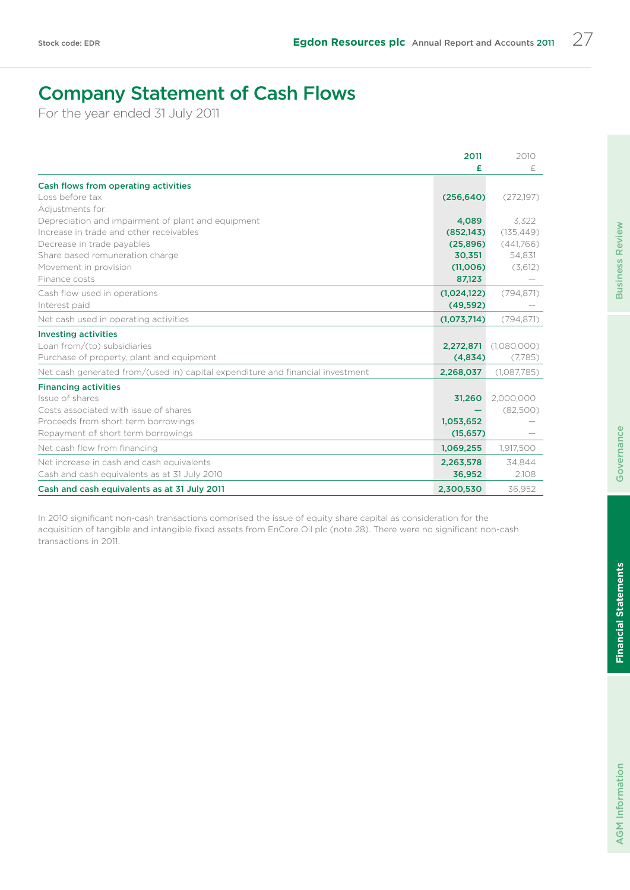# Company Statement of Cash Flows

For the year ended 31 July 2011

| | 2011 £ | 2010 £ |
|---|---|---|
| **Cash flows from operating activities** | | |
| Loss before tax | (256,640) | (272,197) |
| Adjustments for: | | |
| Depreciation and impairment of plant and equipment | 4,089 | 3,322 |
| Increase in trade and other receivables | (852,143) | (135,449) |
| Decrease in trade payables | (25,896) | (441,766) |
| Share based remuneration charge | 30,351 | 54,831 |
| Movement in provision | (11,006) | (3,612) |
| Finance costs | 87,123 | — |
| Cash flow used in operations | (1,024,122) | (794,871) |
| Interest paid | (49,592) | — |
| Net cash used in operating activities | (1,073,714) | (794,871) |
| **Investing activities** | | |
| Loan from/(to) subsidiaries | 2,272,871 | (1,080,000) |
| Purchase of property, plant and equipment | (4,834) | (7,785) |
| Net cash generated from/(used in) capital expenditure and financial investment | 2,268,037 | (1,087,785) |
| **Financing activities** | | |
| Issue of shares | 31,260 | 2,000,000 |
| Costs associated with issue of shares | — | (82,500) |
| Proceeds from short term borrowings | 1,053,652 | — |
| Repayment of short term borrowings | (15,657) | — |
| Net cash flow from financing | 1,069,255 | 1,917,500 |
| Net increase in cash and cash equivalents | 2,263,578 | 34,844 |
| Cash and cash equivalents as at 31 July 2010 | 36,952 | 2,108 |
| **Cash and cash equivalents as at 31 July 2011** | **2,300,530** | **36,952** |

In 2010 significant non-cash transactions comprised the issue of equity share capital as consideration for the acquisition of tangible and intangible fixed assets from EnCore Oil plc (note 28). There were no significant non-cash transactions in 2011.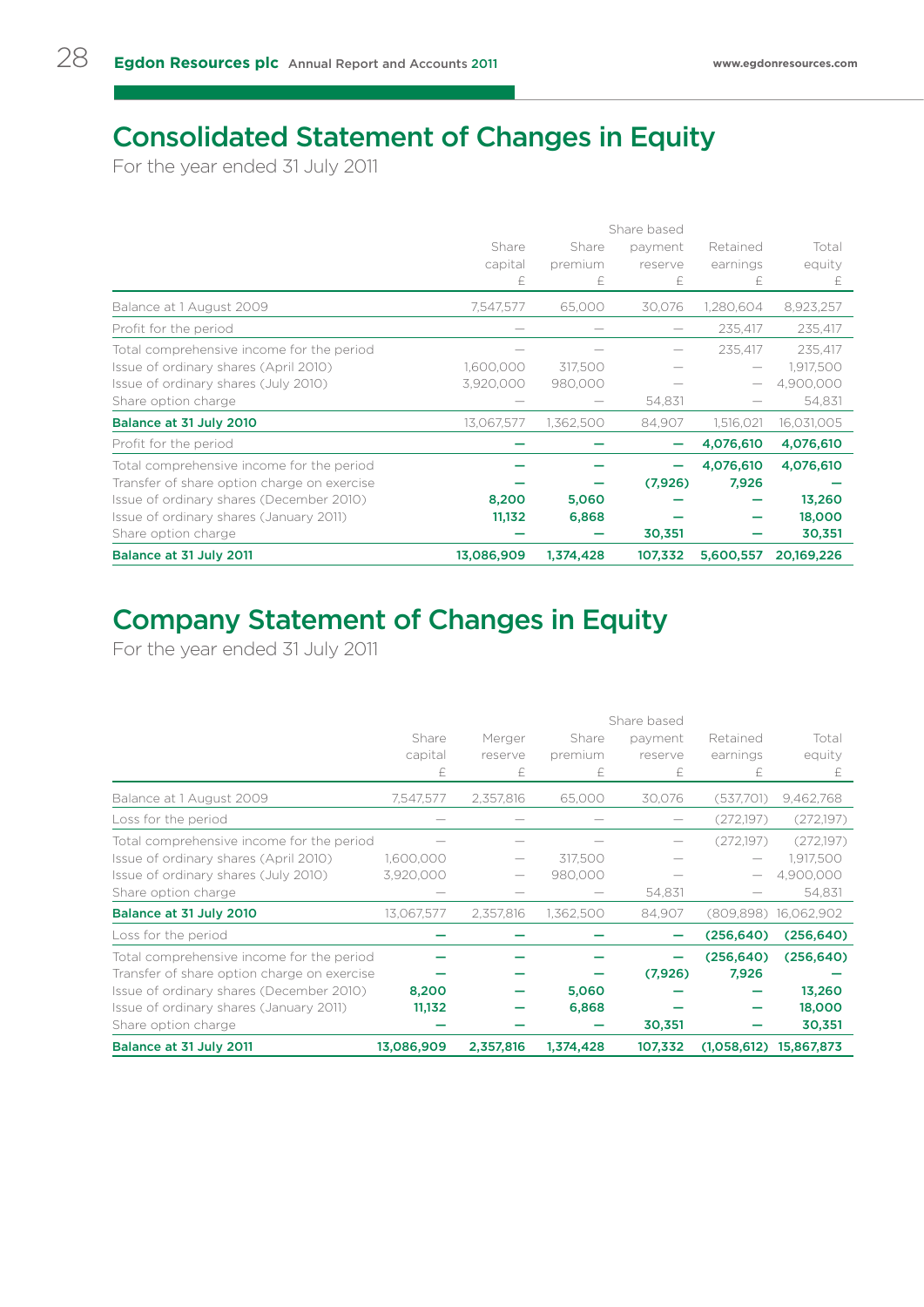# Consolidated Statement of Changes in Equity

For the year ended 31 July 2011

| | Share capital £ | Share premium £ | Share based payment reserve £ | Retained earnings £ | Total equity £ |
|---|---|---|---|---|---|
| Balance at 1 August 2009 | 7,547,577 | 65,000 | 30,076 | 1,280,604 | 8,923,257 |
| Profit for the period | — | — | — | 235,417 | 235,417 |
| Total comprehensive income for the period | — | — | — | 235,417 | 235,417 |
| Issue of ordinary shares (April 2010) | 1,600,000 | 317,500 | — | — | 1,917,500 |
| Issue of ordinary shares (July 2010) | 3,920,000 | 980,000 | — | — | 4,900,000 |
| Share option charge | — | — | 54,831 | — | 54,831 |
| **Balance at 31 July 2010** | 13,067,577 | 1,362,500 | 84,907 | 1,516,021 | 16,031,005 |
| Profit for the period | **—** | **—** | **—** | **4,076,610** | **4,076,610** |
| Total comprehensive income for the period | **—** | **—** | **—** | **4,076,610** | **4,076,610** |
| Transfer of share option charge on exercise | **—** | **—** | **(7,926)** | **7,926** | **—** |
| Issue of ordinary shares (December 2010) | **8,200** | **5,060** | **—** | **—** | **13,260** |
| Issue of ordinary shares (January 2011) | **11,132** | **6,868** | **—** | **—** | **18,000** |
| Share option charge | **—** | **—** | **30,351** | **—** | **30,351** |
| **Balance at 31 July 2011** | **13,086,909** | **1,374,428** | **107,332** | **5,600,557** | **20,169,226** |

# Company Statement of Changes in Equity

For the year ended 31 July 2011

| | Share capital £ | Merger reserve £ | Share premium £ | Share based payment reserve £ | Retained earnings £ | Total equity £ |
|---|---|---|---|---|---|---|
| Balance at 1 August 2009 | 7,547,577 | 2,357,816 | 65,000 | 30,076 | (537,701) | 9,462,768 |
| Loss for the period | — | — | — | — | (272,197) | (272,197) |
| Total comprehensive income for the period | — | — | — | — | (272,197) | (272,197) |
| Issue of ordinary shares (April 2010) | 1,600,000 | — | 317,500 | — | — | 1,917,500 |
| Issue of ordinary shares (July 2010) | 3,920,000 | — | 980,000 | — | — | 4,900,000 |
| Share option charge | — | — | — | 54,831 | — | 54,831 |
| **Balance at 31 July 2010** | 13,067,577 | 2,357,816 | 1,362,500 | 84,907 | (809,898) | 16,062,902 |
| Loss for the period | **—** | **—** | **—** | **—** | **(256,640)** | **(256,640)** |
| Total comprehensive income for the period | **—** | **—** | **—** | **—** | **(256,640)** | **(256,640)** |
| Transfer of share option charge on exercise | **—** | **—** | **—** | **(7,926)** | **7,926** | **—** |
| Issue of ordinary shares (December 2010) | **8,200** | **—** | **5,060** | **—** | **—** | **13,260** |
| Issue of ordinary shares (January 2011) | **11,132** | **—** | **6,868** | **—** | **—** | **18,000** |
| Share option charge | **—** | **—** | **—** | **30,351** | **—** | **30,351** |
| **Balance at 31 July 2011** | **13,086,909** | **2,357,816** | **1,374,428** | **107,332** | **(1,058,612)** | **15,867,873** |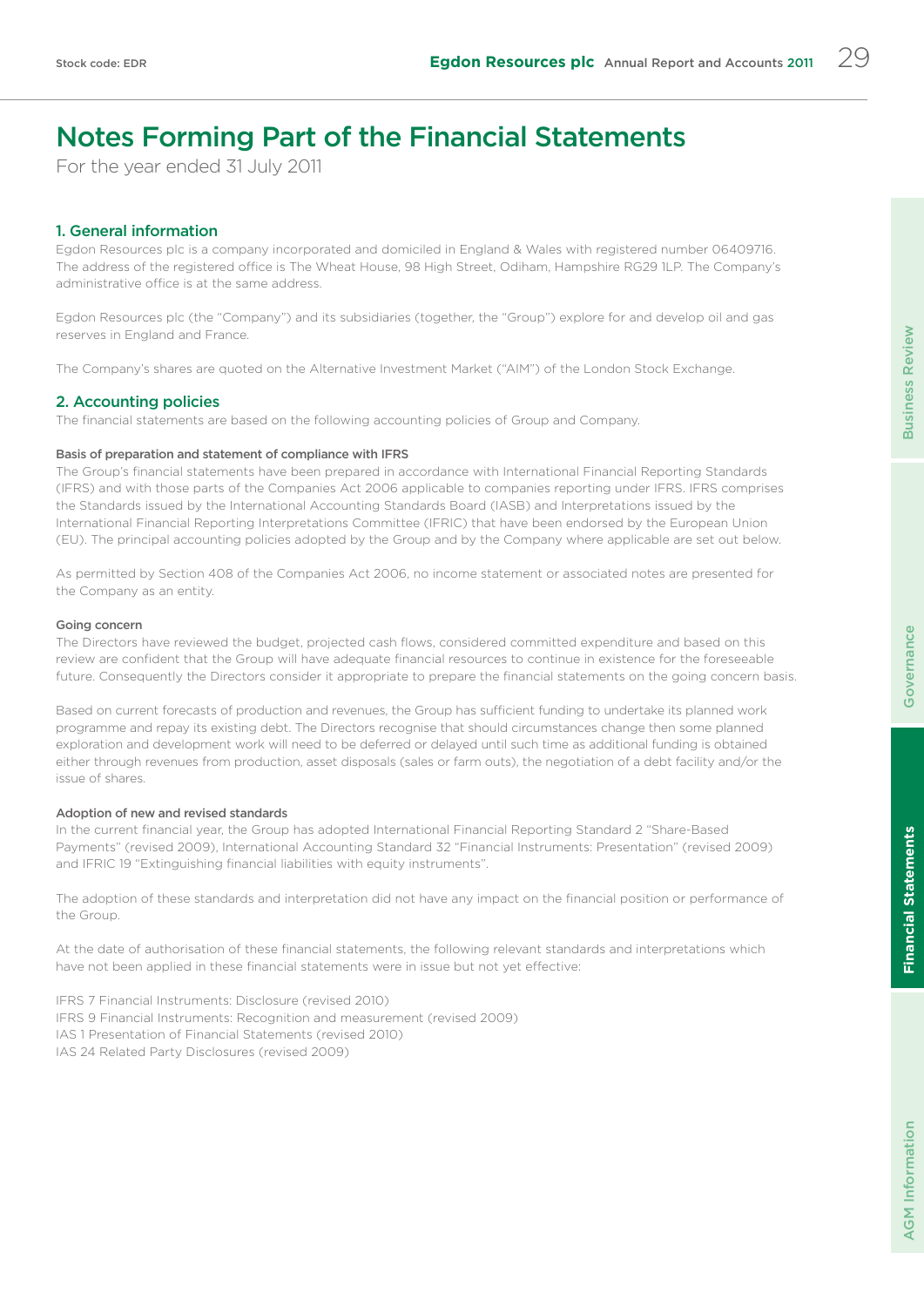# Notes Forming Part of the Financial Statements

For the year ended 31 July 2011

## 1. General information

Egdon Resources plc is a company incorporated and domiciled in England & Wales with registered number 06409716. The address of the registered office is The Wheat House, 98 High Street, Odiham, Hampshire RG29 1LP. The Company's administrative office is at the same address.

Egdon Resources plc (the "Company") and its subsidiaries (together, the "Group") explore for and develop oil and gas reserves in England and France.

The Company's shares are quoted on the Alternative Investment Market ("AIM") of the London Stock Exchange.

## 2. Accounting policies

The financial statements are based on the following accounting policies of Group and Company.

### Basis of preparation and statement of compliance with IFRS

The Group's financial statements have been prepared in accordance with International Financial Reporting Standards (IFRS) and with those parts of the Companies Act 2006 applicable to companies reporting under IFRS. IFRS comprises the Standards issued by the International Accounting Standards Board (IASB) and Interpretations issued by the International Financial Reporting Interpretations Committee (IFRIC) that have been endorsed by the European Union (EU). The principal accounting policies adopted by the Group and by the Company where applicable are set out below.

As permitted by Section 408 of the Companies Act 2006, no income statement or associated notes are presented for the Company as an entity.

### Going concern

The Directors have reviewed the budget, projected cash flows, considered committed expenditure and based on this review are confident that the Group will have adequate financial resources to continue in existence for the foreseeable future. Consequently the Directors consider it appropriate to prepare the financial statements on the going concern basis.

Based on current forecasts of production and revenues, the Group has sufficient funding to undertake its planned work programme and repay its existing debt. The Directors recognise that should circumstances change then some planned exploration and development work will need to be deferred or delayed until such time as additional funding is obtained either through revenues from production, asset disposals (sales or farm outs), the negotiation of a debt facility and/or the issue of shares.

### Adoption of new and revised standards

In the current financial year, the Group has adopted International Financial Reporting Standard 2 "Share-Based Payments" (revised 2009), International Accounting Standard 32 "Financial Instruments: Presentation" (revised 2009) and IFRIC 19 "Extinguishing financial liabilities with equity instruments".

The adoption of these standards and interpretation did not have any impact on the financial position or performance of the Group.

At the date of authorisation of these financial statements, the following relevant standards and interpretations which have not been applied in these financial statements were in issue but not yet effective:

IFRS 7 Financial Instruments: Disclosure (revised 2010)
IFRS 9 Financial Instruments: Recognition and measurement (revised 2009)
IAS 1 Presentation of Financial Statements (revised 2010)
IAS 24 Related Party Disclosures (revised 2009)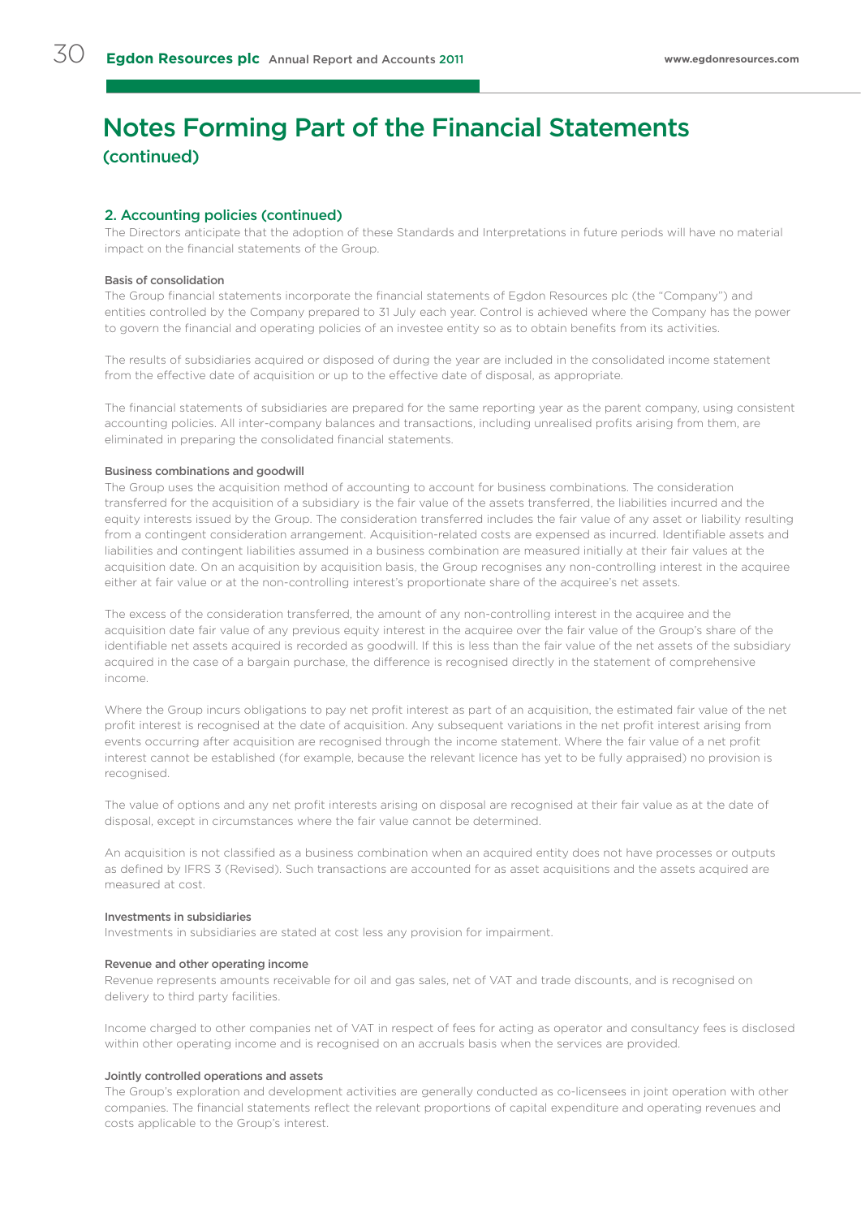# Notes Forming Part of the Financial Statements
(continued)

## 2. Accounting policies (continued)

The Directors anticipate that the adoption of these Standards and Interpretations in future periods will have no material impact on the financial statements of the Group.

**Basis of consolidation**

The Group financial statements incorporate the financial statements of Egdon Resources plc (the "Company") and entities controlled by the Company prepared to 31 July each year. Control is achieved where the Company has the power to govern the financial and operating policies of an investee entity so as to obtain benefits from its activities.

The results of subsidiaries acquired or disposed of during the year are included in the consolidated income statement from the effective date of acquisition or up to the effective date of disposal, as appropriate.

The financial statements of subsidiaries are prepared for the same reporting year as the parent company, using consistent accounting policies. All inter-company balances and transactions, including unrealised profits arising from them, are eliminated in preparing the consolidated financial statements.

**Business combinations and goodwill**

The Group uses the acquisition method of accounting to account for business combinations. The consideration transferred for the acquisition of a subsidiary is the fair value of the assets transferred, the liabilities incurred and the equity interests issued by the Group. The consideration transferred includes the fair value of any asset or liability resulting from a contingent consideration arrangement. Acquisition-related costs are expensed as incurred. Identifiable assets and liabilities and contingent liabilities assumed in a business combination are measured initially at their fair values at the acquisition date. On an acquisition by acquisition basis, the Group recognises any non-controlling interest in the acquiree either at fair value or at the non-controlling interest's proportionate share of the acquiree's net assets.

The excess of the consideration transferred, the amount of any non-controlling interest in the acquiree and the acquisition date fair value of any previous equity interest in the acquiree over the fair value of the Group's share of the identifiable net assets acquired is recorded as goodwill. If this is less than the fair value of the net assets of the subsidiary acquired in the case of a bargain purchase, the difference is recognised directly in the statement of comprehensive income.

Where the Group incurs obligations to pay net profit interest as part of an acquisition, the estimated fair value of the net profit interest is recognised at the date of acquisition. Any subsequent variations in the net profit interest arising from events occurring after acquisition are recognised through the income statement. Where the fair value of a net profit interest cannot be established (for example, because the relevant licence has yet to be fully appraised) no provision is recognised.

The value of options and any net profit interests arising on disposal are recognised at their fair value as at the date of disposal, except in circumstances where the fair value cannot be determined.

An acquisition is not classified as a business combination when an acquired entity does not have processes or outputs as defined by IFRS 3 (Revised). Such transactions are accounted for as asset acquisitions and the assets acquired are measured at cost.

**Investments in subsidiaries**

Investments in subsidiaries are stated at cost less any provision for impairment.

**Revenue and other operating income**

Revenue represents amounts receivable for oil and gas sales, net of VAT and trade discounts, and is recognised on delivery to third party facilities.

Income charged to other companies net of VAT in respect of fees for acting as operator and consultancy fees is disclosed within other operating income and is recognised on an accruals basis when the services are provided.

**Jointly controlled operations and assets**

The Group's exploration and development activities are generally conducted as co-licensees in joint operation with other companies. The financial statements reflect the relevant proportions of capital expenditure and operating revenues and costs applicable to the Group's interest.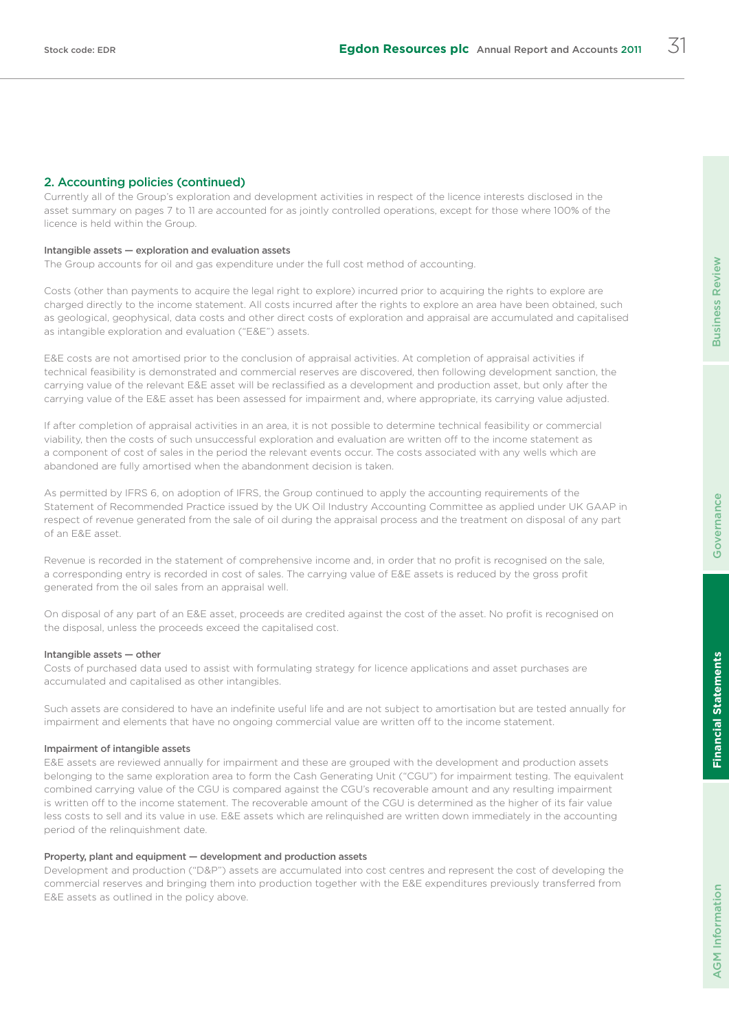## 2. Accounting policies (continued)

Currently all of the Group's exploration and development activities in respect of the licence interests disclosed in the asset summary on pages 7 to 11 are accounted for as jointly controlled operations, except for those where 100% of the licence is held within the Group.

#### Intangible assets — exploration and evaluation assets

The Group accounts for oil and gas expenditure under the full cost method of accounting.

Costs (other than payments to acquire the legal right to explore) incurred prior to acquiring the rights to explore are charged directly to the income statement. All costs incurred after the rights to explore an area have been obtained, such as geological, geophysical, data costs and other direct costs of exploration and appraisal are accumulated and capitalised as intangible exploration and evaluation ("E&E") assets.

E&E costs are not amortised prior to the conclusion of appraisal activities. At completion of appraisal activities if technical feasibility is demonstrated and commercial reserves are discovered, then following development sanction, the carrying value of the relevant E&E asset will be reclassified as a development and production asset, but only after the carrying value of the E&E asset has been assessed for impairment and, where appropriate, its carrying value adjusted.

If after completion of appraisal activities in an area, it is not possible to determine technical feasibility or commercial viability, then the costs of such unsuccessful exploration and evaluation are written off to the income statement as a component of cost of sales in the period the relevant events occur. The costs associated with any wells which are abandoned are fully amortised when the abandonment decision is taken.

As permitted by IFRS 6, on adoption of IFRS, the Group continued to apply the accounting requirements of the Statement of Recommended Practice issued by the UK Oil Industry Accounting Committee as applied under UK GAAP in respect of revenue generated from the sale of oil during the appraisal process and the treatment on disposal of any part of an E&E asset.

Revenue is recorded in the statement of comprehensive income and, in order that no profit is recognised on the sale, a corresponding entry is recorded in cost of sales. The carrying value of E&E assets is reduced by the gross profit generated from the oil sales from an appraisal well.

On disposal of any part of an E&E asset, proceeds are credited against the cost of the asset. No profit is recognised on the disposal, unless the proceeds exceed the capitalised cost.

#### Intangible assets — other

Costs of purchased data used to assist with formulating strategy for licence applications and asset purchases are accumulated and capitalised as other intangibles.

Such assets are considered to have an indefinite useful life and are not subject to amortisation but are tested annually for impairment and elements that have no ongoing commercial value are written off to the income statement.

#### Impairment of intangible assets

E&E assets are reviewed annually for impairment and these are grouped with the development and production assets belonging to the same exploration area to form the Cash Generating Unit ("CGU") for impairment testing. The equivalent combined carrying value of the CGU is compared against the CGU's recoverable amount and any resulting impairment is written off to the income statement. The recoverable amount of the CGU is determined as the higher of its fair value less costs to sell and its value in use. E&E assets which are relinquished are written down immediately in the accounting period of the relinquishment date.

#### Property, plant and equipment — development and production assets

Development and production ("D&P") assets are accumulated into cost centres and represent the cost of developing the commercial reserves and bringing them into production together with the E&E expenditures previously transferred from E&E assets as outlined in the policy above.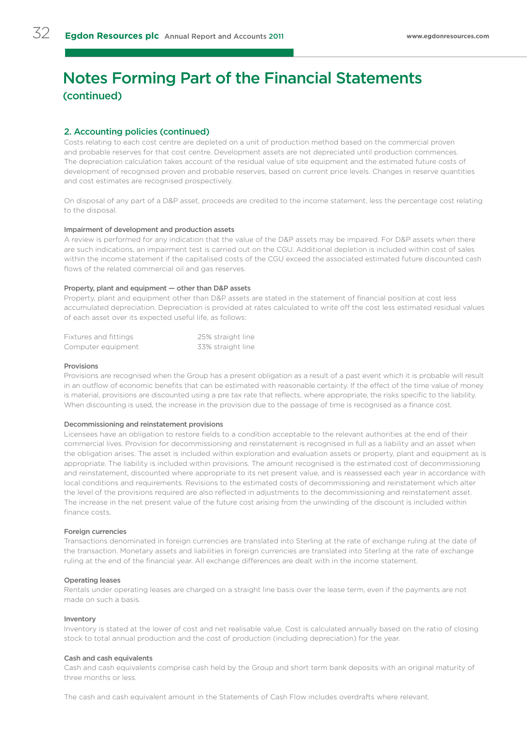# Notes Forming Part of the Financial Statements (continued)

## 2. Accounting policies (continued)

Costs relating to each cost centre are depleted on a unit of production method based on the commercial proven and probable reserves for that cost centre. Development assets are not depreciated until production commences. The depreciation calculation takes account of the residual value of site equipment and the estimated future costs of development of recognised proven and probable reserves, based on current price levels. Changes in reserve quantities and cost estimates are recognised prospectively.

On disposal of any part of a D&P asset, proceeds are credited to the income statement, less the percentage cost relating to the disposal.

### Impairment of development and production assets

A review is performed for any indication that the value of the D&P assets may be impaired. For D&P assets when there are such indications, an impairment test is carried out on the CGU. Additional depletion is included within cost of sales within the income statement if the capitalised costs of the CGU exceed the associated estimated future discounted cash flows of the related commercial oil and gas reserves.

### Property, plant and equipment — other than D&P assets

Property, plant and equipment other than D&P assets are stated in the statement of financial position at cost less accumulated depreciation. Depreciation is provided at rates calculated to write off the cost less estimated residual values of each asset over its expected useful life, as follows:

| | |
|---|---|
| Fixtures and fittings | 25% straight line |
| Computer equipment | 33% straight line |

### Provisions

Provisions are recognised when the Group has a present obligation as a result of a past event which it is probable will result in an outflow of economic benefits that can be estimated with reasonable certainty. If the effect of the time value of money is material, provisions are discounted using a pre tax rate that reflects, where appropriate, the risks specific to the liability. When discounting is used, the increase in the provision due to the passage of time is recognised as a finance cost.

### Decommissioning and reinstatement provisions

Licensees have an obligation to restore fields to a condition acceptable to the relevant authorities at the end of their commercial lives. Provision for decommissioning and reinstatement is recognised in full as a liability and an asset when the obligation arises. The asset is included within exploration and evaluation assets or property, plant and equipment as is appropriate. The liability is included within provisions. The amount recognised is the estimated cost of decommissioning and reinstatement, discounted where appropriate to its net present value, and is reassessed each year in accordance with local conditions and requirements. Revisions to the estimated costs of decommissioning and reinstatement which alter the level of the provisions required are also reflected in adjustments to the decommissioning and reinstatement asset. The increase in the net present value of the future cost arising from the unwinding of the discount is included within finance costs.

### Foreign currencies

Transactions denominated in foreign currencies are translated into Sterling at the rate of exchange ruling at the date of the transaction. Monetary assets and liabilities in foreign currencies are translated into Sterling at the rate of exchange ruling at the end of the financial year. All exchange differences are dealt with in the income statement.

### Operating leases

Rentals under operating leases are charged on a straight line basis over the lease term, even if the payments are not made on such a basis.

### Inventory

Inventory is stated at the lower of cost and net realisable value. Cost is calculated annually based on the ratio of closing stock to total annual production and the cost of production (including depreciation) for the year.

### Cash and cash equivalents

Cash and cash equivalents comprise cash held by the Group and short term bank deposits with an original maturity of three months or less.

The cash and cash equivalent amount in the Statements of Cash Flow includes overdrafts where relevant.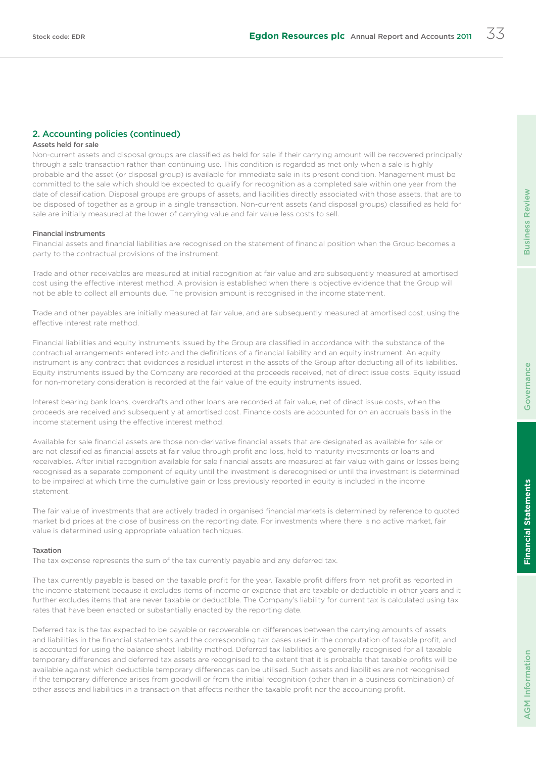## 2. Accounting policies (continued)

### Assets held for sale

Non-current assets and disposal groups are classified as held for sale if their carrying amount will be recovered principally through a sale transaction rather than continuing use. This condition is regarded as met only when a sale is highly probable and the asset (or disposal group) is available for immediate sale in its present condition. Management must be committed to the sale which should be expected to qualify for recognition as a completed sale within one year from the date of classification. Disposal groups are groups of assets, and liabilities directly associated with those assets, that are to be disposed of together as a group in a single transaction. Non-current assets (and disposal groups) classified as held for sale are initially measured at the lower of carrying value and fair value less costs to sell.

### Financial instruments

Financial assets and financial liabilities are recognised on the statement of financial position when the Group becomes a party to the contractual provisions of the instrument.

Trade and other receivables are measured at initial recognition at fair value and are subsequently measured at amortised cost using the effective interest method. A provision is established when there is objective evidence that the Group will not be able to collect all amounts due. The provision amount is recognised in the income statement.

Trade and other payables are initially measured at fair value, and are subsequently measured at amortised cost, using the effective interest rate method.

Financial liabilities and equity instruments issued by the Group are classified in accordance with the substance of the contractual arrangements entered into and the definitions of a financial liability and an equity instrument. An equity instrument is any contract that evidences a residual interest in the assets of the Group after deducting all of its liabilities. Equity instruments issued by the Company are recorded at the proceeds received, net of direct issue costs. Equity issued for non-monetary consideration is recorded at the fair value of the equity instruments issued.

Interest bearing bank loans, overdrafts and other loans are recorded at fair value, net of direct issue costs, when the proceeds are received and subsequently at amortised cost. Finance costs are accounted for on an accruals basis in the income statement using the effective interest method.

Available for sale financial assets are those non-derivative financial assets that are designated as available for sale or are not classified as financial assets at fair value through profit and loss, held to maturity investments or loans and receivables. After initial recognition available for sale financial assets are measured at fair value with gains or losses being recognised as a separate component of equity until the investment is derecognised or until the investment is determined to be impaired at which time the cumulative gain or loss previously reported in equity is included in the income statement.

The fair value of investments that are actively traded in organised financial markets is determined by reference to quoted market bid prices at the close of business on the reporting date. For investments where there is no active market, fair value is determined using appropriate valuation techniques.

### Taxation

The tax expense represents the sum of the tax currently payable and any deferred tax.

The tax currently payable is based on the taxable profit for the year. Taxable profit differs from net profit as reported in the income statement because it excludes items of income or expense that are taxable or deductible in other years and it further excludes items that are never taxable or deductible. The Company's liability for current tax is calculated using tax rates that have been enacted or substantially enacted by the reporting date.

Deferred tax is the tax expected to be payable or recoverable on differences between the carrying amounts of assets and liabilities in the financial statements and the corresponding tax bases used in the computation of taxable profit, and is accounted for using the balance sheet liability method. Deferred tax liabilities are generally recognised for all taxable temporary differences and deferred tax assets are recognised to the extent that it is probable that taxable profits will be available against which deductible temporary differences can be utilised. Such assets and liabilities are not recognised if the temporary difference arises from goodwill or from the initial recognition (other than in a business combination) of other assets and liabilities in a transaction that affects neither the taxable profit nor the accounting profit.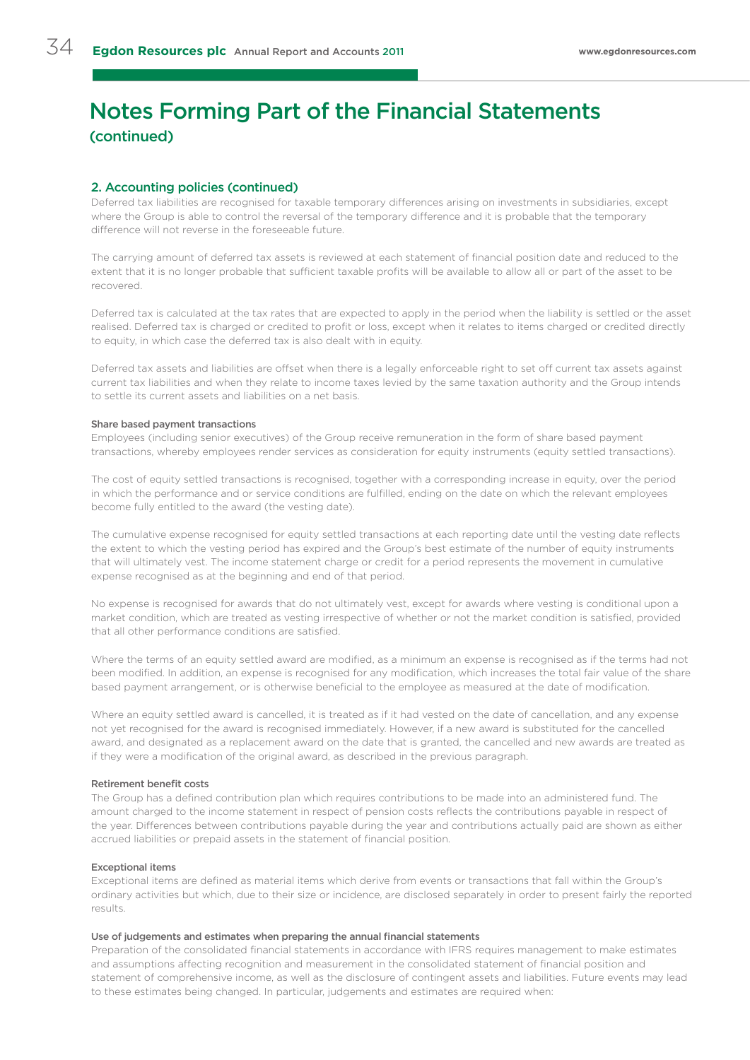# Notes Forming Part of the Financial Statements
## (continued)

### 2. Accounting policies (continued)

Deferred tax liabilities are recognised for taxable temporary differences arising on investments in subsidiaries, except where the Group is able to control the reversal of the temporary difference and it is probable that the temporary difference will not reverse in the foreseeable future.

The carrying amount of deferred tax assets is reviewed at each statement of financial position date and reduced to the extent that it is no longer probable that sufficient taxable profits will be available to allow all or part of the asset to be recovered.

Deferred tax is calculated at the tax rates that are expected to apply in the period when the liability is settled or the asset realised. Deferred tax is charged or credited to profit or loss, except when it relates to items charged or credited directly to equity, in which case the deferred tax is also dealt with in equity.

Deferred tax assets and liabilities are offset when there is a legally enforceable right to set off current tax assets against current tax liabilities and when they relate to income taxes levied by the same taxation authority and the Group intends to settle its current assets and liabilities on a net basis.

**Share based payment transactions**

Employees (including senior executives) of the Group receive remuneration in the form of share based payment transactions, whereby employees render services as consideration for equity instruments (equity settled transactions).

The cost of equity settled transactions is recognised, together with a corresponding increase in equity, over the period in which the performance and or service conditions are fulfilled, ending on the date on which the relevant employees become fully entitled to the award (the vesting date).

The cumulative expense recognised for equity settled transactions at each reporting date until the vesting date reflects the extent to which the vesting period has expired and the Group's best estimate of the number of equity instruments that will ultimately vest. The income statement charge or credit for a period represents the movement in cumulative expense recognised as at the beginning and end of that period.

No expense is recognised for awards that do not ultimately vest, except for awards where vesting is conditional upon a market condition, which are treated as vesting irrespective of whether or not the market condition is satisfied, provided that all other performance conditions are satisfied.

Where the terms of an equity settled award are modified, as a minimum an expense is recognised as if the terms had not been modified. In addition, an expense is recognised for any modification, which increases the total fair value of the share based payment arrangement, or is otherwise beneficial to the employee as measured at the date of modification.

Where an equity settled award is cancelled, it is treated as if it had vested on the date of cancellation, and any expense not yet recognised for the award is recognised immediately. However, if a new award is substituted for the cancelled award, and designated as a replacement award on the date that is granted, the cancelled and new awards are treated as if they were a modification of the original award, as described in the previous paragraph.

**Retirement benefit costs**

The Group has a defined contribution plan which requires contributions to be made into an administered fund. The amount charged to the income statement in respect of pension costs reflects the contributions payable in respect of the year. Differences between contributions payable during the year and contributions actually paid are shown as either accrued liabilities or prepaid assets in the statement of financial position.

**Exceptional items**

Exceptional items are defined as material items which derive from events or transactions that fall within the Group's ordinary activities but which, due to their size or incidence, are disclosed separately in order to present fairly the reported results.

**Use of judgements and estimates when preparing the annual financial statements**

Preparation of the consolidated financial statements in accordance with IFRS requires management to make estimates and assumptions affecting recognition and measurement in the consolidated statement of financial position and statement of comprehensive income, as well as the disclosure of contingent assets and liabilities. Future events may lead to these estimates being changed. In particular, judgements and estimates are required when: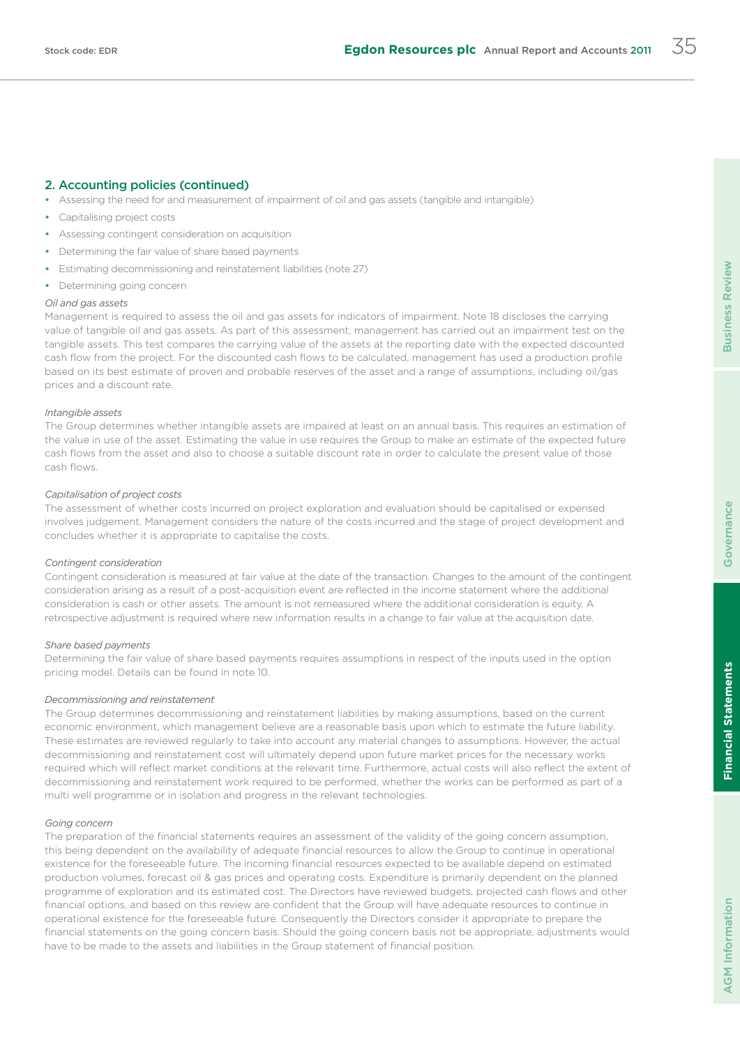## 2. Accounting policies (continued)

- Assessing the need for and measurement of impairment of oil and gas assets (tangible and intangible)
- Capitalising project costs
- Assessing contingent consideration on acquisition
- Determining the fair value of share based payments
- Estimating decommissioning and reinstatement liabilities (note 27)
- Determining going concern

*Oil and gas assets*

Management is required to assess the oil and gas assets for indicators of impairment. Note 18 discloses the carrying value of tangible oil and gas assets. As part of this assessment, management has carried out an impairment test on the tangible assets. This test compares the carrying value of the assets at the reporting date with the expected discounted cash flow from the project. For the discounted cash flows to be calculated, management has used a production profile based on its best estimate of proven and probable reserves of the asset and a range of assumptions, including oil/gas prices and a discount rate.

*Intangible assets*

The Group determines whether intangible assets are impaired at least on an annual basis. This requires an estimation of the value in use of the asset. Estimating the value in use requires the Group to make an estimate of the expected future cash flows from the asset and also to choose a suitable discount rate in order to calculate the present value of those cash flows.

*Capitalisation of project costs*

The assessment of whether costs incurred on project exploration and evaluation should be capitalised or expensed involves judgement. Management considers the nature of the costs incurred and the stage of project development and concludes whether it is appropriate to capitalise the costs.

*Contingent consideration*

Contingent consideration is measured at fair value at the date of the transaction. Changes to the amount of the contingent consideration arising as a result of a post-acquisition event are reflected in the income statement where the additional consideration is cash or other assets. The amount is not remeasured where the additional consideration is equity. A retrospective adjustment is required where new information results in a change to fair value at the acquisition date.

*Share based payments*

Determining the fair value of share based payments requires assumptions in respect of the inputs used in the option pricing model. Details can be found in note 10.

*Decommissioning and reinstatement*

The Group determines decommissioning and reinstatement liabilities by making assumptions, based on the current economic environment, which management believe are a reasonable basis upon which to estimate the future liability. These estimates are reviewed regularly to take into account any material changes to assumptions. However, the actual decommissioning and reinstatement cost will ultimately depend upon future market prices for the necessary works required which will reflect market conditions at the relevant time. Furthermore, actual costs will also reflect the extent of decommissioning and reinstatement work required to be performed, whether the works can be performed as part of a multi well programme or in isolation and progress in the relevant technologies.

*Going concern*

The preparation of the financial statements requires an assessment of the validity of the going concern assumption, this being dependent on the availability of adequate financial resources to allow the Group to continue in operational existence for the foreseeable future. The incoming financial resources expected to be available depend on estimated production volumes, forecast oil & gas prices and operating costs. Expenditure is primarily dependent on the planned programme of exploration and its estimated cost. The Directors have reviewed budgets, projected cash flows and other financial options, and based on this review are confident that the Group will have adequate resources to continue in operational existence for the foreseeable future. Consequently the Directors consider it appropriate to prepare the financial statements on the going concern basis. Should the going concern basis not be appropriate, adjustments would have to be made to the assets and liabilities in the Group statement of financial position.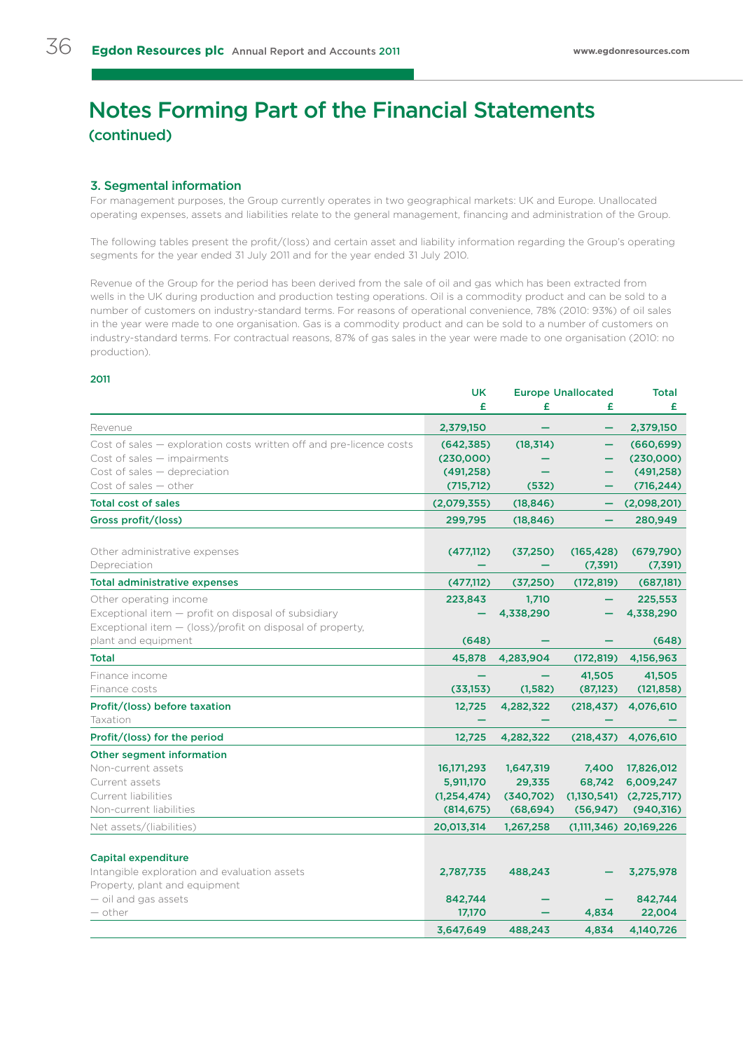# Notes Forming Part of the Financial Statements
(continued)

## 3. Segmental information

For management purposes, the Group currently operates in two geographical markets: UK and Europe. Unallocated operating expenses, assets and liabilities relate to the general management, financing and administration of the Group.

The following tables present the profit/(loss) and certain asset and liability information regarding the Group's operating segments for the year ended 31 July 2011 and for the year ended 31 July 2010.

Revenue of the Group for the period has been derived from the sale of oil and gas which has been extracted from wells in the UK during production and production testing operations. Oil is a commodity product and can be sold to a number of customers on industry-standard terms. For reasons of operational convenience, 78% (2010: 93%) of oil sales in the year were made to one organisation. Gas is a commodity product and can be sold to a number of customers on industry-standard terms. For contractual reasons, 87% of gas sales in the year were made to one organisation (2010: no production).

**2011**

| | UK £ | Europe £ | Unallocated £ | Total £ |
|---|---|---|---|---|
| Revenue | 2,379,150 | — | — | 2,379,150 |
| Cost of sales — exploration costs written off and pre-licence costs | (642,385) | (18,314) | — | (660,699) |
| Cost of sales — impairments | (230,000) | — | — | (230,000) |
| Cost of sales — depreciation | (491,258) | — | — | (491,258) |
| Cost of sales — other | (715,712) | (532) | — | (716,244) |
| **Total cost of sales** | (2,079,355) | (18,846) | — | (2,098,201) |
| **Gross profit/(loss)** | 299,795 | (18,846) | — | 280,949 |
| Other administrative expenses | (477,112) | (37,250) | (165,428) | (679,790) |
| Depreciation | — | — | (7,391) | (7,391) |
| **Total administrative expenses** | (477,112) | (37,250) | (172,819) | (687,181) |
| Other operating income | 223,843 | 1,710 | — | 225,553 |
| Exceptional item — profit on disposal of subsidiary | — | 4,338,290 | — | 4,338,290 |
| Exceptional item — (loss)/profit on disposal of property, plant and equipment | (648) | — | — | (648) |
| **Total** | 45,878 | 4,283,904 | (172,819) | 4,156,963 |
| Finance income | — | — | 41,505 | 41,505 |
| Finance costs | (33,153) | (1,582) | (87,123) | (121,858) |
| **Profit/(loss) before taxation** | 12,725 | 4,282,322 | (218,437) | 4,076,610 |
| Taxation | — | — | — | — |
| **Profit/(loss) for the period** | 12,725 | 4,282,322 | (218,437) | 4,076,610 |
| **Other segment information** | | | | |
| Non-current assets | 16,171,293 | 1,647,319 | 7,400 | 17,826,012 |
| Current assets | 5,911,170 | 29,335 | 68,742 | 6,009,247 |
| Current liabilities | (1,254,474) | (340,702) | (1,130,541) | (2,725,717) |
| Non-current liabilities | (814,675) | (68,694) | (56,947) | (940,316) |
| Net assets/(liabilities) | 20,013,314 | 1,267,258 | (1,111,346) | 20,169,226 |
| **Capital expenditure** | | | | |
| Intangible exploration and evaluation assets | 2,787,735 | 488,243 | — | 3,275,978 |
| Property, plant and equipment | | | | |
| — oil and gas assets | 842,744 | — | — | 842,744 |
| — other | 17,170 | — | 4,834 | 22,004 |
| | 3,647,649 | 488,243 | 4,834 | 4,140,726 |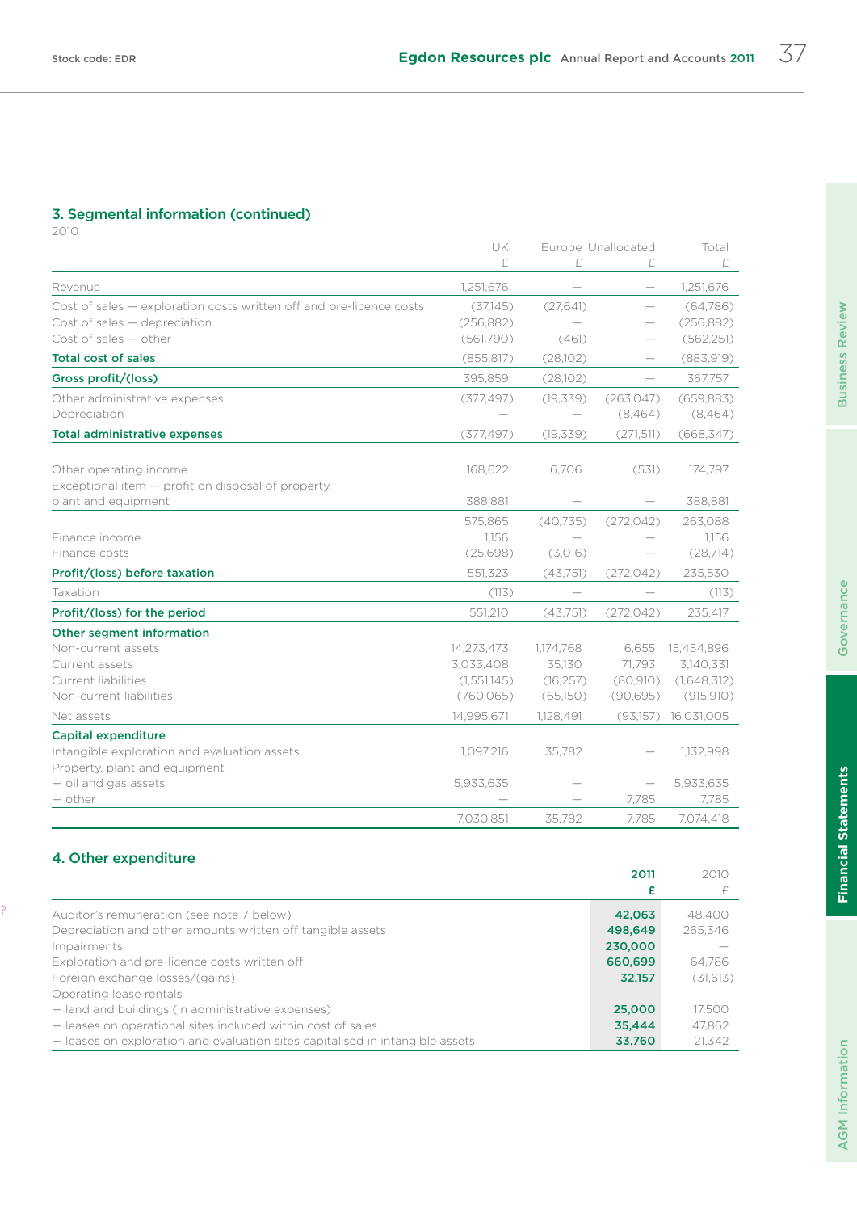## 3. Segmental information (continued)

2010

| | UK £ | Europe £ | Unallocated £ | Total £ |
|---|---|---|---|---|
| Revenue | 1,251,676 | — | — | 1,251,676 |
| Cost of sales — exploration costs written off and pre-licence costs | (37,145) | (27,641) | — | (64,786) |
| Cost of sales — depreciation | (256,882) | — | — | (256,882) |
| Cost of sales — other | (561,790) | (461) | — | (562,251) |
| **Total cost of sales** | (855,817) | (28,102) | — | (883,919) |
| **Gross profit/(loss)** | 395,859 | (28,102) | — | 367,757 |
| Other administrative expenses | (377,497) | (19,339) | (263,047) | (659,883) |
| Depreciation | — | — | (8,464) | (8,464) |
| **Total administrative expenses** | (377,497) | (19,339) | (271,511) | (668,347) |
| Other operating income | 168,622 | 6,706 | (531) | 174,797 |
| Exceptional item — profit on disposal of property, plant and equipment | 388,881 | — | — | 388,881 |
| | 575,865 | (40,735) | (272,042) | 263,088 |
| Finance income | 1,156 | — | — | 1,156 |
| Finance costs | (25,698) | (3,016) | — | (28,714) |
| **Profit/(loss) before taxation** | 551,323 | (43,751) | (272,042) | 235,530 |
| Taxation | (113) | — | — | (113) |
| **Profit/(loss) for the period** | 551,210 | (43,751) | (272,042) | 235,417 |
| **Other segment information** | | | | |
| Non-current assets | 14,273,473 | 1,174,768 | 6,655 | 15,454,896 |
| Current assets | 3,033,408 | 35,130 | 71,793 | 3,140,331 |
| Current liabilities | (1,551,145) | (16,257) | (80,910) | (1,648,312) |
| Non-current liabilities | (760,065) | (65,150) | (90,695) | (915,910) |
| Net assets | 14,995,671 | 1,128,491 | (93,157) | 16,031,005 |
| **Capital expenditure** | | | | |
| Intangible exploration and evaluation assets | 1,097,216 | 35,782 | — | 1,132,998 |
| Property, plant and equipment | | | | |
| — oil and gas assets | 5,933,635 | — | — | 5,933,635 |
| — other | — | — | 7,785 | 7,785 |
| | 7,030,851 | 35,782 | 7,785 | 7,074,418 |

## 4. Other expenditure

| | **2011 £** | 2010 £ |
|---|---|---|
| Auditor's remuneration (see note 7 below) | **42,063** | 48,400 |
| Depreciation and other amounts written off tangible assets | **498,649** | 265,346 |
| Impairments | **230,000** | — |
| Exploration and pre-licence costs written off | **660,699** | 64,786 |
| Foreign exchange losses/(gains) | **32,157** | (31,613) |
| Operating lease rentals | | |
| — land and buildings (in administrative expenses) | **25,000** | 17,500 |
| — leases on operational sites included within cost of sales | **35,444** | 47,862 |
| — leases on exploration and evaluation sites capitalised in intangible assets | **33,760** | 21,342 |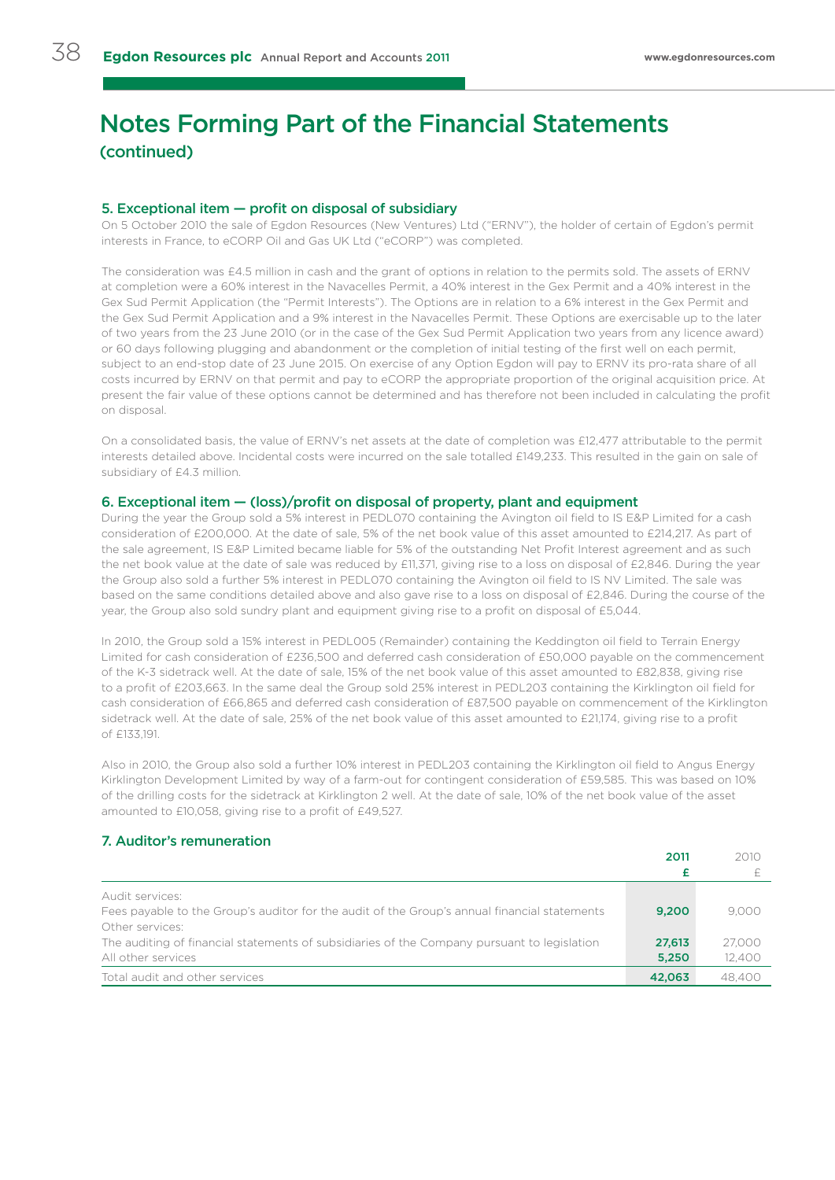# Notes Forming Part of the Financial Statements
(continued)

## 5. Exceptional item — profit on disposal of subsidiary

On 5 October 2010 the sale of Egdon Resources (New Ventures) Ltd ("ERNV"), the holder of certain of Egdon's permit interests in France, to eCORP Oil and Gas UK Ltd ("eCORP") was completed.

The consideration was £4.5 million in cash and the grant of options in relation to the permits sold. The assets of ERNV at completion were a 60% interest in the Navacelles Permit, a 40% interest in the Gex Permit and a 40% interest in the Gex Sud Permit Application (the "Permit Interests"). The Options are in relation to a 6% interest in the Gex Permit and the Gex Sud Permit Application and a 9% interest in the Navacelles Permit. These Options are exercisable up to the later of two years from the 23 June 2010 (or in the case of the Gex Sud Permit Application two years from any licence award) or 60 days following plugging and abandonment or the completion of initial testing of the first well on each permit, subject to an end-stop date of 23 June 2015. On exercise of any Option Egdon will pay to ERNV its pro-rata share of all costs incurred by ERNV on that permit and pay to eCORP the appropriate proportion of the original acquisition price. At present the fair value of these options cannot be determined and has therefore not been included in calculating the profit on disposal.

On a consolidated basis, the value of ERNV's net assets at the date of completion was £12,477 attributable to the permit interests detailed above. Incidental costs were incurred on the sale totalled £149,233. This resulted in the gain on sale of subsidiary of £4.3 million.

## 6. Exceptional item — (loss)/profit on disposal of property, plant and equipment

During the year the Group sold a 5% interest in PEDL070 containing the Avington oil field to IS E&P Limited for a cash consideration of £200,000. At the date of sale, 5% of the net book value of this asset amounted to £214,217. As part of the sale agreement, IS E&P Limited became liable for 5% of the outstanding Net Profit Interest agreement and as such the net book value at the date of sale was reduced by £11,371, giving rise to a loss on disposal of £2,846. During the year the Group also sold a further 5% interest in PEDL070 containing the Avington oil field to IS NV Limited. The sale was based on the same conditions detailed above and also gave rise to a loss on disposal of £2,846. During the course of the year, the Group also sold sundry plant and equipment giving rise to a profit on disposal of £5,044.

In 2010, the Group sold a 15% interest in PEDL005 (Remainder) containing the Keddington oil field to Terrain Energy Limited for cash consideration of £236,500 and deferred cash consideration of £50,000 payable on the commencement of the K-3 sidetrack well. At the date of sale, 15% of the net book value of this asset amounted to £82,838, giving rise to a profit of £203,663. In the same deal the Group sold 25% interest in PEDL203 containing the Kirklington oil field for cash consideration of £66,865 and deferred cash consideration of £87,500 payable on commencement of the Kirklington sidetrack well. At the date of sale, 25% of the net book value of this asset amounted to £21,174, giving rise to a profit of £133,191.

Also in 2010, the Group also sold a further 10% interest in PEDL203 containing the Kirklington oil field to Angus Energy Kirklington Development Limited by way of a farm-out for contingent consideration of £59,585. This was based on 10% of the drilling costs for the sidetrack at Kirklington 2 well. At the date of sale, 10% of the net book value of the asset amounted to £10,058, giving rise to a profit of £49,527.

## 7. Auditor's remuneration

| | 2011<br>£ | 2010<br>£ |
|---|---|---|
| Audit services: | | |
| Fees payable to the Group's auditor for the audit of the Group's annual financial statements | 9,200 | 9,000 |
| Other services: | | |
| The auditing of financial statements of subsidiaries of the Company pursuant to legislation | 27,613 | 27,000 |
| All other services | 5,250 | 12,400 |
| Total audit and other services | 42,063 | 48,400 |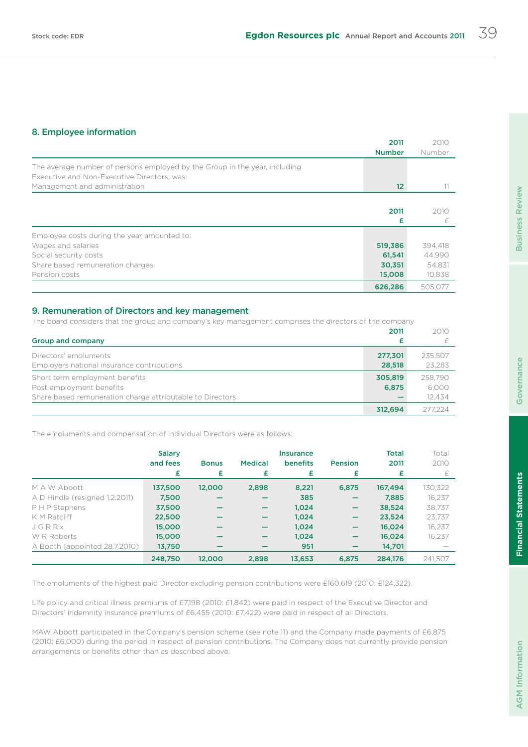## 8. Employee information

| | 2011 Number | 2010 Number |
|---|---|---|
| The average number of persons employed by the Group in the year, including Executive and Non-Executive Directors, was: | | |
| Management and administration | **12** | 11 |

| | 2011 £ | 2010 £ |
|---|---|---|
| Employee costs during the year amounted to: | | |
| Wages and salaries | **519,386** | 394,418 |
| Social security costs | **61,541** | 44,990 |
| Share based remuneration charges | **30,351** | 54,831 |
| Pension costs | **15,008** | 10,838 |
| | **626,286** | 505,077 |

## 9. Remuneration of Directors and key management

The board considers that the group and company's key management comprises the directors of the company

| Group and company | 2011 £ | 2010 £ |
|---|---|---|
| Directors' emoluments | **277,301** | 235,507 |
| Employers national insurance contributions | **28,518** | 23,283 |
| Short term employment benefits | **305,819** | 258,790 |
| Post employment benefits | **6,875** | 6,000 |
| Share based remuneration charge attributable to Directors | **—** | 12,434 |
| | **312,694** | 277,224 |

The emoluments and compensation of individual Directors were as follows:

| | Salary and fees £ | Bonus £ | Medical £ | Insurance benefits £ | Pension £ | Total 2011 £ | Total 2010 £ |
|---|---|---|---|---|---|---|---|
| M A W Abbott | **137,500** | **12,000** | **2,898** | **8,221** | **6,875** | **167,494** | 130,322 |
| A D Hindle (resigned 1.2.2011) | **7,500** | **—** | **—** | **385** | **—** | **7,885** | 16,237 |
| P H P Stephens | **37,500** | **—** | **—** | **1,024** | **—** | **38,524** | 38,737 |
| K M Ratcliff | **22,500** | **—** | **—** | **1,024** | **—** | **23,524** | 23,737 |
| J G R Rix | **15,000** | **—** | **—** | **1,024** | **—** | **16,024** | 16,237 |
| W R Roberts | **15,000** | **—** | **—** | **1,024** | **—** | **16,024** | 16,237 |
| A Booth (appointed 28.7.2010) | **13,750** | **—** | **—** | **951** | **—** | **14,701** | — |
| | **248,750** | **12,000** | **2,898** | **13,653** | **6,875** | **284,176** | 241,507 |

The emoluments of the highest paid Director excluding pension contributions were £160,619 (2010: £124,322).

Life policy and critical illness premiums of £7,198 (2010: £1,842) were paid in respect of the Executive Director and Directors' indemnity insurance premiums of £6,455 (2010: £7,422) were paid in respect of all Directors.

MAW Abbott participated in the Company's pension scheme (see note 11) and the Company made payments of £6,875 (2010: £6,000) during the period in respect of pension contributions. The Company does not currently provide pension arrangements or benefits other than as described above.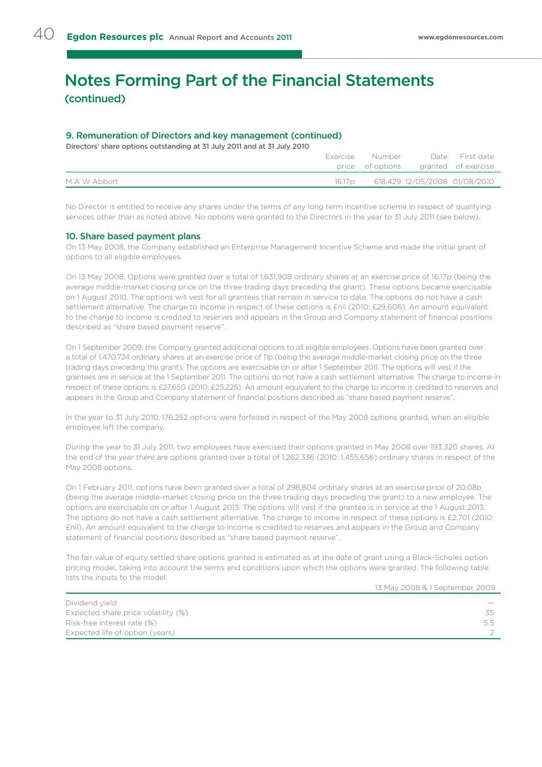# Notes Forming Part of the Financial Statements
(continued)

## 9. Remuneration of Directors and key management (continued)

**Directors' share options outstanding at 31 July 2011 and at 31 July 2010**

| | Exercise price | Number of options | Date granted | First date of exercise |
|---|---|---|---|---|
| M A W Abbott | 16.17p | 618,429 | 12/05/2008 | 01/08/2010 |

No Director is entitled to receive any shares under the terms of any long term incentive scheme in respect of qualifying services other than as noted above. No options were granted to the Directors in the year to 31 July 2011 (see below).

## 10. Share based payment plans

On 13 May 2008, the Company established an Enterprise Management Incentive Scheme and made the initial grant of options to all eligible employees.

On 13 May 2008, Options were granted over a total of 1,631,908 ordinary shares at an exercise price of 16.17p (being the average middle-market closing price on the three trading days preceding the grant). These options became exercisable on 1 August 2010. The options will vest for all grantees that remain in service to date. The options do not have a cash settlement alternative. The charge to income in respect of these options is £nil (2010: £29,606). An amount equivalent to the charge to income is credited to reserves and appears in the Group and Company statement of financial positions described as "share based payment reserve".

On 1 September 2009, the Company granted additional options to all eligible employees. Options have been granted over a total of 1,470,724 ordinary shares at an exercise price of 11p (being the average middle-market closing price on the three trading days preceding the grant). The options are exercisable on or after 1 September 2011. The options will vest if the grantees are in service at the 1 September 2011. The options do not have a cash settlement alternative. The charge to income in respect of these options is £27,650 (2010: £25,225). An amount equivalent to the charge to income is credited to reserves and appears in the Group and Company statement of financial positions described as "share based payment reserve".

In the year to 31 July 2010, 176,252 options were forfeited in respect of the May 2008 options granted, when an eligible employee left the company.

During the year to 31 July 2011, two employees have exercised their options granted in May 2008 over 193,320 shares. At the end of the year there are options granted over a total of 1,262,336 (2010: 1,455,656) ordinary shares in respect of the May 2008 options.

On 1 February 2011, options have been granted over a total of 298,804 ordinary shares at an exercise price of 20.08p (being the average middle-market closing price on the three trading days preceding the grant) to a new employee. The options are exercisable on or after 1 August 2013. The options will vest if the grantee is in service at the 1 August 2013. The options do not have a cash settlement alternative. The charge to income in respect of these options is £2,701 (2010: £nil). An amount equivalent to the charge to income is credited to reserves and appears in the Group and Company statement of financial positions described as "share based payment reserve".

The fair value of equity settled share options granted is estimated as at the date of grant using a Black-Scholes option pricing model, taking into account the terms and conditions upon which the options were granted. The following table lists the inputs to the model.

| | 13 May 2008 & 1 September 2009 |
|---|---|
| Dividend yield | – |
| Expected share price volatility (%) | 35 |
| Risk-free interest rate (%) | 5.5 |
| Expected life of option (years) | 2 |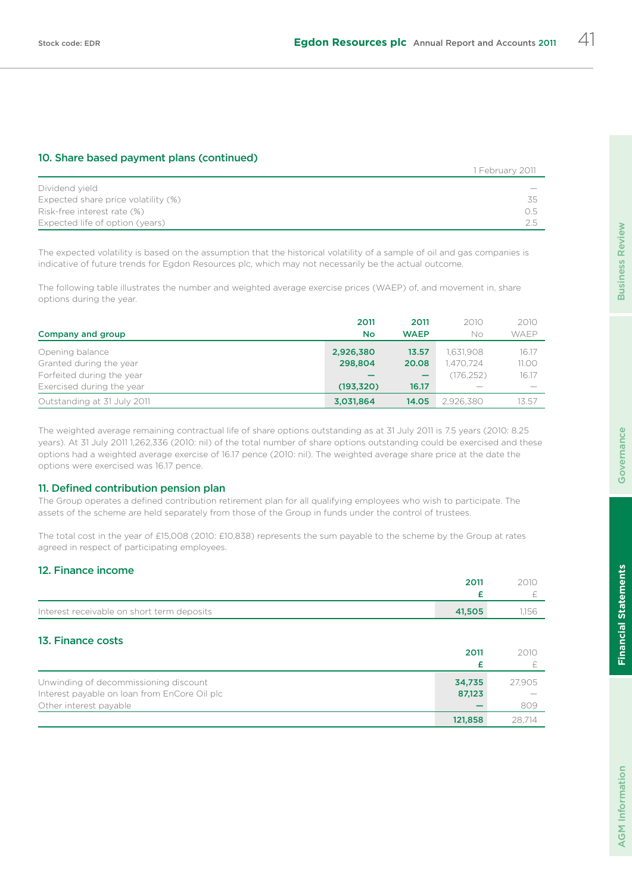## 10. Share based payment plans (continued)

| | 1 February 2011 |
|---|---|
| Dividend yield | — |
| Expected share price volatility (%) | 35 |
| Risk-free interest rate (%) | 0.5 |
| Expected life of option (years) | 2.5 |

The expected volatility is based on the assumption that the historical volatility of a sample of oil and gas companies is indicative of future trends for Egdon Resources plc, which may not necessarily be the actual outcome.

The following table illustrates the number and weighted average exercise prices (WAEP) of, and movement in, share options during the year.

| Company and group | **2011 No** | **2011 WAEP** | 2010 No | 2010 WAEP |
|---|---|---|---|---|
| Opening balance | **2,926,380** | **13.57** | 1,631,908 | 16.17 |
| Granted during the year | **298,804** | **20.08** | 1,470,724 | 11.00 |
| Forfeited during the year | **—** | **—** | (176,252) | 16.17 |
| Exercised during the year | **(193,320)** | **16.17** | — | — |
| Outstanding at 31 July 2011 | **3,031,864** | **14.05** | 2,926,380 | 13.57 |

The weighted average remaining contractual life of share options outstanding as at 31 July 2011 is 7.5 years (2010: 8.25 years). At 31 July 2011 1,262,336 (2010: nil) of the total number of share options outstanding could be exercised and these options had a weighted average exercise of 16.17 pence (2010: nil). The weighted average share price at the date the options were exercised was 16.17 pence.

## 11. Defined contribution pension plan

The Group operates a defined contribution retirement plan for all qualifying employees who wish to participate. The assets of the scheme are held separately from those of the Group in funds under the control of trustees.

The total cost in the year of £15,008 (2010: £10,838) represents the sum payable to the scheme by the Group at rates agreed in respect of participating employees.

## 12. Finance income

| | **2011 £** | 2010 £ |
|---|---|---|
| Interest receivable on short term deposits | **41,505** | 1,156 |

## 13. Finance costs

| | **2011 £** | 2010 £ |
|---|---|---|
| Unwinding of decommissioning discount | **34,735** | 27,905 |
| Interest payable on loan from EnCore Oil plc | **87,123** | — |
| Other interest payable | **—** | 809 |
| | **121,858** | 28,714 |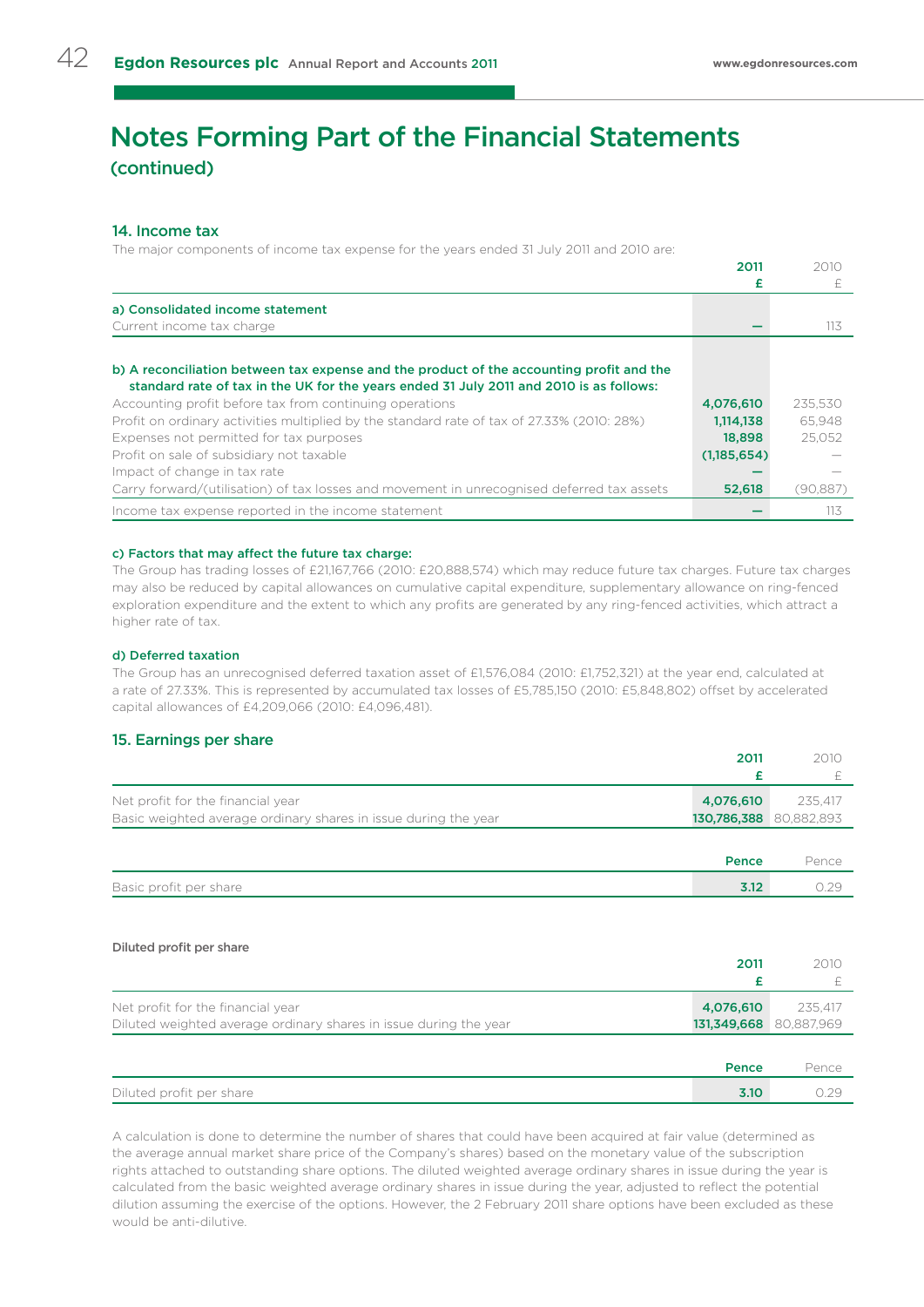# Notes Forming Part of the Financial Statements (continued)

## 14. Income tax

The major components of income tax expense for the years ended 31 July 2011 and 2010 are:

| | 2011 £ | 2010 £ |
|---|---|---|
| **a) Consolidated income statement** | | |
| Current income tax charge | — | 113 |
| **b) A reconciliation between tax expense and the product of the accounting profit and the standard rate of tax in the UK for the years ended 31 July 2011 and 2010 is as follows:** | | |
| Accounting profit before tax from continuing operations | 4,076,610 | 235,530 |
| Profit on ordinary activities multiplied by the standard rate of tax of 27.33% (2010: 28%) | 1,114,138 | 65,948 |
| Expenses not permitted for tax purposes | 18,898 | 25,052 |
| Profit on sale of subsidiary not taxable | (1,185,654) | — |
| Impact of change in tax rate | — | — |
| Carry forward/(utilisation) of tax losses and movement in unrecognised deferred tax assets | 52,618 | (90,887) |
| Income tax expense reported in the income statement | — | 113 |

### c) Factors that may affect the future tax charge:

The Group has trading losses of £21,167,766 (2010: £20,888,574) which may reduce future tax charges. Future tax charges may also be reduced by capital allowances on cumulative capital expenditure, supplementary allowance on ring-fenced exploration expenditure and the extent to which any profits are generated by any ring-fenced activities, which attract a higher rate of tax.

### d) Deferred taxation

The Group has an unrecognised deferred taxation asset of £1,576,084 (2010: £1,752,321) at the year end, calculated at a rate of 27.33%. This is represented by accumulated tax losses of £5,785,150 (2010: £5,848,802) offset by accelerated capital allowances of £4,209,066 (2010: £4,096,481).

## 15. Earnings per share

| | 2011 £ | 2010 £ |
|---|---|---|
| Net profit for the financial year | 4,076,610 | 235,417 |
| Basic weighted average ordinary shares in issue during the year | 130,786,388 | 80,882,893 |

| | Pence | Pence |
|---|---|---|
| Basic profit per share | 3.12 | 0.29 |

### Diluted profit per share

| | 2011 £ | 2010 £ |
|---|---|---|
| Net profit for the financial year | 4,076,610 | 235,417 |
| Diluted weighted average ordinary shares in issue during the year | 131,349,668 | 80,887,969 |

| | Pence | Pence |
|---|---|---|
| Diluted profit per share | 3.10 | 0.29 |

A calculation is done to determine the number of shares that could have been acquired at fair value (determined as the average annual market share price of the Company's shares) based on the monetary value of the subscription rights attached to outstanding share options. The diluted weighted average ordinary shares in issue during the year is calculated from the basic weighted average ordinary shares in issue during the year, adjusted to reflect the potential dilution assuming the exercise of the options. However, the 2 February 2011 share options have been excluded as these would be anti-dilutive.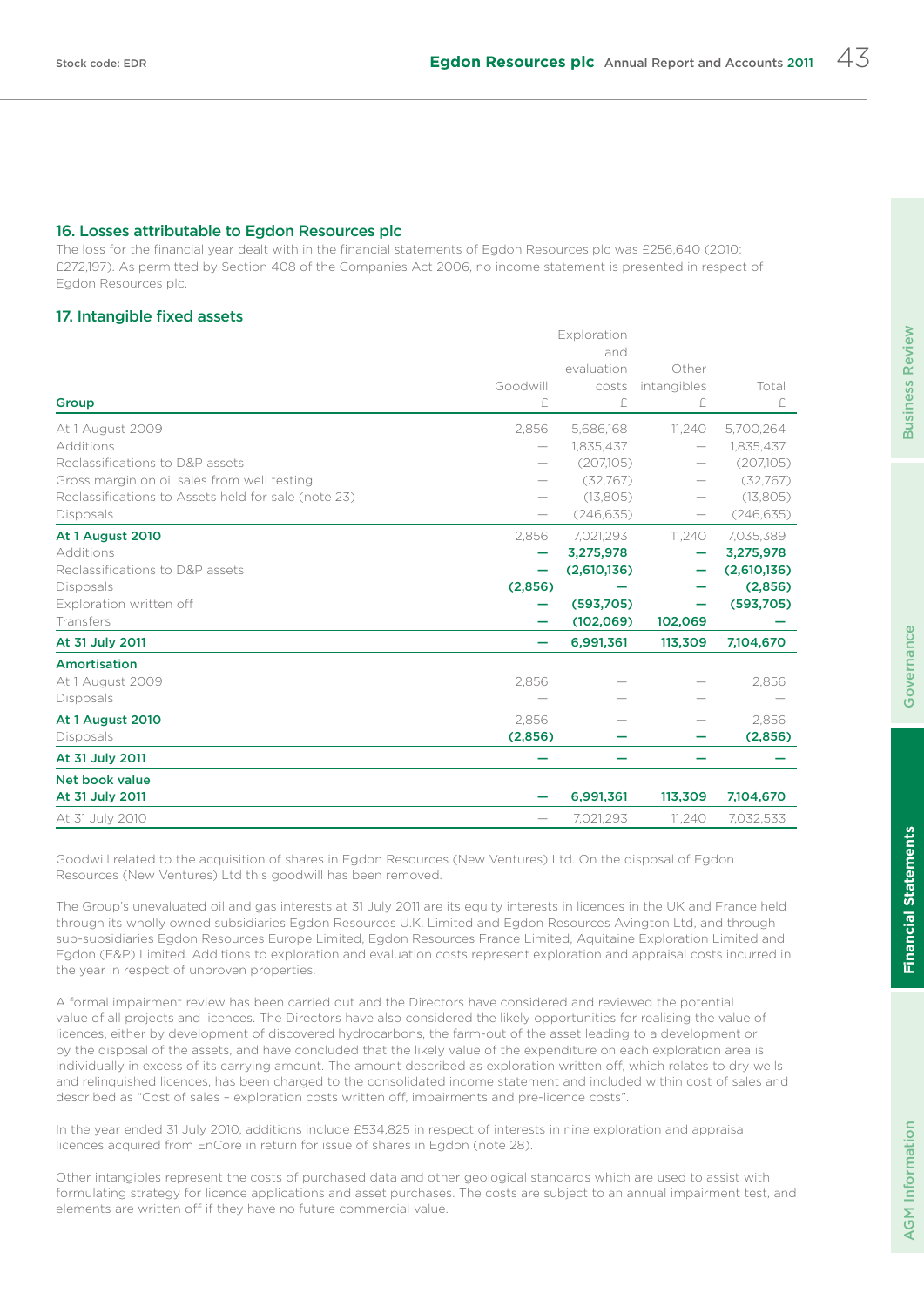## 16. Losses attributable to Egdon Resources plc

The loss for the financial year dealt with in the financial statements of Egdon Resources plc was £256,640 (2010: £272,197). As permitted by Section 408 of the Companies Act 2006, no income statement is presented in respect of Egdon Resources plc.

## 17. Intangible fixed assets

| Group | Goodwill £ | Exploration and evaluation costs £ | Other intangibles £ | Total £ |
|---|---|---|---|---|
| At 1 August 2009 | 2,856 | 5,686,168 | 11,240 | 5,700,264 |
| Additions | — | 1,835,437 | — | 1,835,437 |
| Reclassifications to D&P assets | — | (207,105) | — | (207,105) |
| Gross margin on oil sales from well testing | — | (32,767) | — | (32,767) |
| Reclassifications to Assets held for sale (note 23) | — | (13,805) | — | (13,805) |
| Disposals | — | (246,635) | — | (246,635) |
| **At 1 August 2010** | 2,856 | 7,021,293 | 11,240 | 7,035,389 |
| Additions | **—** | **3,275,978** | **—** | **3,275,978** |
| Reclassifications to D&P assets | **—** | **(2,610,136)** | **—** | **(2,610,136)** |
| Disposals | **(2,856)** | **—** | **—** | **(2,856)** |
| Exploration written off | **—** | **(593,705)** | **—** | **(593,705)** |
| Transfers | **—** | **(102,069)** | **102,069** | **—** |
| **At 31 July 2011** | **—** | **6,991,361** | **113,309** | **7,104,670** |
| **Amortisation** | | | | |
| At 1 August 2009 | 2,856 | — | — | 2,856 |
| Disposals | — | — | — | — |
| **At 1 August 2010** | 2,856 | — | — | 2,856 |
| Disposals | **(2,856)** | **—** | **—** | **(2,856)** |
| **At 31 July 2011** | **—** | **—** | **—** | **—** |
| **Net book value** | | | | |
| **At 31 July 2011** | **—** | **6,991,361** | **113,309** | **7,104,670** |
| At 31 July 2010 | — | 7,021,293 | 11,240 | 7,032,533 |

Goodwill related to the acquisition of shares in Egdon Resources (New Ventures) Ltd. On the disposal of Egdon Resources (New Ventures) Ltd this goodwill has been removed.

The Group's unevaluated oil and gas interests at 31 July 2011 are its equity interests in licences in the UK and France held through its wholly owned subsidiaries Egdon Resources U.K. Limited and Egdon Resources Avington Ltd, and through sub-subsidiaries Egdon Resources Europe Limited, Egdon Resources France Limited, Aquitaine Exploration Limited and Egdon (E&P) Limited. Additions to exploration and evaluation costs represent exploration and appraisal costs incurred in the year in respect of unproven properties.

A formal impairment review has been carried out and the Directors have considered and reviewed the potential value of all projects and licences. The Directors have also considered the likely opportunities for realising the value of licences, either by development of discovered hydrocarbons, the farm-out of the asset leading to a development or by the disposal of the assets, and have concluded that the likely value of the expenditure on each exploration area is individually in excess of its carrying amount. The amount described as exploration written off, which relates to dry wells and relinquished licences, has been charged to the consolidated income statement and included within cost of sales and described as "Cost of sales – exploration costs written off, impairments and pre-licence costs".

In the year ended 31 July 2010, additions include £534,825 in respect of interests in nine exploration and appraisal licences acquired from EnCore in return for issue of shares in Egdon (note 28).

Other intangibles represent the costs of purchased data and other geological standards which are used to assist with formulating strategy for licence applications and asset purchases. The costs are subject to an annual impairment test, and elements are written off if they have no future commercial value.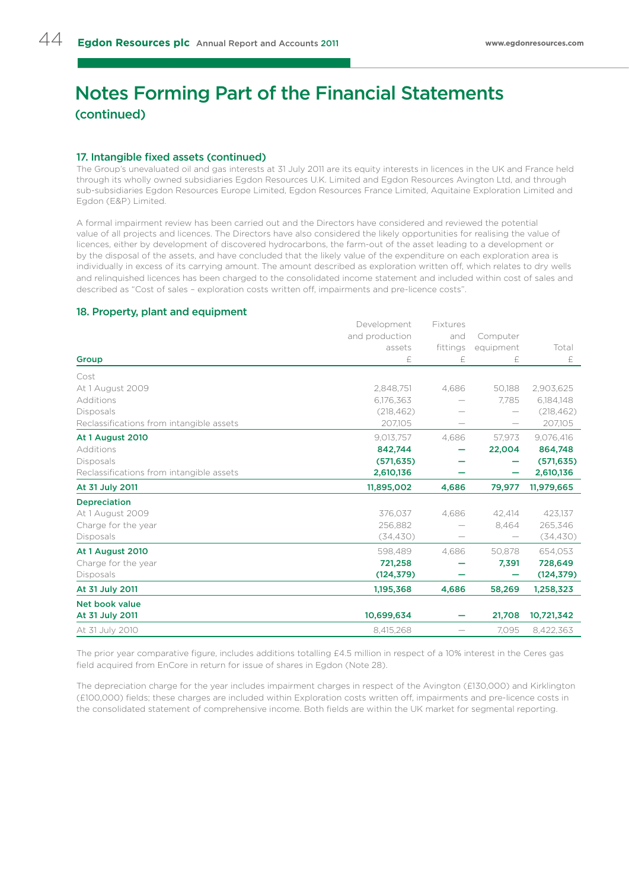# Notes Forming Part of the Financial Statements

(continued)

### 17. Intangible fixed assets (continued)

The Group's unevaluated oil and gas interests at 31 July 2011 are its equity interests in licences in the UK and France held through its wholly owned subsidiaries Egdon Resources U.K. Limited and Egdon Resources Avington Ltd, and through sub-subsidiaries Egdon Resources Europe Limited, Egdon Resources France Limited, Aquitaine Exploration Limited and Egdon (E&P) Limited.

A formal impairment review has been carried out and the Directors have considered and reviewed the potential value of all projects and licences. The Directors have also considered the likely opportunities for realising the value of licences, either by development of discovered hydrocarbons, the farm-out of the asset leading to a development or by the disposal of the assets, and have concluded that the likely value of the expenditure on each exploration area is individually in excess of its carrying amount. The amount described as exploration written off, which relates to dry wells and relinquished licences has been charged to the consolidated income statement and included within cost of sales and described as "Cost of sales – exploration costs written off, impairments and pre-licence costs".

### 18. Property, plant and equipment

| Group | Development and production assets £ | Fixtures and fittings £ | Computer equipment £ | Total £ |
|---|---|---|---|---|
| Cost | | | | |
| At 1 August 2009 | 2,848,751 | 4,686 | 50,188 | 2,903,625 |
| Additions | 6,176,363 | — | 7,785 | 6,184,148 |
| Disposals | (218,462) | — | — | (218,462) |
| Reclassifications from intangible assets | 207,105 | — | — | 207,105 |
| **At 1 August 2010** | 9,013,757 | 4,686 | 57,973 | 9,076,416 |
| Additions | **842,744** | **—** | **22,004** | **864,748** |
| Disposals | **(571,635)** | **—** | **—** | **(571,635)** |
| Reclassifications from intangible assets | **2,610,136** | **—** | **—** | **2,610,136** |
| **At 31 July 2011** | **11,895,002** | **4,686** | **79,977** | **11,979,665** |
| **Depreciation** | | | | |
| At 1 August 2009 | 376,037 | 4,686 | 42,414 | 423,137 |
| Charge for the year | 256,882 | — | 8,464 | 265,346 |
| Disposals | (34,430) | — | — | (34,430) |
| **At 1 August 2010** | 598,489 | 4,686 | 50,878 | 654,053 |
| Charge for the year | **721,258** | **—** | **7,391** | **728,649** |
| Disposals | **(124,379)** | **—** | **—** | **(124,379)** |
| **At 31 July 2011** | **1,195,368** | **4,686** | **58,269** | **1,258,323** |
| **Net book value** | | | | |
| **At 31 July 2011** | **10,699,634** | **—** | **21,708** | **10,721,342** |
| At 31 July 2010 | 8,415,268 | — | 7,095 | 8,422,363 |

The prior year comparative figure, includes additions totalling £4.5 million in respect of a 10% interest in the Ceres gas field acquired from EnCore in return for issue of shares in Egdon (Note 28).

The depreciation charge for the year includes impairment charges in respect of the Avington (£130,000) and Kirklington (£100,000) fields; these charges are included within Exploration costs written off, impairments and pre-licence costs in the consolidated statement of comprehensive income. Both fields are within the UK market for segmental reporting.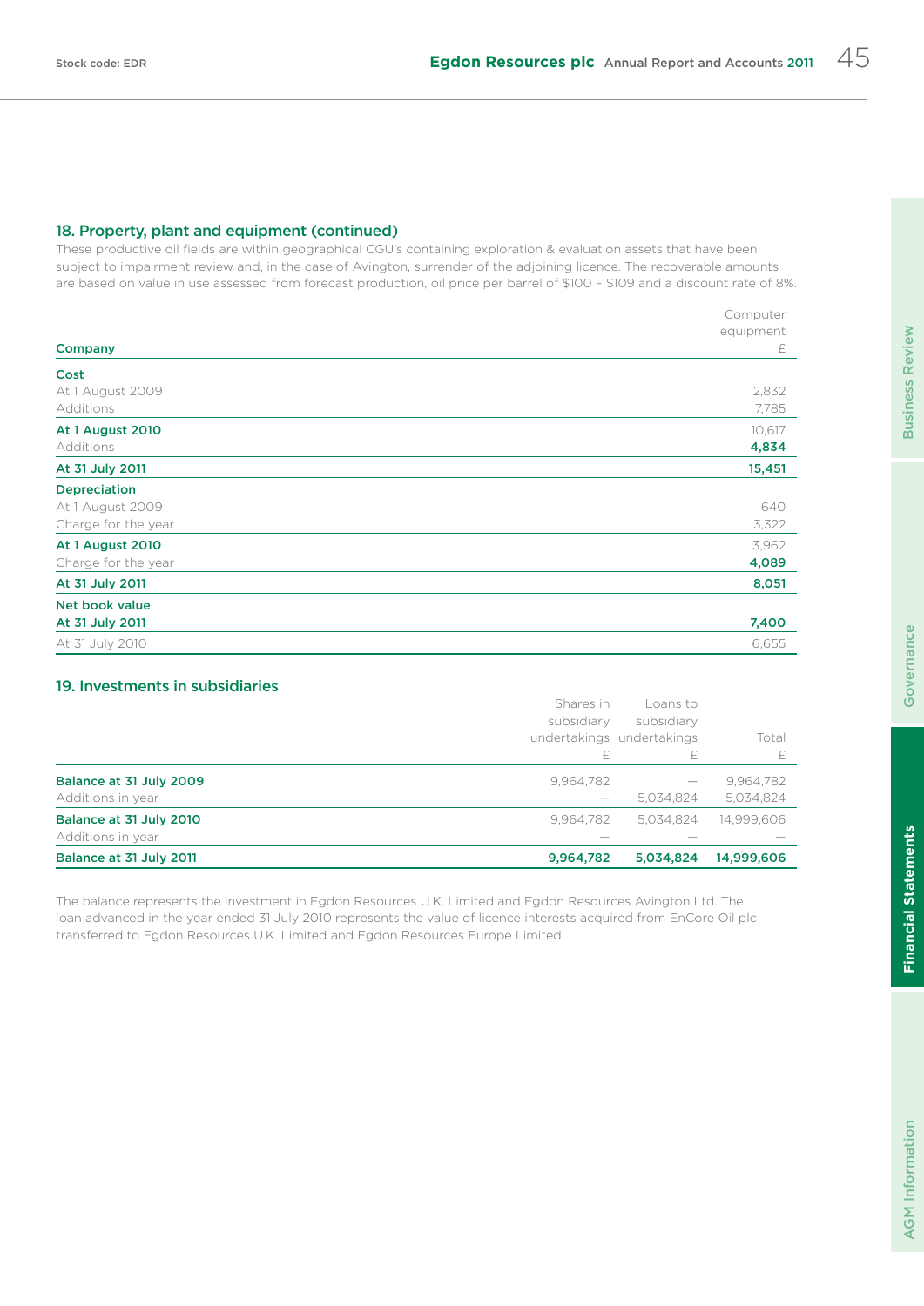## 18. Property, plant and equipment (continued)

These productive oil fields are within geographical CGU's containing exploration & evaluation assets that have been subject to impairment review and, in the case of Avington, surrender of the adjoining licence. The recoverable amounts are based on value in use assessed from forecast production, oil price per barrel of $100 – $109 and a discount rate of 8%.

| Company | Computer equipment £ |
|---|---|
| **Cost** | |
| At 1 August 2009 | 2,832 |
| Additions | 7,785 |
| **At 1 August 2010** | 10,617 |
| Additions | **4,834** |
| **At 31 July 2011** | **15,451** |
| **Depreciation** | |
| At 1 August 2009 | 640 |
| Charge for the year | 3,322 |
| **At 1 August 2010** | 3,962 |
| Charge for the year | **4,089** |
| **At 31 July 2011** | **8,051** |
| **Net book value** | |
| **At 31 July 2011** | **7,400** |
| At 31 July 2010 | 6,655 |

## 19. Investments in subsidiaries

| | Shares in subsidiary undertakings £ | Loans to subsidiary undertakings £ | Total £ |
|---|---|---|---|
| **Balance at 31 July 2009** | 9,964,782 | — | 9,964,782 |
| Additions in year | — | 5,034,824 | 5,034,824 |
| **Balance at 31 July 2010** | 9,964,782 | 5,034,824 | 14,999,606 |
| Additions in year | — | — | — |
| **Balance at 31 July 2011** | **9,964,782** | **5,034,824** | **14,999,606** |

The balance represents the investment in Egdon Resources U.K. Limited and Egdon Resources Avington Ltd. The loan advanced in the year ended 31 July 2010 represents the value of licence interests acquired from EnCore Oil plc transferred to Egdon Resources U.K. Limited and Egdon Resources Europe Limited.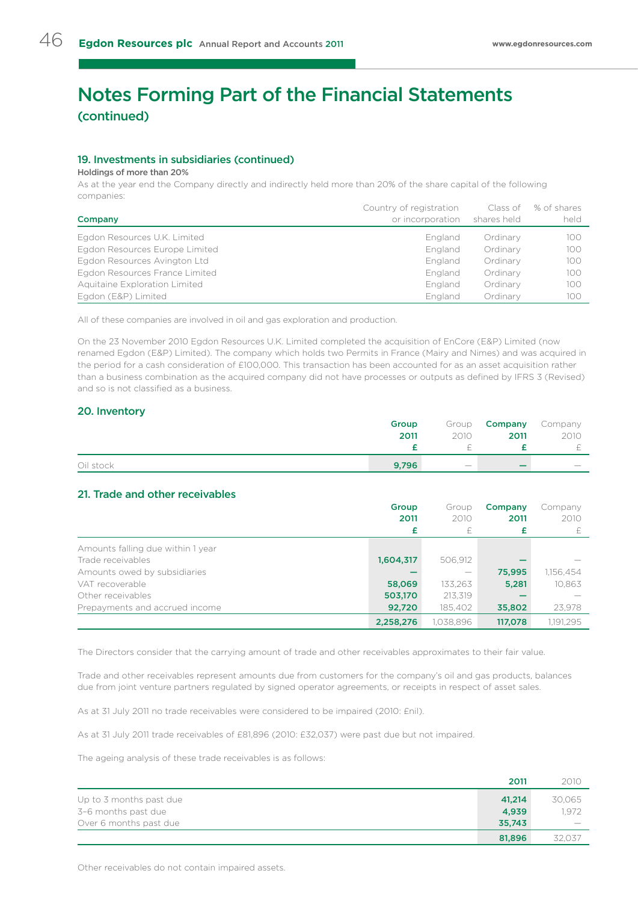# Notes Forming Part of the Financial Statements
## (continued)

### 19. Investments in subsidiaries (continued)

**Holdings of more than 20%**

As at the year end the Company directly and indirectly held more than 20% of the share capital of the following companies:

| Company | Country of registration or incorporation | Class of shares held | % of shares held |
|---|---|---|---|
| Egdon Resources U.K. Limited | England | Ordinary | 100 |
| Egdon Resources Europe Limited | England | Ordinary | 100 |
| Egdon Resources Avington Ltd | England | Ordinary | 100 |
| Egdon Resources France Limited | England | Ordinary | 100 |
| Aquitaine Exploration Limited | England | Ordinary | 100 |
| Egdon (E&P) Limited | England | Ordinary | 100 |

All of these companies are involved in oil and gas exploration and production.

On the 23 November 2010 Egdon Resources U.K. Limited completed the acquisition of EnCore (E&P) Limited (now renamed Egdon (E&P) Limited). The company which holds two Permits in France (Mairy and Nimes) and was acquired in the period for a cash consideration of £100,000. This transaction has been accounted for as an asset acquisition rather than a business combination as the acquired company did not have processes or outputs as defined by IFRS 3 (Revised) and so is not classified as a business.

### 20. Inventory

| | **Group 2011 £** | Group 2010 £ | **Company 2011 £** | Company 2010 £ |
|---|---|---|---|---|
| Oil stock | **9,796** | — | **—** | — |

### 21. Trade and other receivables

| | **Group 2011 £** | Group 2010 £ | **Company 2011 £** | Company 2010 £ |
|---|---|---|---|---|
| Amounts falling due within 1 year | | | | |
| Trade receivables | **1,604,317** | 506,912 | **—** | — |
| Amounts owed by subsidiaries | **—** | — | **75,995** | 1,156,454 |
| VAT recoverable | **58,069** | 133,263 | **5,281** | 10,863 |
| Other receivables | **503,170** | 213,319 | **—** | — |
| Prepayments and accrued income | **92,720** | 185,402 | **35,802** | 23,978 |
| | **2,258,276** | 1,038,896 | **117,078** | 1,191,295 |

The Directors consider that the carrying amount of trade and other receivables approximates to their fair value.

Trade and other receivables represent amounts due from customers for the company's oil and gas products, balances due from joint venture partners regulated by signed operator agreements, or receipts in respect of asset sales.

As at 31 July 2011 no trade receivables were considered to be impaired (2010: £nil).

As at 31 July 2011 trade receivables of £81,896 (2010: £32,037) were past due but not impaired.

The ageing analysis of these trade receivables is as follows:

| | **2011** | 2010 |
|---|---|---|
| Up to 3 months past due | **41,214** | 30,065 |
| 3–6 months past due | **4,939** | 1,972 |
| Over 6 months past due | **35,743** | — |
| | **81,896** | 32,037 |

Other receivables do not contain impaired assets.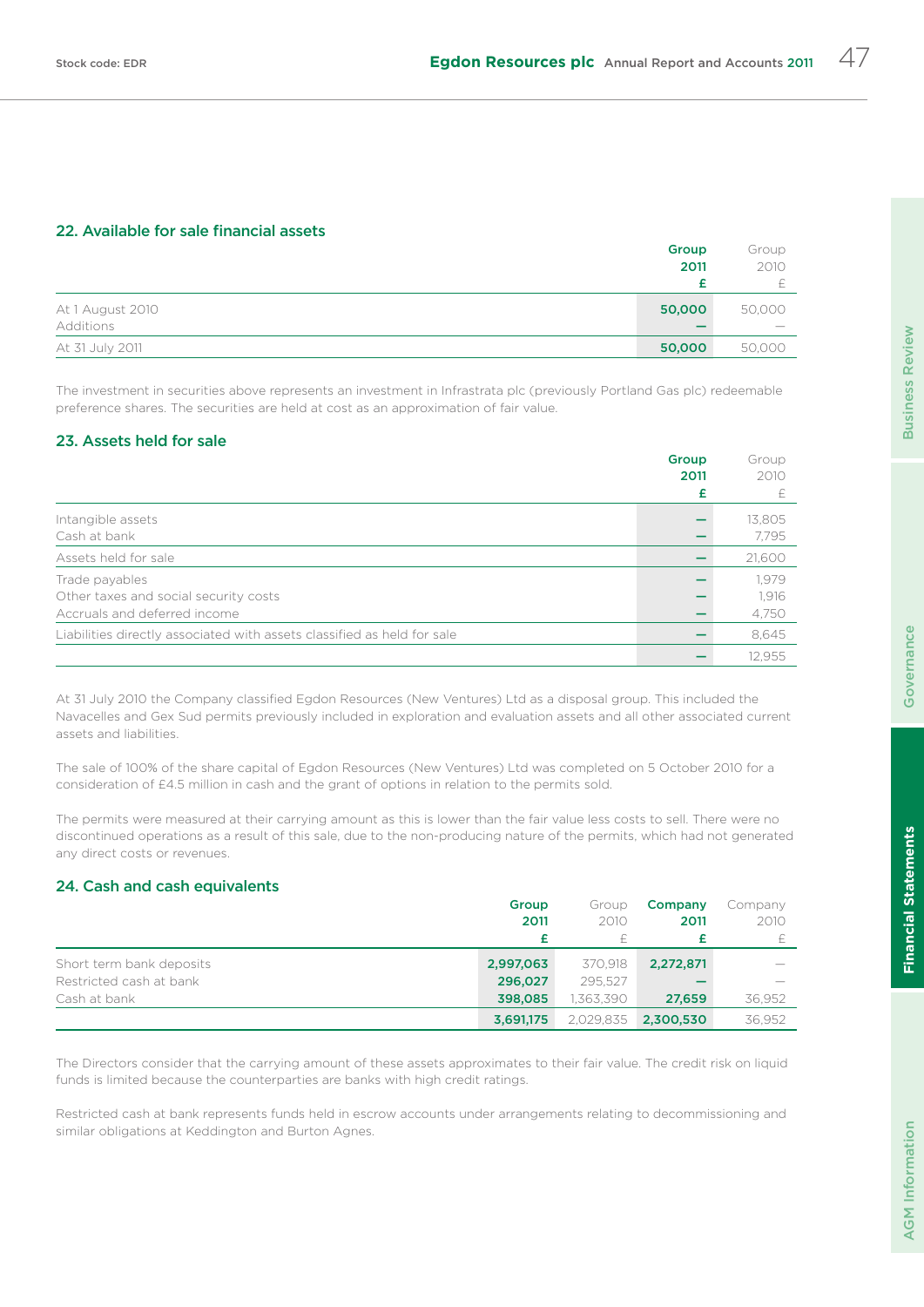## 22. Available for sale financial assets

| | Group 2011 £ | Group 2010 £ |
|---|---|---|
| At 1 August 2010 | 50,000 | 50,000 |
| Additions | – | – |
| At 31 July 2011 | 50,000 | 50,000 |

The investment in securities above represents an investment in Infrastrata plc (previously Portland Gas plc) redeemable preference shares. The securities are held at cost as an approximation of fair value.

## 23. Assets held for sale

| | Group 2011 £ | Group 2010 £ |
|---|---|---|
| Intangible assets | – | 13,805 |
| Cash at bank | – | 7,795 |
| Assets held for sale | – | 21,600 |
| Trade payables | – | 1,979 |
| Other taxes and social security costs | – | 1,916 |
| Accruals and deferred income | – | 4,750 |
| Liabilities directly associated with assets classified as held for sale | – | 8,645 |
| | – | 12,955 |

At 31 July 2010 the Company classified Egdon Resources (New Ventures) Ltd as a disposal group. This included the Navacelles and Gex Sud permits previously included in exploration and evaluation assets and all other associated current assets and liabilities.

The sale of 100% of the share capital of Egdon Resources (New Ventures) Ltd was completed on 5 October 2010 for a consideration of £4.5 million in cash and the grant of options in relation to the permits sold.

The permits were measured at their carrying amount as this is lower than the fair value less costs to sell. There were no discontinued operations as a result of this sale, due to the non-producing nature of the permits, which had not generated any direct costs or revenues.

## 24. Cash and cash equivalents

| | Group 2011 £ | Group 2010 £ | Company 2011 £ | Company 2010 £ |
|---|---|---|---|---|
| Short term bank deposits | 2,997,063 | 370,918 | 2,272,871 | – |
| Restricted cash at bank | 296,027 | 295,527 | – | – |
| Cash at bank | 398,085 | 1,363,390 | 27,659 | 36,952 |
| | 3,691,175 | 2,029,835 | 2,300,530 | 36,952 |

The Directors consider that the carrying amount of these assets approximates to their fair value. The credit risk on liquid funds is limited because the counterparties are banks with high credit ratings.

Restricted cash at bank represents funds held in escrow accounts under arrangements relating to decommissioning and similar obligations at Keddington and Burton Agnes.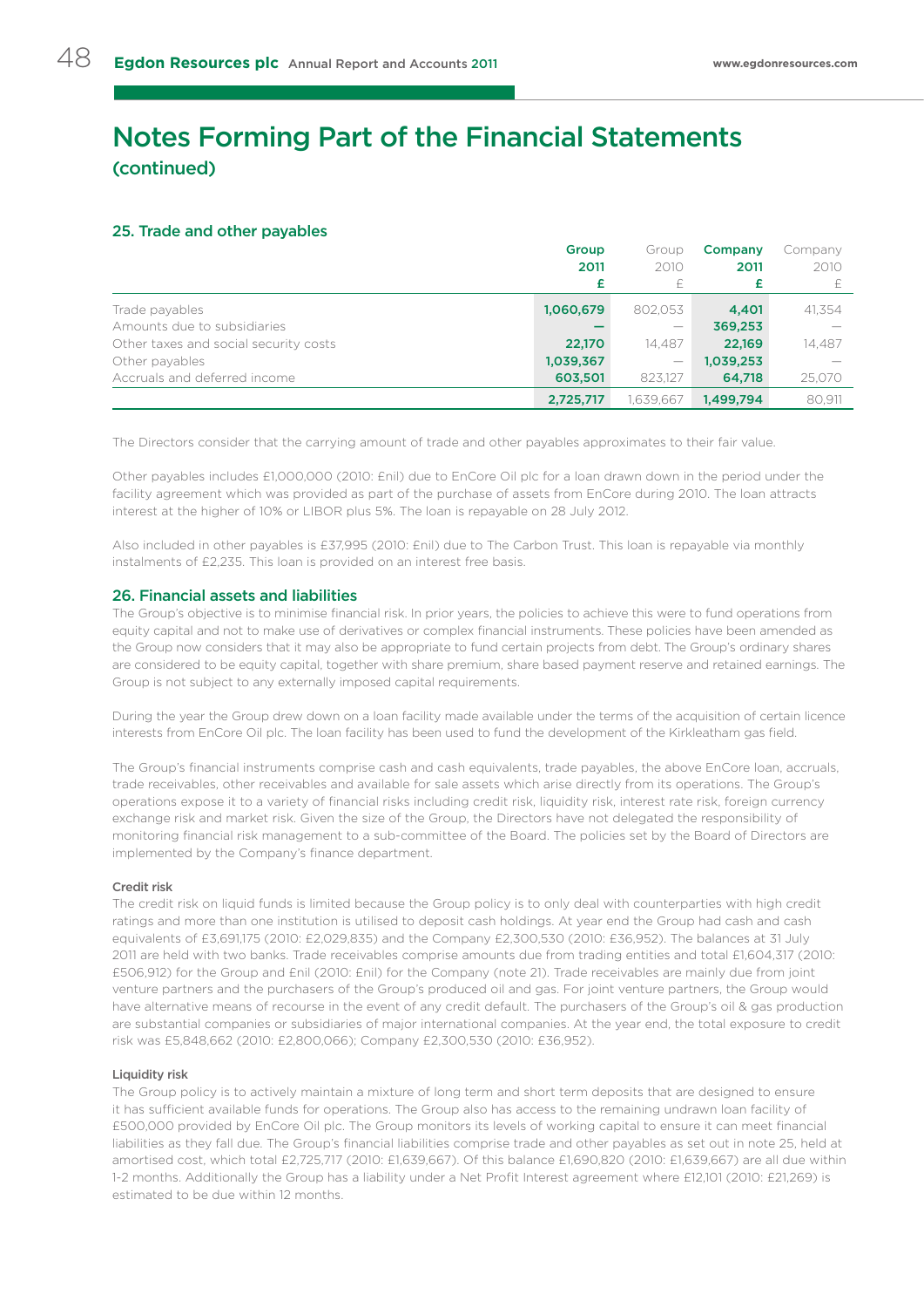# Notes Forming Part of the Financial Statements (continued)

## 25. Trade and other payables

| | Group 2011 £ | Group 2010 £ | Company 2011 £ | Company 2010 £ |
|---|---|---|---|---|
| Trade payables | **1,060,679** | 802,053 | **4,401** | 41,354 |
| Amounts due to subsidiaries | **—** | — | **369,253** | — |
| Other taxes and social security costs | **22,170** | 14,487 | **22,169** | 14,487 |
| Other payables | **1,039,367** | — | **1,039,253** | — |
| Accruals and deferred income | **603,501** | 823,127 | **64,718** | 25,070 |
| | **2,725,717** | 1,639,667 | **1,499,794** | 80,911 |

The Directors consider that the carrying amount of trade and other payables approximates to their fair value.

Other payables includes £1,000,000 (2010: £nil) due to EnCore Oil plc for a loan drawn down in the period under the facility agreement which was provided as part of the purchase of assets from EnCore during 2010. The loan attracts interest at the higher of 10% or LIBOR plus 5%. The loan is repayable on 28 July 2012.

Also included in other payables is £37,995 (2010: £nil) due to The Carbon Trust. This loan is repayable via monthly instalments of £2,235. This loan is provided on an interest free basis.

## 26. Financial assets and liabilities

The Group's objective is to minimise financial risk. In prior years, the policies to achieve this were to fund operations from equity capital and not to make use of derivatives or complex financial instruments. These policies have been amended as the Group now considers that it may also be appropriate to fund certain projects from debt. The Group's ordinary shares are considered to be equity capital, together with share premium, share based payment reserve and retained earnings. The Group is not subject to any externally imposed capital requirements.

During the year the Group drew down on a loan facility made available under the terms of the acquisition of certain licence interests from EnCore Oil plc. The loan facility has been used to fund the development of the Kirkleatham gas field.

The Group's financial instruments comprise cash and cash equivalents, trade payables, the above EnCore loan, accruals, trade receivables, other receivables and available for sale assets which arise directly from its operations. The Group's operations expose it to a variety of financial risks including credit risk, liquidity risk, interest rate risk, foreign currency exchange risk and market risk. Given the size of the Group, the Directors have not delegated the responsibility of monitoring financial risk management to a sub-committee of the Board. The policies set by the Board of Directors are implemented by the Company's finance department.

#### Credit risk

The credit risk on liquid funds is limited because the Group policy is to only deal with counterparties with high credit ratings and more than one institution is utilised to deposit cash holdings. At year end the Group had cash and cash equivalents of £3,691,175 (2010: £2,029,835) and the Company £2,300,530 (2010: £36,952). The balances at 31 July 2011 are held with two banks. Trade receivables comprise amounts due from trading entities and total £1,604,317 (2010: £506,912) for the Group and £nil (2010: £nil) for the Company (note 21). Trade receivables are mainly due from joint venture partners and the purchasers of the Group's produced oil and gas. For joint venture partners, the Group would have alternative means of recourse in the event of any credit default. The purchasers of the Group's oil & gas production are substantial companies or subsidiaries of major international companies. At the year end, the total exposure to credit risk was £5,848,662 (2010: £2,800,066); Company £2,300,530 (2010: £36,952).

#### Liquidity risk

The Group policy is to actively maintain a mixture of long term and short term deposits that are designed to ensure it has sufficient available funds for operations. The Group also has access to the remaining undrawn loan facility of £500,000 provided by EnCore Oil plc. The Group monitors its levels of working capital to ensure it can meet financial liabilities as they fall due. The Group's financial liabilities comprise trade and other payables as set out in note 25, held at amortised cost, which total £2,725,717 (2010: £1,639,667). Of this balance £1,690,820 (2010: £1,639,667) are all due within 1-2 months. Additionally the Group has a liability under a Net Profit Interest agreement where £12,101 (2010: £21,269) is estimated to be due within 12 months.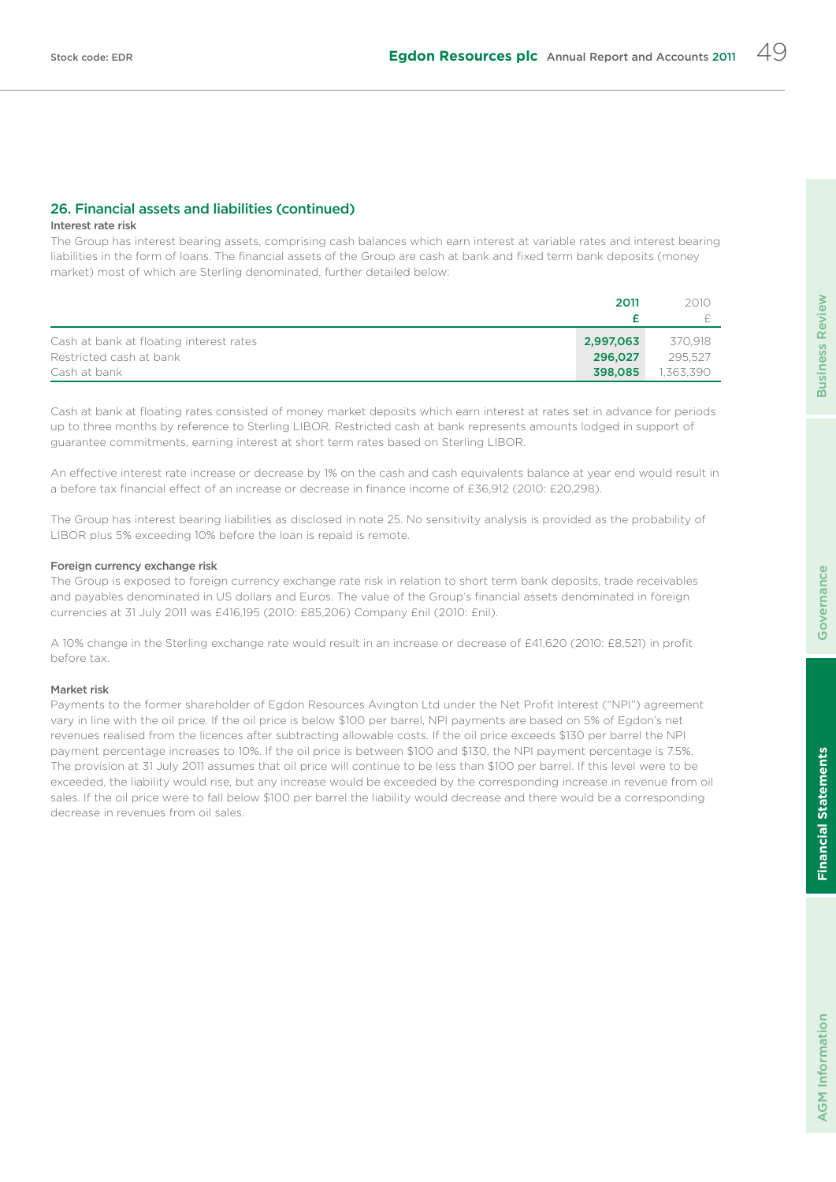## 26. Financial assets and liabilities (continued)

**Interest rate risk**

The Group has interest bearing assets, comprising cash balances which earn interest at variable rates and interest bearing liabilities in the form of loans. The financial assets of the Group are cash at bank and fixed term bank deposits (money market) most of which are Sterling denominated, further detailed below:

| | 2011 £ | 2010 £ |
|---|---|---|
| Cash at bank at floating interest rates | 2,997,063 | 370,918 |
| Restricted cash at bank | 296,027 | 295,527 |
| Cash at bank | 398,085 | 1,363,390 |

Cash at bank at floating rates consisted of money market deposits which earn interest at rates set in advance for periods up to three months by reference to Sterling LIBOR. Restricted cash at bank represents amounts lodged in support of guarantee commitments, earning interest at short term rates based on Sterling LIBOR.

An effective interest rate increase or decrease by 1% on the cash and cash equivalents balance at year end would result in a before tax financial effect of an increase or decrease in finance income of £36,912 (2010: £20,298).

The Group has interest bearing liabilities as disclosed in note 25. No sensitivity analysis is provided as the probability of LIBOR plus 5% exceeding 10% before the loan is repaid is remote.

**Foreign currency exchange risk**

The Group is exposed to foreign currency exchange rate risk in relation to short term bank deposits, trade receivables and payables denominated in US dollars and Euros. The value of the Group's financial assets denominated in foreign currencies at 31 July 2011 was £416,195 (2010: £85,206) Company £nil (2010: £nil).

A 10% change in the Sterling exchange rate would result in an increase or decrease of £41,620 (2010: £8,521) in profit before tax.

**Market risk**

Payments to the former shareholder of Egdon Resources Avington Ltd under the Net Profit Interest ("NPI") agreement vary in line with the oil price. If the oil price is below $100 per barrel, NPI payments are based on 5% of Egdon's net revenues realised from the licences after subtracting allowable costs. If the oil price exceeds $130 per barrel the NPI payment percentage increases to 10%. If the oil price is between $100 and $130, the NPI payment percentage is 7.5%. The provision at 31 July 2011 assumes that oil price will continue to be less than $100 per barrel. If this level were to be exceeded, the liability would rise, but any increase would be exceeded by the corresponding increase in revenue from oil sales. If the oil price were to fall below $100 per barrel the liability would decrease and there would be a corresponding decrease in revenues from oil sales.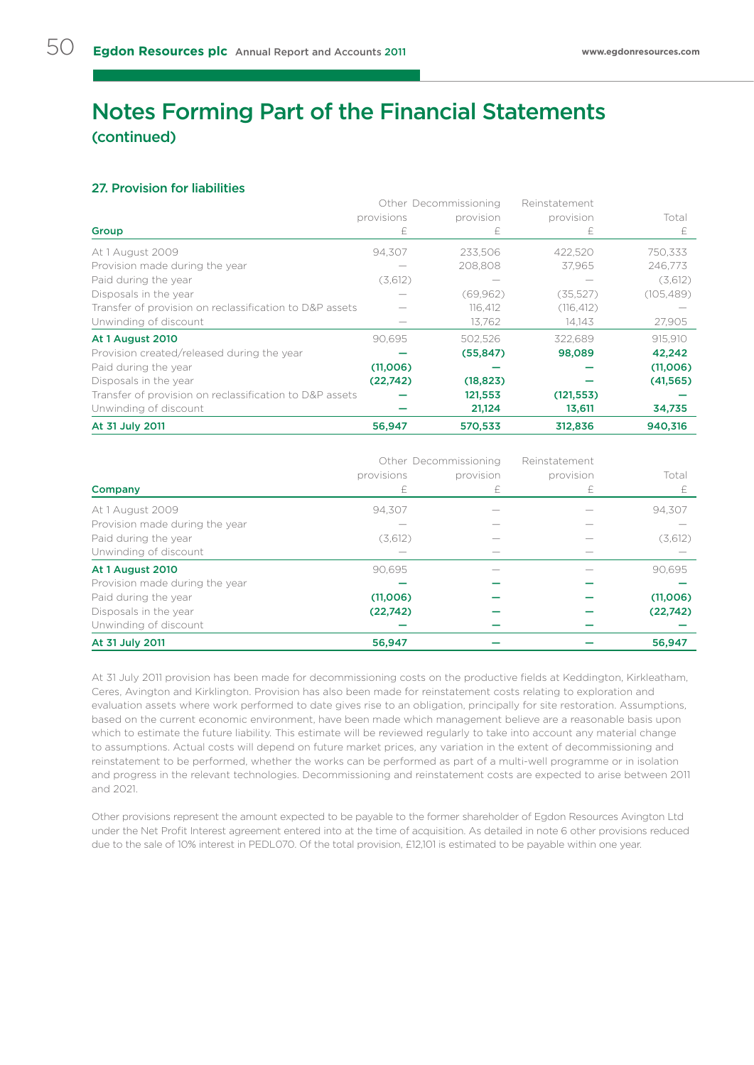# Notes Forming Part of the Financial Statements

## (continued)

### 27. Provision for liabilities

| Group | Other provisions £ | Decommissioning provision £ | Reinstatement provision £ | Total £ |
|---|---|---|---|---|
| At 1 August 2009 | 94,307 | 233,506 | 422,520 | 750,333 |
| Provision made during the year | — | 208,808 | 37,965 | 246,773 |
| Paid during the year | (3,612) | — | — | (3,612) |
| Disposals in the year | — | (69,962) | (35,527) | (105,489) |
| Transfer of provision on reclassification to D&P assets | — | 116,412 | (116,412) | — |
| Unwinding of discount | — | 13,762 | 14,143 | 27,905 |
| **At 1 August 2010** | 90,695 | 502,526 | 322,689 | 915,910 |
| Provision created/released during the year | **—** | **(55,847)** | **98,089** | **42,242** |
| Paid during the year | **(11,006)** | **—** | **—** | **(11,006)** |
| Disposals in the year | **(22,742)** | **(18,823)** | **—** | **(41,565)** |
| Transfer of provision on reclassification to D&P assets | **—** | **121,553** | **(121,553)** | **—** |
| Unwinding of discount | **—** | **21,124** | **13,611** | **34,735** |
| **At 31 July 2011** | **56,947** | **570,533** | **312,836** | **940,316** |

| Company | Other provisions £ | Decommissioning provision £ | Reinstatement provision £ | Total £ |
|---|---|---|---|---|
| At 1 August 2009 | 94,307 | — | — | 94,307 |
| Provision made during the year | — | — | — | — |
| Paid during the year | (3,612) | — | — | (3,612) |
| Unwinding of discount | — | — | — | — |
| **At 1 August 2010** | 90,695 | — | — | 90,695 |
| Provision made during the year | **—** | **—** | **—** | **—** |
| Paid during the year | **(11,006)** | **—** | **—** | **(11,006)** |
| Disposals in the year | **(22,742)** | **—** | **—** | **(22,742)** |
| Unwinding of discount | **—** | **—** | **—** | **—** |
| **At 31 July 2011** | **56,947** | **—** | **—** | **56,947** |

At 31 July 2011 provision has been made for decommissioning costs on the productive fields at Keddington, Kirkleatham, Ceres, Avington and Kirklington. Provision has also been made for reinstatement costs relating to exploration and evaluation assets where work performed to date gives rise to an obligation, principally for site restoration. Assumptions, based on the current economic environment, have been made which management believe are a reasonable basis upon which to estimate the future liability. This estimate will be reviewed regularly to take into account any material change to assumptions. Actual costs will depend on future market prices, any variation in the extent of decommissioning and reinstatement to be performed, whether the works can be performed as part of a multi-well programme or in isolation and progress in the relevant technologies. Decommissioning and reinstatement costs are expected to arise between 2011 and 2021.

Other provisions represent the amount expected to be payable to the former shareholder of Egdon Resources Avington Ltd under the Net Profit Interest agreement entered into at the time of acquisition. As detailed in note 6 other provisions reduced due to the sale of 10% interest in PEDL070. Of the total provision, £12,101 is estimated to be payable within one year.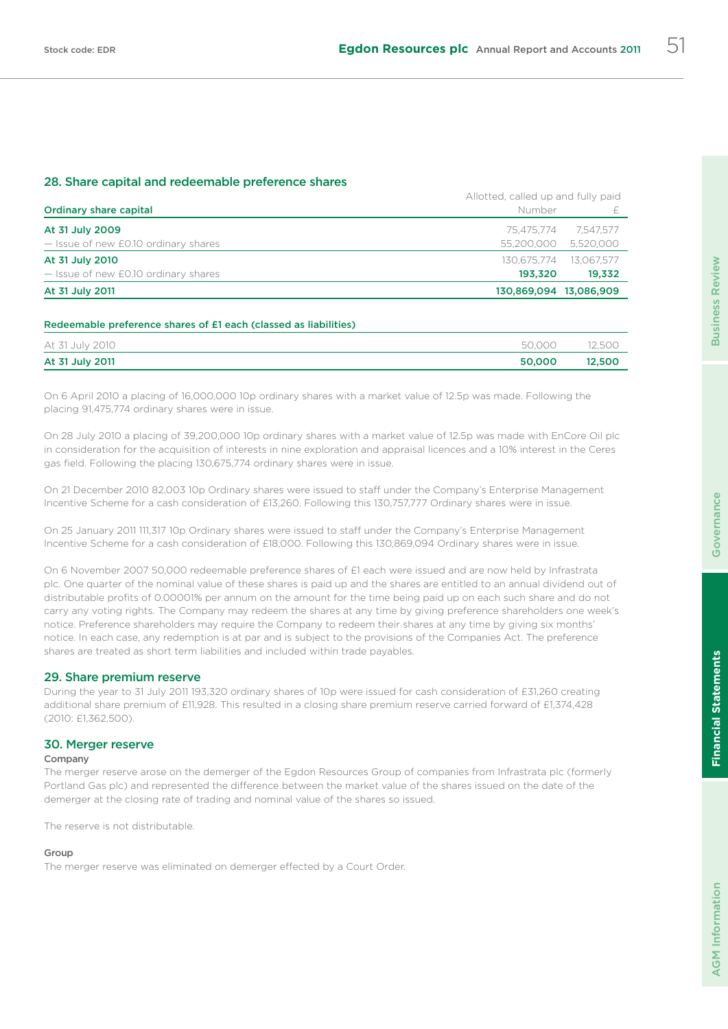## 28. Share capital and redeemable preference shares

| Ordinary share capital | Allotted, called up and fully paid Number | £ |
|---|---|---|
| **At 31 July 2009** | 75,475,774 | 7,547,577 |
| — Issue of new £0.10 ordinary shares | 55,200,000 | 5,520,000 |
| **At 31 July 2010** | 130,675,774 | 13,067,577 |
| — Issue of new £0.10 ordinary shares | **193,320** | **19,332** |
| **At 31 July 2011** | **130,869,094** | **13,086,909** |

| Redeemable preference shares of £1 each (classed as liabilities) | | |
|---|---|---|
| At 31 July 2010 | 50,000 | 12,500 |
| **At 31 July 2011** | **50,000** | **12,500** |

On 6 April 2010 a placing of 16,000,000 10p ordinary shares with a market value of 12.5p was made. Following the placing 91,475,774 ordinary shares were in issue.

On 28 July 2010 a placing of 39,200,000 10p ordinary shares with a market value of 12.5p was made with EnCore Oil plc in consideration for the acquisition of interests in nine exploration and appraisal licences and a 10% interest in the Ceres gas field. Following the placing 130,675,774 ordinary shares were in issue.

On 21 December 2010 82,003 10p Ordinary shares were issued to staff under the Company's Enterprise Management Incentive Scheme for a cash consideration of £13,260. Following this 130,757,777 Ordinary shares were in issue.

On 25 January 2011 111,317 10p Ordinary shares were issued to staff under the Company's Enterprise Management Incentive Scheme for a cash consideration of £18,000. Following this 130,869,094 Ordinary shares were in issue.

On 6 November 2007 50,000 redeemable preference shares of £1 each were issued and are now held by Infrastrata plc. One quarter of the nominal value of these shares is paid up and the shares are entitled to an annual dividend out of distributable profits of 0.00001% per annum on the amount for the time being paid up on each such share and do not carry any voting rights. The Company may redeem the shares at any time by giving preference shareholders one week's notice. Preference shareholders may require the Company to redeem their shares at any time by giving six months' notice. In each case, any redemption is at par and is subject to the provisions of the Companies Act. The preference shares are treated as short term liabilities and included within trade payables.

## 29. Share premium reserve

During the year to 31 July 2011 193,320 ordinary shares of 10p were issued for cash consideration of £31,260 creating additional share premium of £11,928. This resulted in a closing share premium reserve carried forward of £1,374,428 (2010: £1,362,500).

## 30. Merger reserve

**Company**

The merger reserve arose on the demerger of the Egdon Resources Group of companies from Infrastrata plc (formerly Portland Gas plc) and represented the difference between the market value of the shares issued on the date of the demerger at the closing rate of trading and nominal value of the shares so issued.

The reserve is not distributable.

**Group**

The merger reserve was eliminated on demerger effected by a Court Order.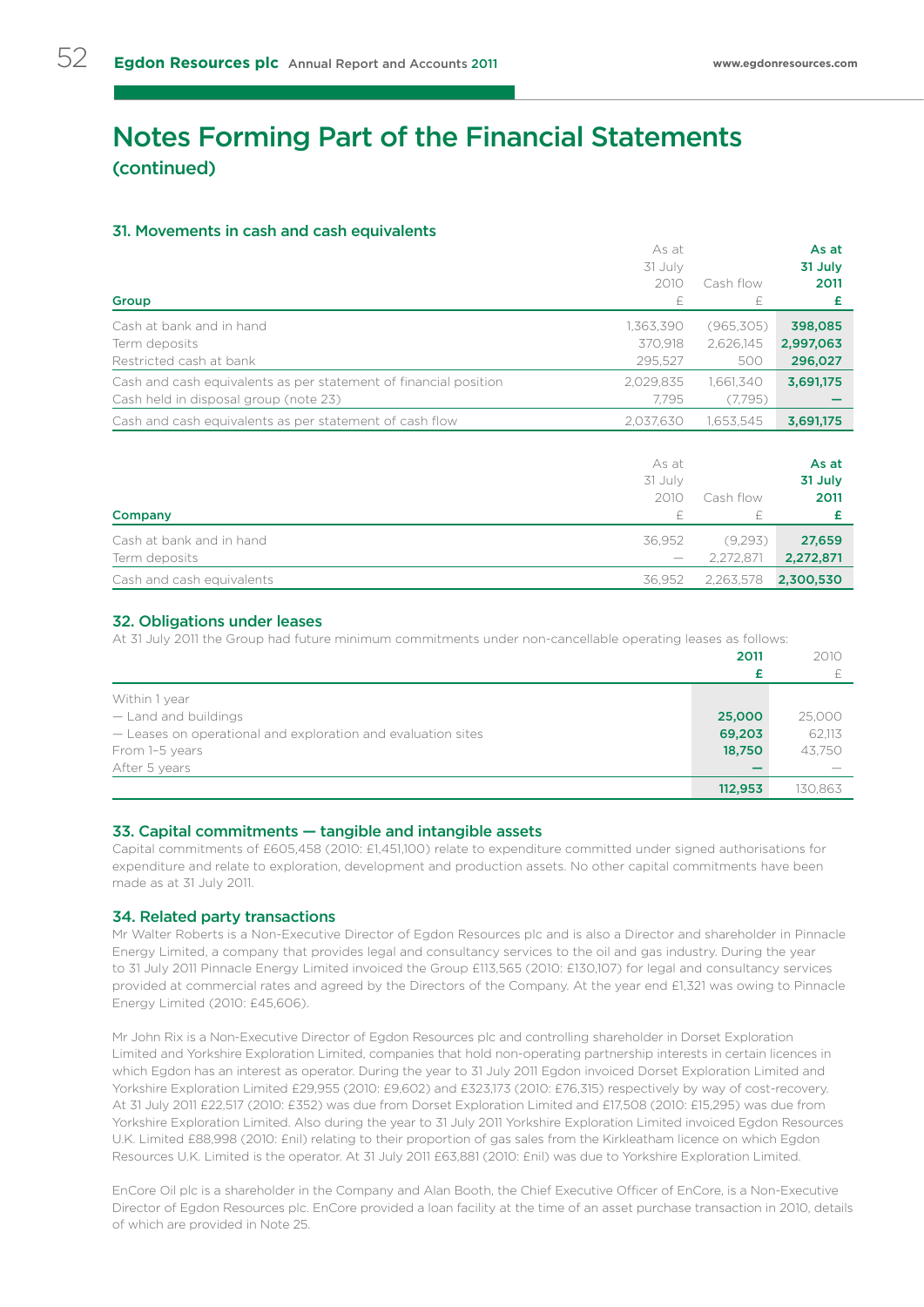# Notes Forming Part of the Financial Statements (continued)

### 31. Movements in cash and cash equivalents

| Group | As at 31 July 2010 £ | Cash flow £ | As at 31 July 2011 £ |
|---|---|---|---|
| Cash at bank and in hand | 1,363,390 | (965,305) | **398,085** |
| Term deposits | 370,918 | 2,626,145 | **2,997,063** |
| Restricted cash at bank | 295,527 | 500 | **296,027** |
| Cash and cash equivalents as per statement of financial position | 2,029,835 | 1,661,340 | **3,691,175** |
| Cash held in disposal group (note 23) | 7,795 | (7,795) | **—** |
| Cash and cash equivalents as per statement of cash flow | 2,037,630 | 1,653,545 | **3,691,175** |

| Company | As at 31 July 2010 £ | Cash flow £ | As at 31 July 2011 £ |
|---|---|---|---|
| Cash at bank and in hand | 36,952 | (9,293) | **27,659** |
| Term deposits | — | 2,272,871 | **2,272,871** |
| Cash and cash equivalents | 36,952 | 2,263,578 | **2,300,530** |

### 32. Obligations under leases

At 31 July 2011 the Group had future minimum commitments under non-cancellable operating leases as follows:

| | 2011 £ | 2010 £ |
|---|---|---|
| Within 1 year | | |
| — Land and buildings | **25,000** | 25,000 |
| — Leases on operational and exploration and evaluation sites | **69,203** | 62,113 |
| From 1–5 years | **18,750** | 43,750 |
| After 5 years | **—** | — |
| | **112,953** | 130,863 |

### 33. Capital commitments — tangible and intangible assets

Capital commitments of £605,458 (2010: £1,451,100) relate to expenditure committed under signed authorisations for expenditure and relate to exploration, development and production assets. No other capital commitments have been made as at 31 July 2011.

### 34. Related party transactions

Mr Walter Roberts is a Non-Executive Director of Egdon Resources plc and is also a Director and shareholder in Pinnacle Energy Limited, a company that provides legal and consultancy services to the oil and gas industry. During the year to 31 July 2011 Pinnacle Energy Limited invoiced the Group £113,565 (2010: £130,107) for legal and consultancy services provided at commercial rates and agreed by the Directors of the Company. At the year end £1,321 was owing to Pinnacle Energy Limited (2010: £45,606).

Mr John Rix is a Non-Executive Director of Egdon Resources plc and controlling shareholder in Dorset Exploration Limited and Yorkshire Exploration Limited, companies that hold non-operating partnership interests in certain licences in which Egdon has an interest as operator. During the year to 31 July 2011 Egdon invoiced Dorset Exploration Limited and Yorkshire Exploration Limited £29,955 (2010: £9,602) and £323,173 (2010: £76,315) respectively by way of cost-recovery. At 31 July 2011 £22,517 (2010: £352) was due from Dorset Exploration Limited and £17,508 (2010: £15,295) was due from Yorkshire Exploration Limited. Also during the year to 31 July 2011 Yorkshire Exploration Limited invoiced Egdon Resources U.K. Limited £88,998 (2010: £nil) relating to their proportion of gas sales from the Kirkleatham licence on which Egdon Resources U.K. Limited is the operator. At 31 July 2011 £63,881 (2010: £nil) was due to Yorkshire Exploration Limited.

EnCore Oil plc is a shareholder in the Company and Alan Booth, the Chief Executive Officer of EnCore, is a Non-Executive Director of Egdon Resources plc. EnCore provided a loan facility at the time of an asset purchase transaction in 2010, details of which are provided in Note 25.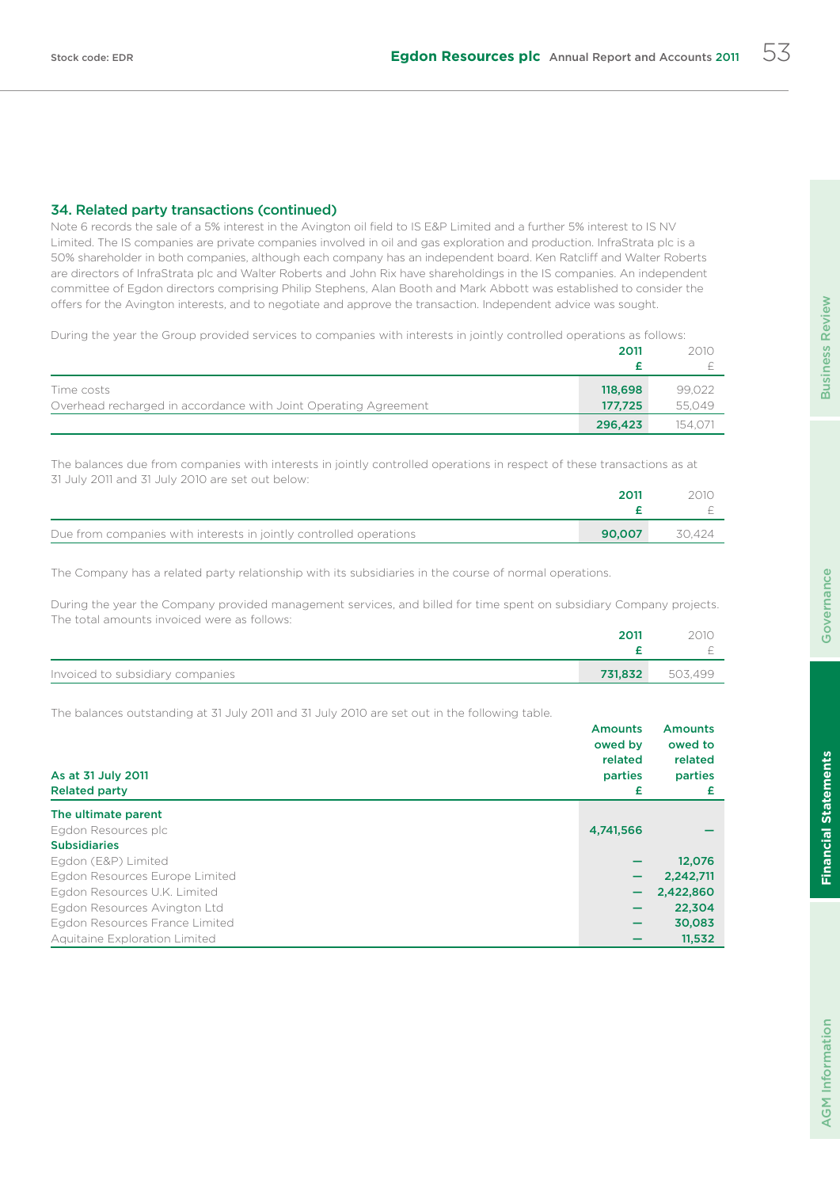## 34. Related party transactions (continued)

Note 6 records the sale of a 5% interest in the Avington oil field to IS E&P Limited and a further 5% interest to IS NV Limited. The IS companies are private companies involved in oil and gas exploration and production. InfraStrata plc is a 50% shareholder in both companies, although each company has an independent board. Ken Ratcliff and Walter Roberts are directors of InfraStrata plc and Walter Roberts and John Rix have shareholdings in the IS companies. An independent committee of Egdon directors comprising Philip Stephens, Alan Booth and Mark Abbott was established to consider the offers for the Avington interests, and to negotiate and approve the transaction. Independent advice was sought.

During the year the Group provided services to companies with interests in jointly controlled operations as follows:

| | 2011 £ | 2010 £ |
|---|---|---|
| Time costs | 118,698 | 99,022 |
| Overhead recharged in accordance with Joint Operating Agreement | 177,725 | 55,049 |
| | 296,423 | 154,071 |

The balances due from companies with interests in jointly controlled operations in respect of these transactions as at 31 July 2011 and 31 July 2010 are set out below:

| | 2011 £ | 2010 £ |
|---|---|---|
| Due from companies with interests in jointly controlled operations | 90,007 | 30,424 |

The Company has a related party relationship with its subsidiaries in the course of normal operations.

During the year the Company provided management services, and billed for time spent on subsidiary Company projects. The total amounts invoiced were as follows:

| | 2011 £ | 2010 £ |
|---|---|---|
| Invoiced to subsidiary companies | 731,832 | 503,499 |

The balances outstanding at 31 July 2011 and 31 July 2010 are set out in the following table.

| As at 31 July 2011<br>Related party | Amounts owed by related parties £ | Amounts owed to related parties £ |
|---|---|---|
| **The ultimate parent** | | |
| Egdon Resources plc | 4,741,566 | – |
| **Subsidiaries** | | |
| Egdon (E&P) Limited | – | 12,076 |
| Egdon Resources Europe Limited | – | 2,242,711 |
| Egdon Resources U.K. Limited | – | 2,422,860 |
| Egdon Resources Avington Ltd | – | 22,304 |
| Egdon Resources France Limited | – | 30,083 |
| Aquitaine Exploration Limited | – | 11,532 |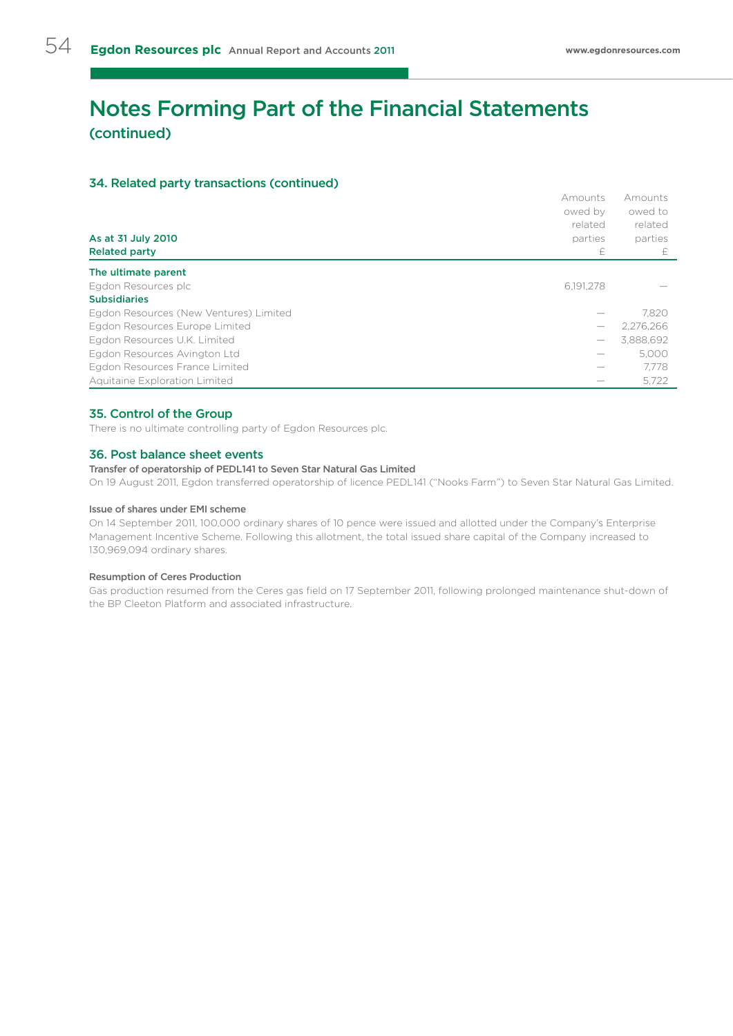# Notes Forming Part of the Financial Statements (continued)

## 34. Related party transactions (continued)

| As at 31 July 2010<br>Related party | Amounts owed by related parties<br>£ | Amounts owed to related parties<br>£ |
|---|---|---|
| **The ultimate parent** | | |
| Egdon Resources plc | 6,191,278 | — |
| **Subsidiaries** | | |
| Egdon Resources (New Ventures) Limited | — | 7,820 |
| Egdon Resources Europe Limited | — | 2,276,266 |
| Egdon Resources U.K. Limited | — | 3,888,692 |
| Egdon Resources Avington Ltd | — | 5,000 |
| Egdon Resources France Limited | — | 7,778 |
| Aquitaine Exploration Limited | — | 5,722 |

## 35. Control of the Group

There is no ultimate controlling party of Egdon Resources plc.

## 36. Post balance sheet events

**Transfer of operatorship of PEDL141 to Seven Star Natural Gas Limited**

On 19 August 2011, Egdon transferred operatorship of licence PEDL141 ("Nooks Farm") to Seven Star Natural Gas Limited.

**Issue of shares under EMI scheme**

On 14 September 2011, 100,000 ordinary shares of 10 pence were issued and allotted under the Company's Enterprise Management Incentive Scheme. Following this allotment, the total issued share capital of the Company increased to 130,969,094 ordinary shares.

**Resumption of Ceres Production**

Gas production resumed from the Ceres gas field on 17 September 2011, following prolonged maintenance shut-down of the BP Cleeton Platform and associated infrastructure.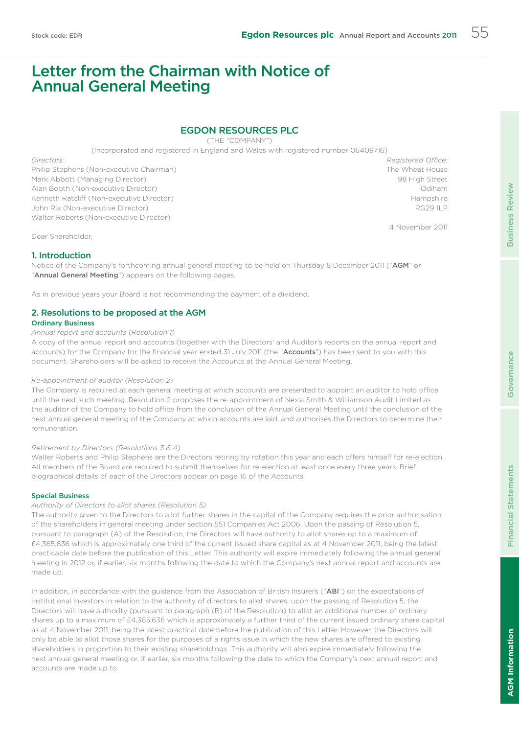# Letter from the Chairman with Notice of Annual General Meeting

## EGDON RESOURCES PLC

(THE "COMPANY")

(Incorporated and registered in England and Wales with registered number 06409716)

*Directors:*
Philip Stephens (Non-executive Chairman)
Mark Abbott (Managing Director)
Alan Booth (Non-executive Director)
Kenneth Ratcliff (Non-executive Director)
John Rix (Non-executive Director)
Walter Roberts (Non-executive Director)

*Registered Office:*
The Wheat House
98 High Street
Odiham
Hampshire
RG29 1LP

4 November 2011

Dear Shareholder,

### 1. Introduction

Notice of the Company's forthcoming annual general meeting to be held on Thursday 8 December 2011 ("**AGM**" or "**Annual General Meeting**") appears on the following pages.

As in previous years your Board is not recommending the payment of a dividend.

### 2. Resolutions to be proposed at the AGM

#### Ordinary Business

*Annual report and accounts (Resolution 1)*

A copy of the annual report and accounts (together with the Directors' and Auditor's reports on the annual report and accounts) for the Company for the financial year ended 31 July 2011 (the "**Accounts**") has been sent to you with this document. Shareholders will be asked to receive the Accounts at the Annual General Meeting.

*Re-appointment of auditor (Resolution 2)*

The Company is required at each general meeting at which accounts are presented to appoint an auditor to hold office until the next such meeting. Resolution 2 proposes the re-appointment of Nexia Smith & Williamson Audit Limited as the auditor of the Company to hold office from the conclusion of the Annual General Meeting until the conclusion of the next annual general meeting of the Company at which accounts are laid, and authorises the Directors to determine their remuneration.

*Retirement by Directors (Resolutions 3 & 4)*

Walter Roberts and Philip Stephens are the Directors retiring by rotation this year and each offers himself for re-election. All members of the Board are required to submit themselves for re-election at least once every three years. Brief biographical details of each of the Directors appear on page 16 of the Accounts.

#### Special Business

*Authority of Directors to allot shares (Resolution 5)*

The authority given to the Directors to allot further shares in the capital of the Company requires the prior authorisation of the shareholders in general meeting under section 551 Companies Act 2006. Upon the passing of Resolution 5, pursuant to paragraph (A) of the Resolution, the Directors will have authority to allot shares up to a maximum of £4,365,636 which is approximately one third of the current issued share capital as at 4 November 2011, being the latest practicable date before the publication of this Letter. This authority will expire immediately following the annual general meeting in 2012 or, if earlier, six months following the date to which the Company's next annual report and accounts are made up.

In addition, in accordance with the guidance from the Association of British Insurers ("**ABI**") on the expectations of institutional investors in relation to the authority of directors to allot shares, upon the passing of Resolution 5, the Directors will have authority (pursuant to paragraph (B) of the Resolution) to allot an additional number of ordinary shares up to a maximum of £4,365,636 which is approximately a further third of the current issued ordinary share capital as at 4 November 2011, being the latest practical date before the publication of this Letter. However, the Directors will only be able to allot those shares for the purposes of a rights issue in which the new shares are offered to existing shareholders in proportion to their existing shareholdings. This authority will also expire immediately following the next annual general meeting or, if earlier, six months following the date to which the Company's next annual report and accounts are made up to.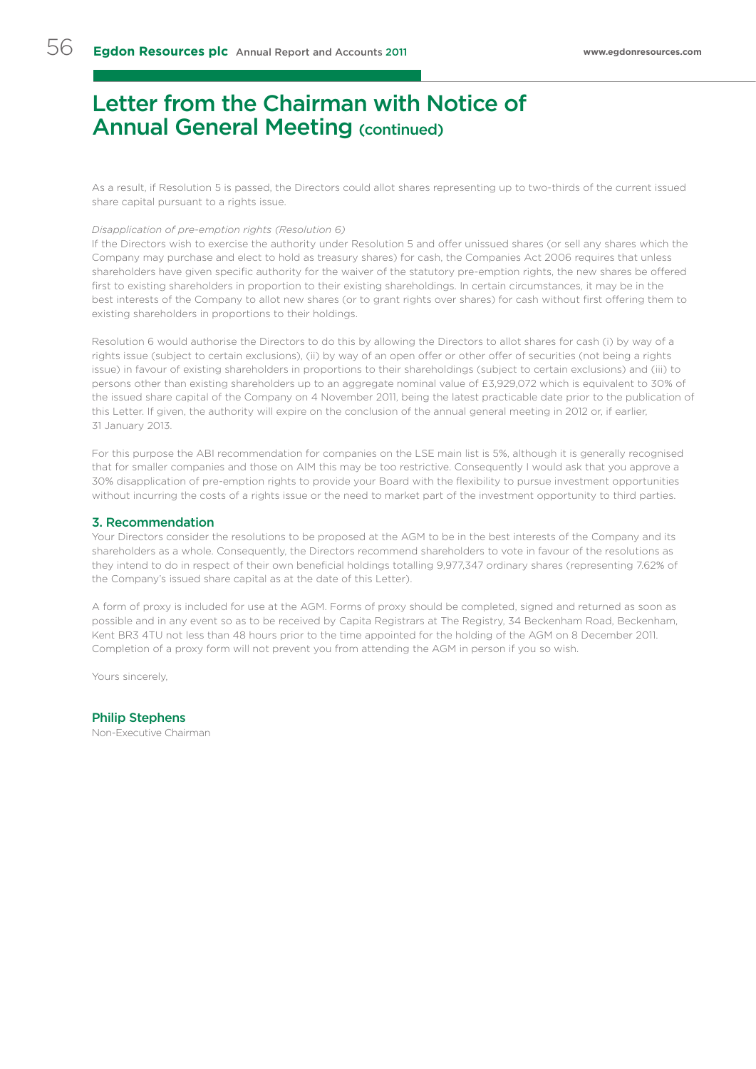# Letter from the Chairman with Notice of Annual General Meeting (continued)

As a result, if Resolution 5 is passed, the Directors could allot shares representing up to two-thirds of the current issued share capital pursuant to a rights issue.

*Disapplication of pre-emption rights (Resolution 6)*

If the Directors wish to exercise the authority under Resolution 5 and offer unissued shares (or sell any shares which the Company may purchase and elect to hold as treasury shares) for cash, the Companies Act 2006 requires that unless shareholders have given specific authority for the waiver of the statutory pre-emption rights, the new shares be offered first to existing shareholders in proportion to their existing shareholdings. In certain circumstances, it may be in the best interests of the Company to allot new shares (or to grant rights over shares) for cash without first offering them to existing shareholders in proportions to their holdings.

Resolution 6 would authorise the Directors to do this by allowing the Directors to allot shares for cash (i) by way of a rights issue (subject to certain exclusions), (ii) by way of an open offer or other offer of securities (not being a rights issue) in favour of existing shareholders in proportions to their shareholdings (subject to certain exclusions) and (iii) to persons other than existing shareholders up to an aggregate nominal value of £3,929,072 which is equivalent to 30% of the issued share capital of the Company on 4 November 2011, being the latest practicable date prior to the publication of this Letter. If given, the authority will expire on the conclusion of the annual general meeting in 2012 or, if earlier, 31 January 2013.

For this purpose the ABI recommendation for companies on the LSE main list is 5%, although it is generally recognised that for smaller companies and those on AIM this may be too restrictive. Consequently I would ask that you approve a 30% disapplication of pre-emption rights to provide your Board with the flexibility to pursue investment opportunities without incurring the costs of a rights issue or the need to market part of the investment opportunity to third parties.

## 3. Recommendation

Your Directors consider the resolutions to be proposed at the AGM to be in the best interests of the Company and its shareholders as a whole. Consequently, the Directors recommend shareholders to vote in favour of the resolutions as they intend to do in respect of their own beneficial holdings totalling 9,977,347 ordinary shares (representing 7.62% of the Company's issued share capital as at the date of this Letter).

A form of proxy is included for use at the AGM. Forms of proxy should be completed, signed and returned as soon as possible and in any event so as to be received by Capita Registrars at The Registry, 34 Beckenham Road, Beckenham, Kent BR3 4TU not less than 48 hours prior to the time appointed for the holding of the AGM on 8 December 2011. Completion of a proxy form will not prevent you from attending the AGM in person if you so wish.

Yours sincerely,

**Philip Stephens**
Non-Executive Chairman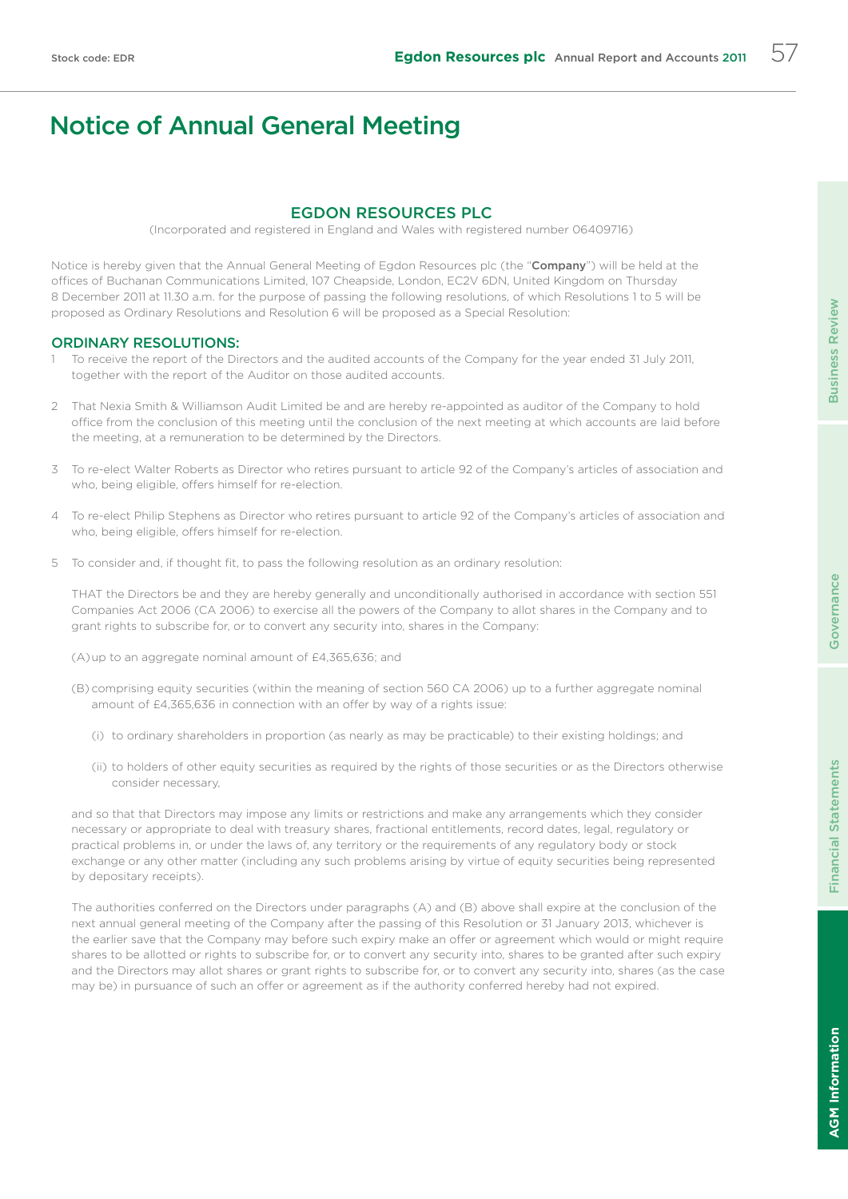# Notice of Annual General Meeting

## EGDON RESOURCES PLC

(Incorporated and registered in England and Wales with registered number 06409716)

Notice is hereby given that the Annual General Meeting of Egdon Resources plc (the "**Company**") will be held at the offices of Buchanan Communications Limited, 107 Cheapside, London, EC2V 6DN, United Kingdom on Thursday 8 December 2011 at 11.30 a.m. for the purpose of passing the following resolutions, of which Resolutions 1 to 5 will be proposed as Ordinary Resolutions and Resolution 6 will be proposed as a Special Resolution:

### ORDINARY RESOLUTIONS:

1. To receive the report of the Directors and the audited accounts of the Company for the year ended 31 July 2011, together with the report of the Auditor on those audited accounts.

2. That Nexia Smith & Williamson Audit Limited be and are hereby re-appointed as auditor of the Company to hold office from the conclusion of this meeting until the conclusion of the next meeting at which accounts are laid before the meeting, at a remuneration to be determined by the Directors.

3. To re-elect Walter Roberts as Director who retires pursuant to article 92 of the Company's articles of association and who, being eligible, offers himself for re-election.

4. To re-elect Philip Stephens as Director who retires pursuant to article 92 of the Company's articles of association and who, being eligible, offers himself for re-election.

5. To consider and, if thought fit, to pass the following resolution as an ordinary resolution:

   THAT the Directors be and they are hereby generally and unconditionally authorised in accordance with section 551 Companies Act 2006 (CA 2006) to exercise all the powers of the Company to allot shares in the Company and to grant rights to subscribe for, or to convert any security into, shares in the Company:

   (A) up to an aggregate nominal amount of £4,365,636; and

   (B) comprising equity securities (within the meaning of section 560 CA 2006) up to a further aggregate nominal amount of £4,365,636 in connection with an offer by way of a rights issue:

      (i) to ordinary shareholders in proportion (as nearly as may be practicable) to their existing holdings; and

      (ii) to holders of other equity securities as required by the rights of those securities or as the Directors otherwise consider necessary,

   and so that that Directors may impose any limits or restrictions and make any arrangements which they consider necessary or appropriate to deal with treasury shares, fractional entitlements, record dates, legal, regulatory or practical problems in, or under the laws of, any territory or the requirements of any regulatory body or stock exchange or any other matter (including any such problems arising by virtue of equity securities being represented by depositary receipts).

   The authorities conferred on the Directors under paragraphs (A) and (B) above shall expire at the conclusion of the next annual general meeting of the Company after the passing of this Resolution or 31 January 2013, whichever is the earlier save that the Company may before such expiry make an offer or agreement which would or might require shares to be allotted or rights to subscribe for, or to convert any security into, shares to be granted after such expiry and the Directors may allot shares or grant rights to subscribe for, or to convert any security into, shares (as the case may be) in pursuance of such an offer or agreement as if the authority conferred hereby had not expired.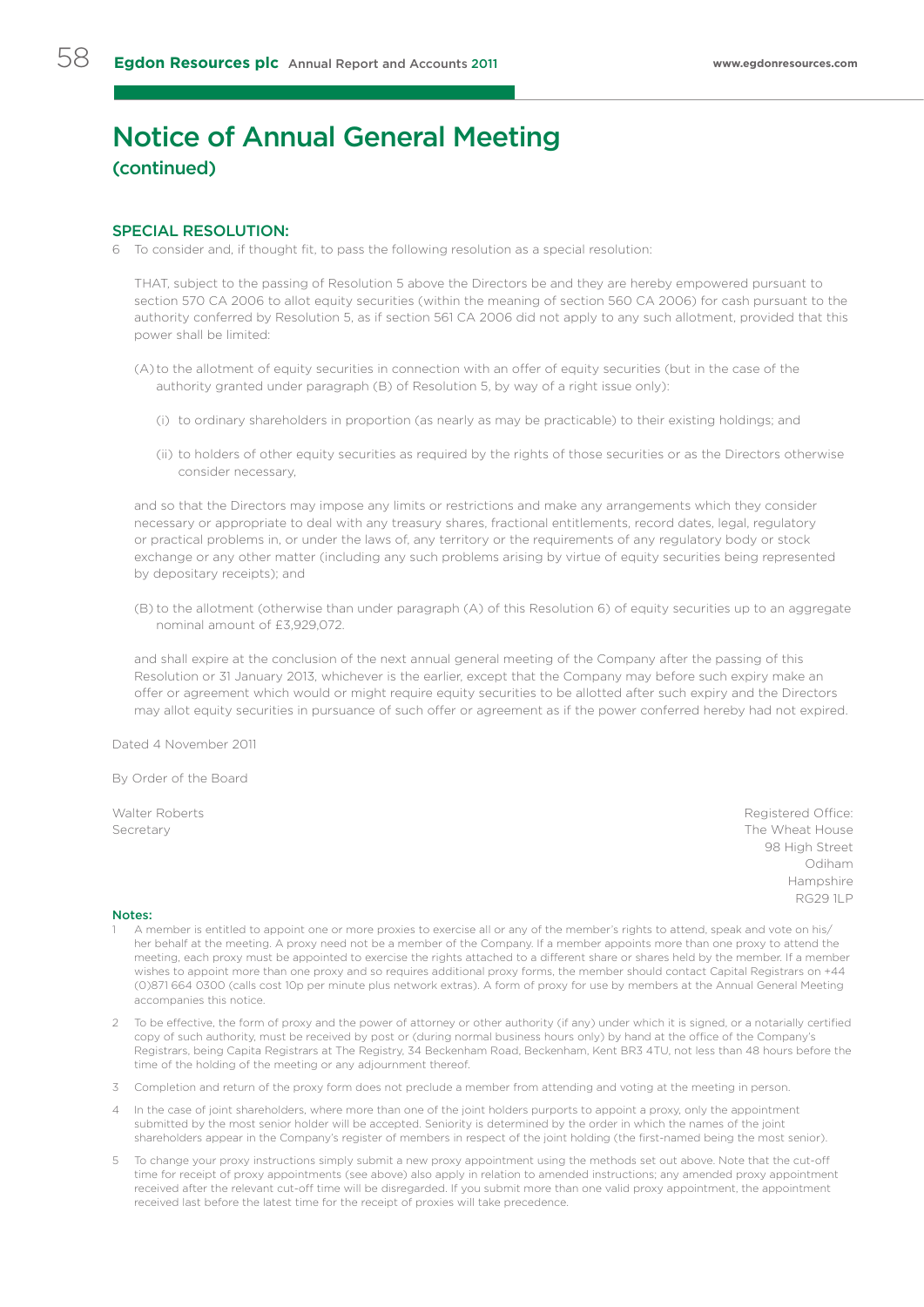# Notice of Annual General Meeting

## (continued)

### SPECIAL RESOLUTION:

6 To consider and, if thought fit, to pass the following resolution as a special resolution:

THAT, subject to the passing of Resolution 5 above the Directors be and they are hereby empowered pursuant to section 570 CA 2006 to allot equity securities (within the meaning of section 560 CA 2006) for cash pursuant to the authority conferred by Resolution 5, as if section 561 CA 2006 did not apply to any such allotment, provided that this power shall be limited:

(A) to the allotment of equity securities in connection with an offer of equity securities (but in the case of the authority granted under paragraph (B) of Resolution 5, by way of a right issue only):

(i) to ordinary shareholders in proportion (as nearly as may be practicable) to their existing holdings; and

(ii) to holders of other equity securities as required by the rights of those securities or as the Directors otherwise consider necessary,

and so that the Directors may impose any limits or restrictions and make any arrangements which they consider necessary or appropriate to deal with any treasury shares, fractional entitlements, record dates, legal, regulatory or practical problems in, or under the laws of, any territory or the requirements of any regulatory body or stock exchange or any other matter (including any such problems arising by virtue of equity securities being represented by depositary receipts); and

(B) to the allotment (otherwise than under paragraph (A) of this Resolution 6) of equity securities up to an aggregate nominal amount of £3,929,072.

and shall expire at the conclusion of the next annual general meeting of the Company after the passing of this Resolution or 31 January 2013, whichever is the earlier, except that the Company may before such expiry make an offer or agreement which would or might require equity securities to be allotted after such expiry and the Directors may allot equity securities in pursuance of such offer or agreement as if the power conferred hereby had not expired.

Dated 4 November 2011

By Order of the Board

Walter Roberts
Secretary

Registered Office:
The Wheat House
98 High Street
Odiham
Hampshire
RG29 1LP

### Notes:

1 A member is entitled to appoint one or more proxies to exercise all or any of the member's rights to attend, speak and vote on his/her behalf at the meeting. A proxy need not be a member of the Company. If a member appoints more than one proxy to attend the meeting, each proxy must be appointed to exercise the rights attached to a different share or shares held by the member. If a member wishes to appoint more than one proxy and so requires additional proxy forms, the member should contact Capital Registrars on +44 (0)871 664 0300 (calls cost 10p per minute plus network extras). A form of proxy for use by members at the Annual General Meeting accompanies this notice.

2 To be effective, the form of proxy and the power of attorney or other authority (if any) under which it is signed, or a notarially certified copy of such authority, must be received by post or (during normal business hours only) by hand at the office of the Company's Registrars, being Capita Registrars at The Registry, 34 Beckenham Road, Beckenham, Kent BR3 4TU, not less than 48 hours before the time of the holding of the meeting or any adjournment thereof.

3 Completion and return of the proxy form does not preclude a member from attending and voting at the meeting in person.

4 In the case of joint shareholders, where more than one of the joint holders purports to appoint a proxy, only the appointment submitted by the most senior holder will be accepted. Seniority is determined by the order in which the names of the joint shareholders appear in the Company's register of members in respect of the joint holding (the first-named being the most senior).

5 To change your proxy instructions simply submit a new proxy appointment using the methods set out above. Note that the cut-off time for receipt of proxy appointments (see above) also apply in relation to amended instructions; any amended proxy appointment received after the relevant cut-off time will be disregarded. If you submit more than one valid proxy appointment, the appointment received last before the latest time for the receipt of proxies will take precedence.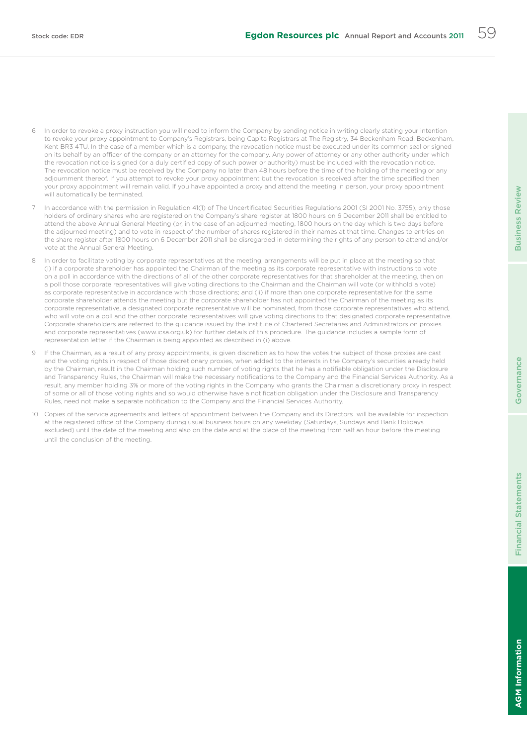6 In order to revoke a proxy instruction you will need to inform the Company by sending notice in writing clearly stating your intention to revoke your proxy appointment to Company's Registrars, being Capita Registrars at The Registry, 34 Beckenham Road, Beckenham, Kent BR3 4TU. In the case of a member which is a company, the revocation notice must be executed under its common seal or signed on its behalf by an officer of the company or an attorney for the company. Any power of attorney or any other authority under which the revocation notice is signed (or a duly certified copy of such power or authority) must be included with the revocation notice. The revocation notice must be received by the Company no later than 48 hours before the time of the holding of the meeting or any adjournment thereof. If you attempt to revoke your proxy appointment but the revocation is received after the time specified then your proxy appointment will remain valid. If you have appointed a proxy and attend the meeting in person, your proxy appointment will automatically be terminated.

7 In accordance with the permission in Regulation 41(1) of The Uncertificated Securities Regulations 2001 (SI 2001 No. 3755), only those holders of ordinary shares who are registered on the Company's share register at 1800 hours on 6 December 2011 shall be entitled to attend the above Annual General Meeting (or, in the case of an adjourned meeting, 1800 hours on the day which is two days before the adjourned meeting) and to vote in respect of the number of shares registered in their names at that time. Changes to entries on the share register after 1800 hours on 6 December 2011 shall be disregarded in determining the rights of any person to attend and/or vote at the Annual General Meeting.

8 In order to facilitate voting by corporate representatives at the meeting, arrangements will be put in place at the meeting so that (i) if a corporate shareholder has appointed the Chairman of the meeting as its corporate representative with instructions to vote on a poll in accordance with the directions of all of the other corporate representatives for that shareholder at the meeting, then on a poll those corporate representatives will give voting directions to the Chairman and the Chairman will vote (or withhold a vote) as corporate representative in accordance with those directions; and (ii) if more than one corporate representative for the same corporate shareholder attends the meeting but the corporate shareholder has not appointed the Chairman of the meeting as its corporate representative, a designated corporate representative will be nominated, from those corporate representatives who attend, who will vote on a poll and the other corporate representatives will give voting directions to that designated corporate representative. Corporate shareholders are referred to the guidance issued by the Institute of Chartered Secretaries and Administrators on proxies and corporate representatives (www.icsa.org.uk) for further details of this procedure. The guidance includes a sample form of representation letter if the Chairman is being appointed as described in (i) above.

9 If the Chairman, as a result of any proxy appointments, is given discretion as to how the votes the subject of those proxies are cast and the voting rights in respect of those discretionary proxies, when added to the interests in the Company's securities already held by the Chairman, result in the Chairman holding such number of voting rights that he has a notifiable obligation under the Disclosure and Transparency Rules, the Chairman will make the necessary notifications to the Company and the Financial Services Authority. As a result, any member holding 3% or more of the voting rights in the Company who grants the Chairman a discretionary proxy in respect of some or all of those voting rights and so would otherwise have a notification obligation under the Disclosure and Transparency Rules, need not make a separate notification to the Company and the Financial Services Authority.

10 Copies of the service agreements and letters of appointment between the Company and its Directors will be available for inspection at the registered office of the Company during usual business hours on any weekday (Saturdays, Sundays and Bank Holidays excluded) until the date of the meeting and also on the date and at the place of the meeting from half an hour before the meeting until the conclusion of the meeting.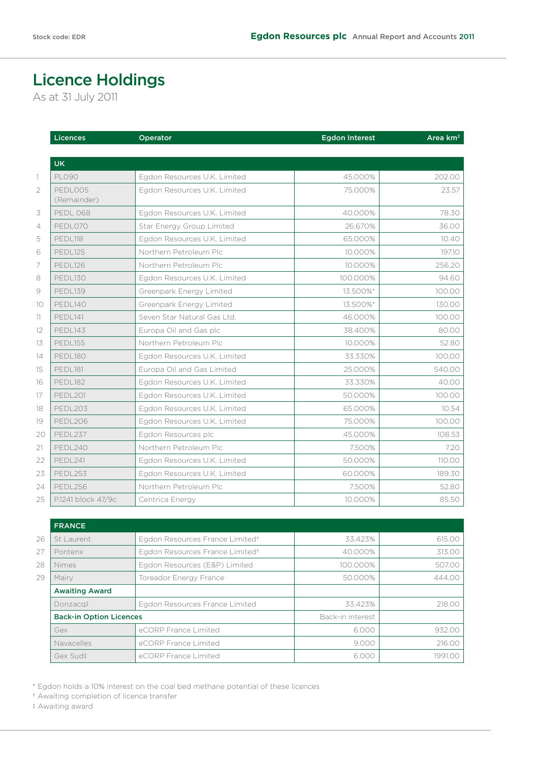# Licence Holdings

As at 31 July 2011

| | Licences | Operator | Egdon Interest | Area km² |
|---|---|---|---|---|
| | **UK** | | | |
| 1 | PL090 | Egdon Resources U.K. Limited | 45.000% | 202.00 |
| 2 | PEDL005 (Remainder) | Egdon Resources U.K. Limited | 75.000% | 23.57 |
| 3 | PEDL 068 | Egdon Resources U.K. Limited | 40.000% | 78.30 |
| 4 | PEDL070 | Star Energy Group Limited | 26.670% | 36.00 |
| 5 | PEDL118 | Egdon Resources U.K. Limited | 65.000% | 10.40 |
| 6 | PEDL125 | Northern Petroleum Plc | 10.000% | 197.10 |
| 7 | PEDL126 | Northern Petroleum Plc | 10.000% | 256.20 |
| 8 | PEDL130 | Egdon Resources U.K. Limited | 100.000% | 94.60 |
| 9 | PEDL139 | Greenpark Energy Limited | 13.500%* | 100.00 |
| 10 | PEDL140 | Greenpark Energy Limited | 13.500%* | 130.00 |
| 11 | PEDL141 | Seven Star Natural Gas Ltd. | 46.000% | 100.00 |
| 12 | PEDL143 | Europa Oil and Gas plc | 38.400% | 80.00 |
| 13 | PEDL155 | Northern Petroleum Plc | 10.000% | 52.80 |
| 14 | PEDL180 | Egdon Resources U.K. Limited | 33.330% | 100.00 |
| 15 | PEDL181 | Europa Oil and Gas Limited | 25.000% | 540.00 |
| 16 | PEDL182 | Egdon Resources U.K. Limited | 33.330% | 40.00 |
| 17 | PEDL201 | Egdon Resources U.K. Limited | 50.000% | 100.00 |
| 18 | PEDL203 | Egdon Resources U.K. Limited | 65.000% | 10.54 |
| 19 | PEDL206 | Egdon Resources U.K. Limited | 75.000% | 100.00 |
| 20 | PEDL237 | Egdon Resources plc | 45.000% | 108.53 |
| 21 | PEDL240 | Northern Petroleum Plc | 7.500% | 7.20 |
| 22 | PEDL241 | Egdon Resources U.K. Limited | 50.000% | 110.00 |
| 23 | PEDL253 | Egdon Resources U.K. Limited | 60.000% | 189.30 |
| 24 | PEDL256 | Northern Petroleum Plc | 7.500% | 52.80 |
| 25 | P.1241 block 47/9c | Centrica Energy | 10.000% | 85.50 |
| | **FRANCE** | | | |
| 26 | St Laurent | Egdon Resources France Limited† | 33.423% | 615.00 |
| 27 | Pontenx | Egdon Resources France Limited† | 40.000% | 313.00 |
| 28 | Nimes | Egdon Resources (E&P) Limited | 100.000% | 507.00 |
| 29 | Mairy | Toreador Energy France | 50.000% | 444.00 |
| | **Awaiting Award** | | | |
| | Donzacq‡ | Egdon Resources France Limited | 33.423% | 218.00 |
| | **Back-in Option Licences** | | Back-in interest | |
| | Gex | eCORP France Limited | 6.000 | 932.00 |
| | Navacelles | eCORP France Limited | 9.000 | 216.00 |
| | Gex Sud‡ | eCORP France Limited | 6.000 | 1991.00 |

\* Egdon holds a 10% interest on the coal bed methane potential of these licences

† Awaiting completion of licence transfer

‡ Awaiting award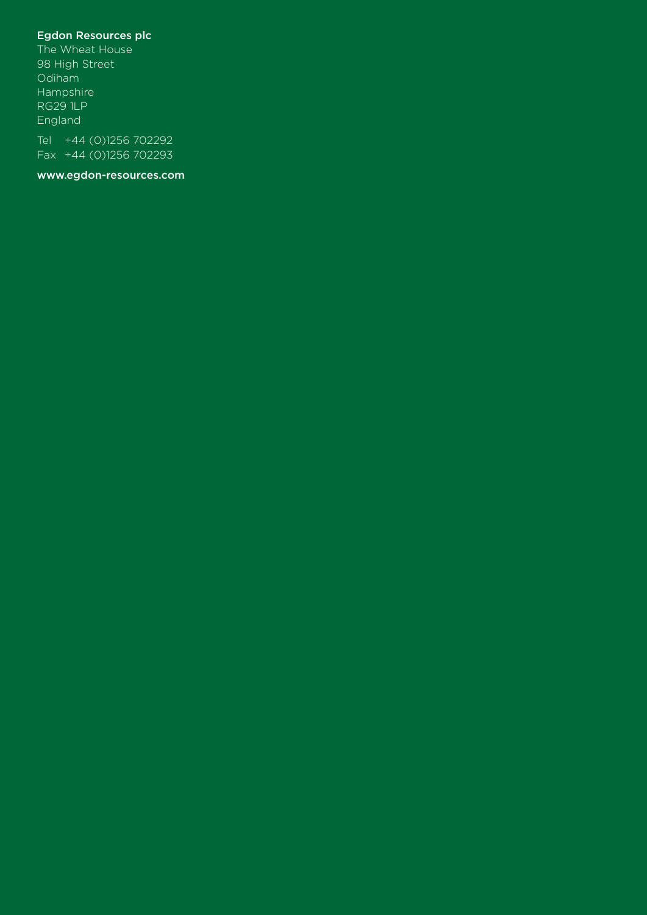**Egdon Resources plc**

The Wheat House
98 High Street
Odiham
Hampshire
RG29 1LP
England

Tel +44 (0)1256 702292
Fax +44 (0)1256 702293

**www.egdon-resources.com**